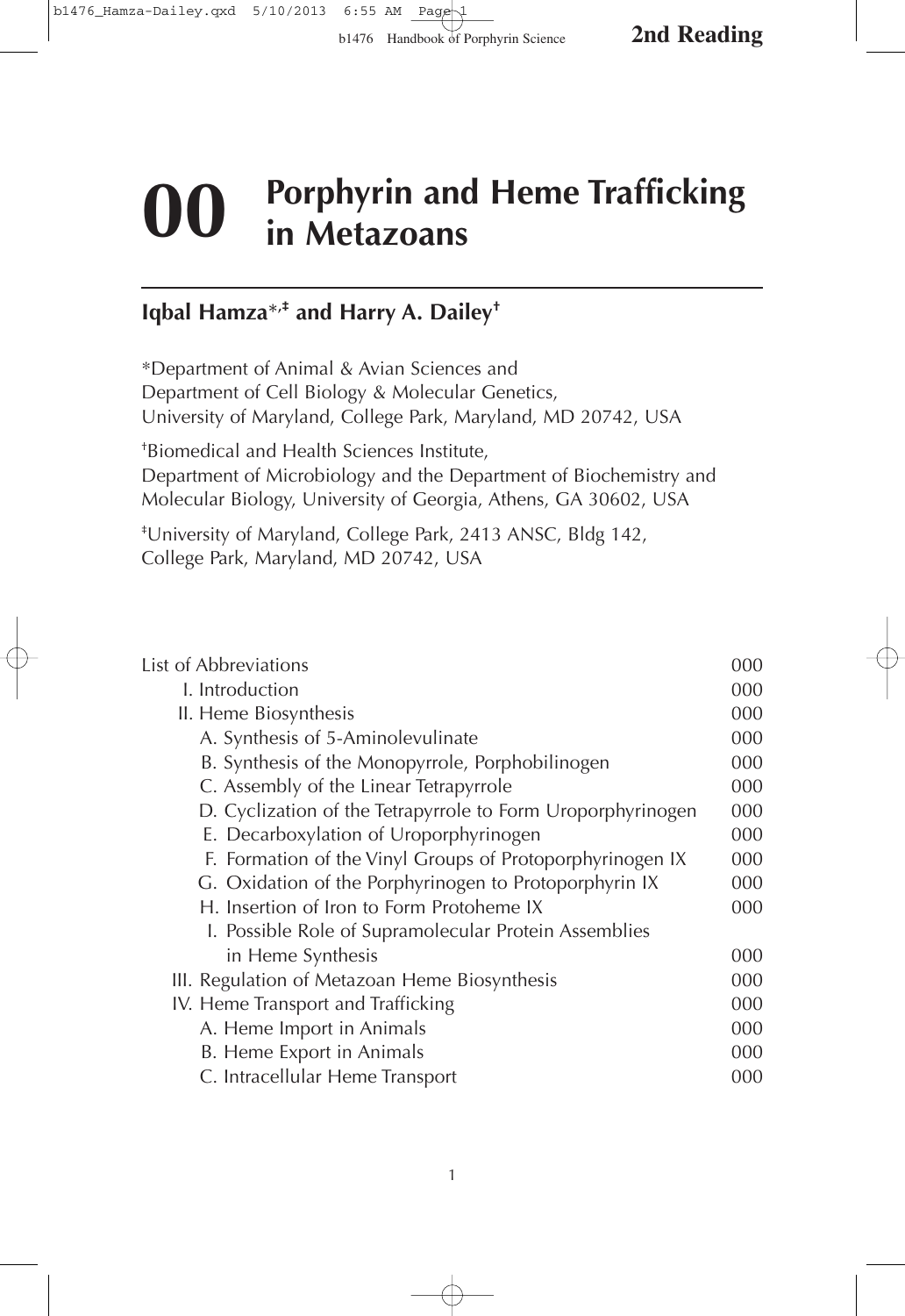# 00 Porphyrin and Heme Trafficking in Metazoans

**Iqbal Hamza**[*,‡] **and Harry A. Dailey**[†]

[*]Department of Animal & Avian Sciences and
Department of Cell Biology & Molecular Genetics,
University of Maryland, College Park, Maryland, MD 20742, USA

[†]Biomedical and Health Sciences Institute,
Department of Microbiology and the Department of Biochemistry and Molecular Biology, University of Georgia, Athens, GA 30602, USA

[‡]University of Maryland, College Park, 2413 ANSC, Bldg 142,
College Park, Maryland, MD 20742, USA

| | |
|---|---|
| List of Abbreviations | 000 |
| I. Introduction | 000 |
| II. Heme Biosynthesis | 000 |
| A. Synthesis of 5-Aminolevulinate | 000 |
| B. Synthesis of the Monopyrrole, Porphobilinogen | 000 |
| C. Assembly of the Linear Tetrapyrrole | 000 |
| D. Cyclization of the Tetrapyrrole to Form Uroporphyrinogen | 000 |
| E. Decarboxylation of Uroporphyrinogen | 000 |
| F. Formation of the Vinyl Groups of Protoporphyrinogen IX | 000 |
| G. Oxidation of the Porphyrinogen to Protoporphyrin IX | 000 |
| H. Insertion of Iron to Form Protoheme IX | 000 |
| I. Possible Role of Supramolecular Protein Assemblies in Heme Synthesis | 000 |
| III. Regulation of Metazoan Heme Biosynthesis | 000 |
| IV. Heme Transport and Trafficking | 000 |
| A. Heme Import in Animals | 000 |
| B. Heme Export in Animals | 000 |
| C. Intracellular Heme Transport | 000 |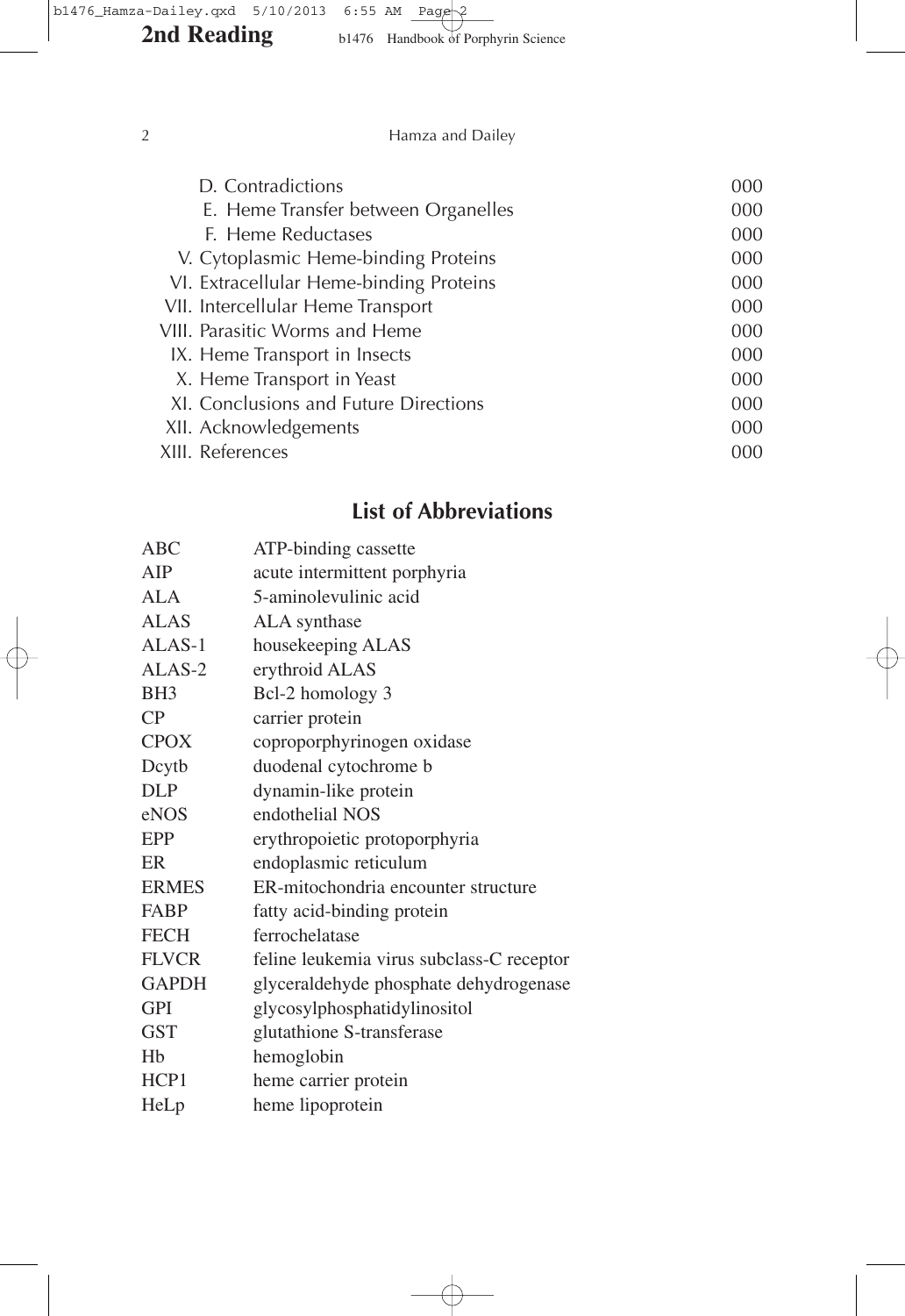D. Contradictions 000
E. Heme Transfer between Organelles 000
F. Heme Reductases 000
V. Cytoplasmic Heme-binding Proteins 000
VI. Extracellular Heme-binding Proteins 000
VII. Intercellular Heme Transport 000
VIII. Parasitic Worms and Heme 000
IX. Heme Transport in Insects 000
X. Heme Transport in Yeast 000
XI. Conclusions and Future Directions 000
XII. Acknowledgements 000
XIII. References 000

## List of Abbreviations

| | |
|---|---|
| ABC | ATP-binding cassette |
| AIP | acute intermittent porphyria |
| ALA | 5-aminolevulinic acid |
| ALAS | ALA synthase |
| ALAS-1 | housekeeping ALAS |
| ALAS-2 | erythroid ALAS |
| BH3 | Bcl-2 homology 3 |
| CP | carrier protein |
| CPOX | coproporphyrinogen oxidase |
| Dcytb | duodenal cytochrome b |
| DLP | dynamin-like protein |
| eNOS | endothelial NOS |
| EPP | erythropoietic protoporphyria |
| ER | endoplasmic reticulum |
| ERMES | ER-mitochondria encounter structure |
| FABP | fatty acid-binding protein |
| FECH | ferrochelatase |
| FLVCR | feline leukemia virus subclass-C receptor |
| GAPDH | glyceraldehyde phosphate dehydrogenase |
| GPI | glycosylphosphatidylinositol |
| GST | glutathione S-transferase |
| Hb | hemoglobin |
| HCP1 | heme carrier protein |
| HeLp | heme lipoprotein |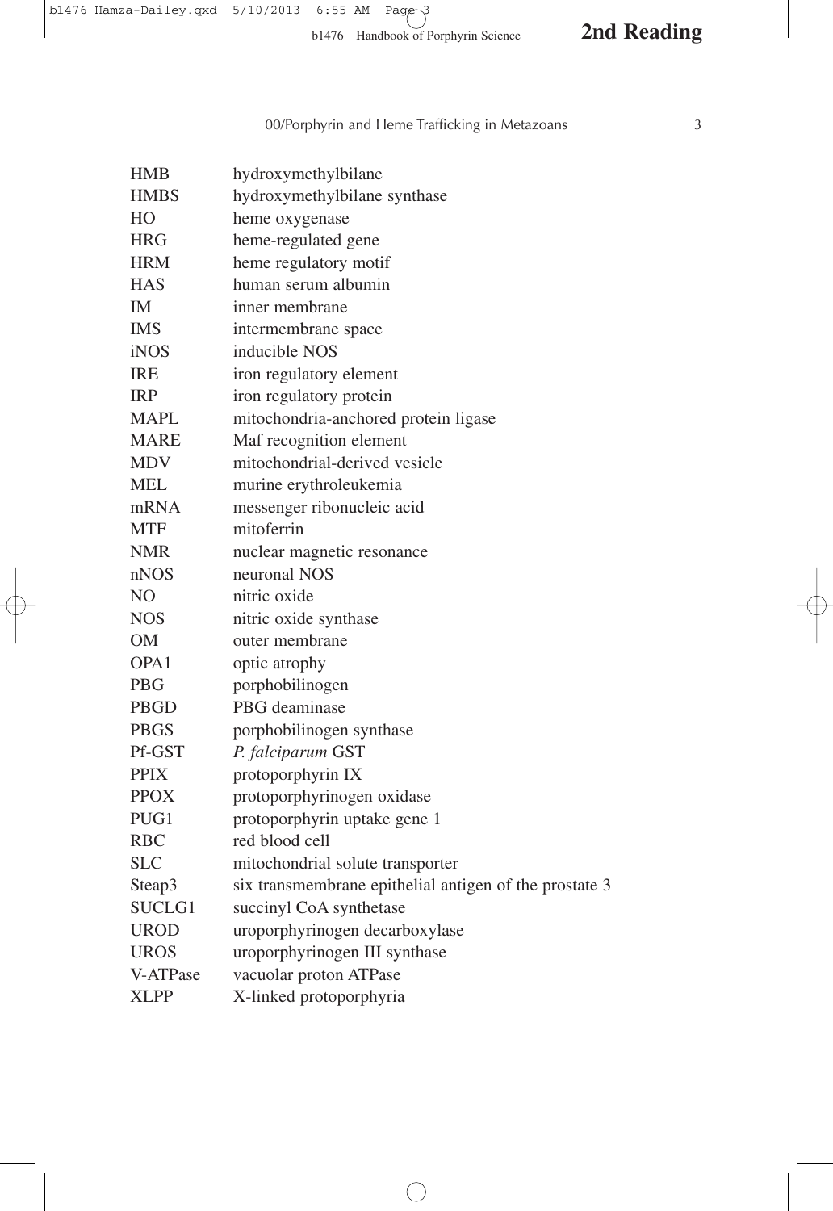| | |
|---|---|
| HMB | hydroxymethylbilane |
| HMBS | hydroxymethylbilane synthase |
| HO | heme oxygenase |
| HRG | heme-regulated gene |
| HRM | heme regulatory motif |
| HAS | human serum albumin |
| IM | inner membrane |
| IMS | intermembrane space |
| iNOS | inducible NOS |
| IRE | iron regulatory element |
| IRP | iron regulatory protein |
| MAPL | mitochondria-anchored protein ligase |
| MARE | Maf recognition element |
| MDV | mitochondrial-derived vesicle |
| MEL | murine erythroleukemia |
| mRNA | messenger ribonucleic acid |
| MTF | mitoferrin |
| NMR | nuclear magnetic resonance |
| nNOS | neuronal NOS |
| NO | nitric oxide |
| NOS | nitric oxide synthase |
| OM | outer membrane |
| OPA1 | optic atrophy |
| PBG | porphobilinogen |
| PBGD | PBG deaminase |
| PBGS | porphobilinogen synthase |
| Pf-GST | *P. falciparum* GST |
| PPIX | protoporphyrin IX |
| PPOX | protoporphyrinogen oxidase |
| PUG1 | protoporphyrin uptake gene 1 |
| RBC | red blood cell |
| SLC | mitochondrial solute transporter |
| Steap3 | six transmembrane epithelial antigen of the prostate 3 |
| SUCLG1 | succinyl CoA synthetase |
| UROD | uroporphyrinogen decarboxylase |
| UROS | uroporphyrinogen III synthase |
| V-ATPase | vacuolar proton ATPase |
| XLPP | X-linked protoporphyria |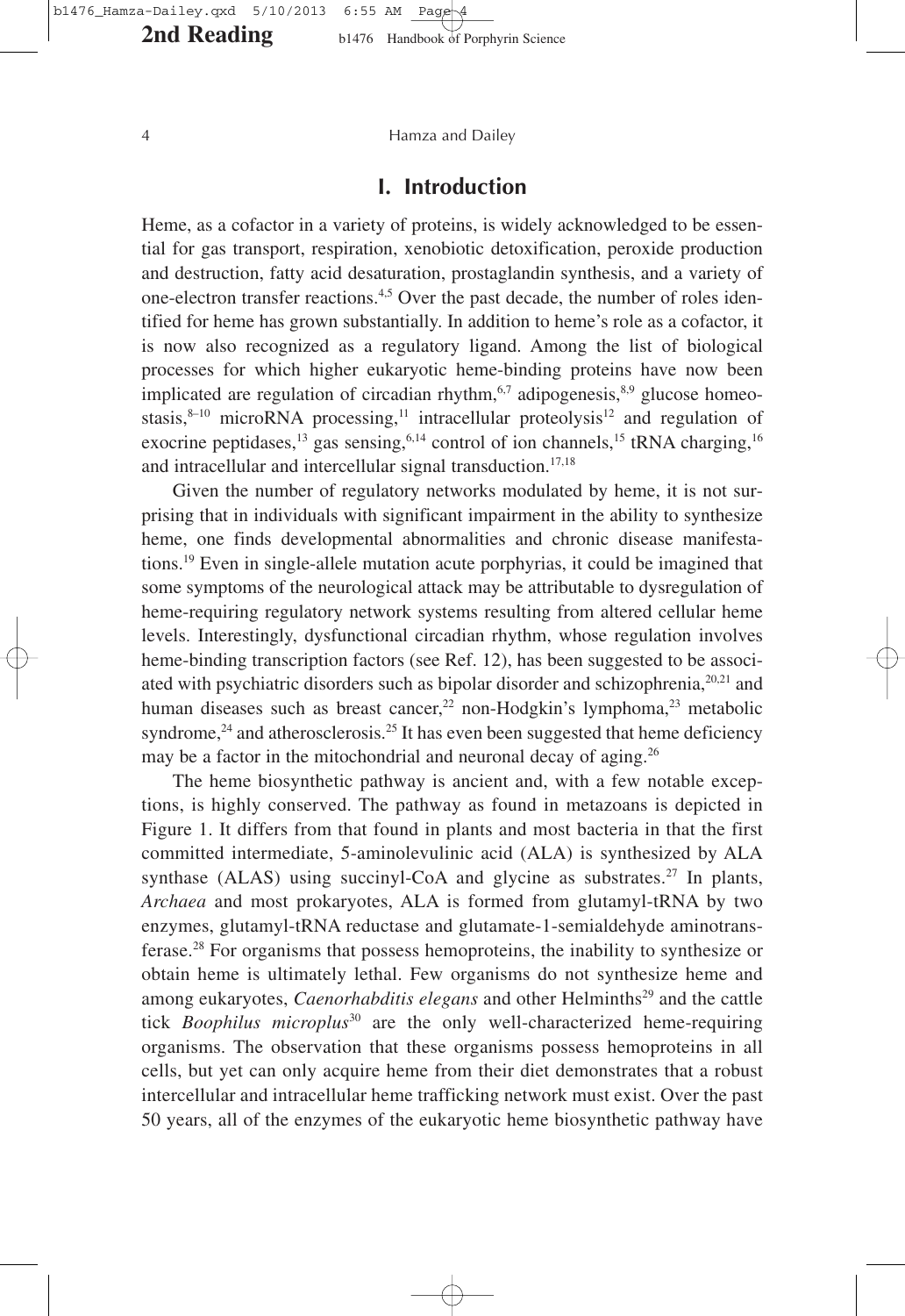## I. Introduction

Heme, as a cofactor in a variety of proteins, is widely acknowledged to be essential for gas transport, respiration, xenobiotic detoxification, peroxide production and destruction, fatty acid desaturation, prostaglandin synthesis, and a variety of one-electron transfer reactions.[4,5] Over the past decade, the number of roles identified for heme has grown substantially. In addition to heme's role as a cofactor, it is now also recognized as a regulatory ligand. Among the list of biological processes for which higher eukaryotic heme-binding proteins have now been implicated are regulation of circadian rhythm,[6,7] adipogenesis,[8,9] glucose homeostasis,[8–10] microRNA processing,[11] intracellular proteolysis[12] and regulation of exocrine peptidases,[13] gas sensing,[6,14] control of ion channels,[15] tRNA charging,[16] and intracellular and intercellular signal transduction.[17,18]

Given the number of regulatory networks modulated by heme, it is not surprising that in individuals with significant impairment in the ability to synthesize heme, one finds developmental abnormalities and chronic disease manifestations.[19] Even in single-allele mutation acute porphyrias, it could be imagined that some symptoms of the neurological attack may be attributable to dysregulation of heme-requiring regulatory network systems resulting from altered cellular heme levels. Interestingly, dysfunctional circadian rhythm, whose regulation involves heme-binding transcription factors (see Ref. 12), has been suggested to be associated with psychiatric disorders such as bipolar disorder and schizophrenia,[20,21] and human diseases such as breast cancer,[22] non-Hodgkin's lymphoma,[23] metabolic syndrome,[24] and atherosclerosis.[25] It has even been suggested that heme deficiency may be a factor in the mitochondrial and neuronal decay of aging.[26]

The heme biosynthetic pathway is ancient and, with a few notable exceptions, is highly conserved. The pathway as found in metazoans is depicted in Figure 1. It differs from that found in plants and most bacteria in that the first committed intermediate, 5-aminolevulinic acid (ALA) is synthesized by ALA synthase (ALAS) using succinyl-CoA and glycine as substrates.[27] In plants, *Archaea* and most prokaryotes, ALA is formed from glutamyl-tRNA by two enzymes, glutamyl-tRNA reductase and glutamate-1-semialdehyde aminotransferase.[28] For organisms that possess hemoproteins, the inability to synthesize or obtain heme is ultimately lethal. Few organisms do not synthesize heme and among eukaryotes, *Caenorhabditis elegans* and other Helminths[29] and the cattle tick *Boophilus microplus*[30] are the only well-characterized heme-requiring organisms. The observation that these organisms possess hemoproteins in all cells, but yet can only acquire heme from their diet demonstrates that a robust intercellular and intracellular heme trafficking network must exist. Over the past 50 years, all of the enzymes of the eukaryotic heme biosynthetic pathway have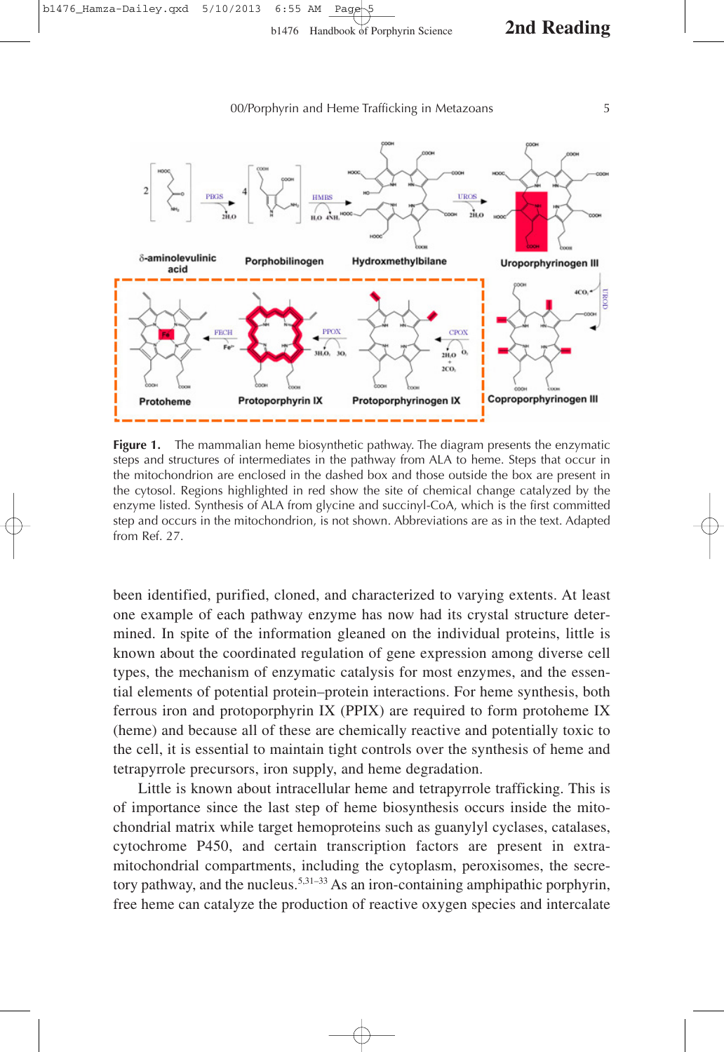**Figure 1.** The mammalian heme biosynthetic pathway. The diagram presents the enzymatic steps and structures of intermediates in the pathway from ALA to heme. Steps that occur in the mitochondrion are enclosed in the dashed box and those outside the box are present in the cytosol. Regions highlighted in red show the site of chemical change catalyzed by the enzyme listed. Synthesis of ALA from glycine and succinyl-CoA, which is the first committed step and occurs in the mitochondrion, is not shown. Abbreviations are as in the text. Adapted from Ref. 27.

been identified, purified, cloned, and characterized to varying extents. At least one example of each pathway enzyme has now had its crystal structure determined. In spite of the information gleaned on the individual proteins, little is known about the coordinated regulation of gene expression among diverse cell types, the mechanism of enzymatic catalysis for most enzymes, and the essential elements of potential protein–protein interactions. For heme synthesis, both ferrous iron and protoporphyrin IX (PPIX) are required to form protoheme IX (heme) and because all of these are chemically reactive and potentially toxic to the cell, it is essential to maintain tight controls over the synthesis of heme and tetrapyrrole precursors, iron supply, and heme degradation.

Little is known about intracellular heme and tetrapyrrole trafficking. This is of importance since the last step of heme biosynthesis occurs inside the mitochondrial matrix while target hemoproteins such as guanylyl cyclases, catalases, cytochrome P450, and certain transcription factors are present in extra-mitochondrial compartments, including the cytoplasm, peroxisomes, the secretory pathway, and the nucleus.[5,31–33] As an iron-containing amphipathic porphyrin, free heme can catalyze the production of reactive oxygen species and intercalate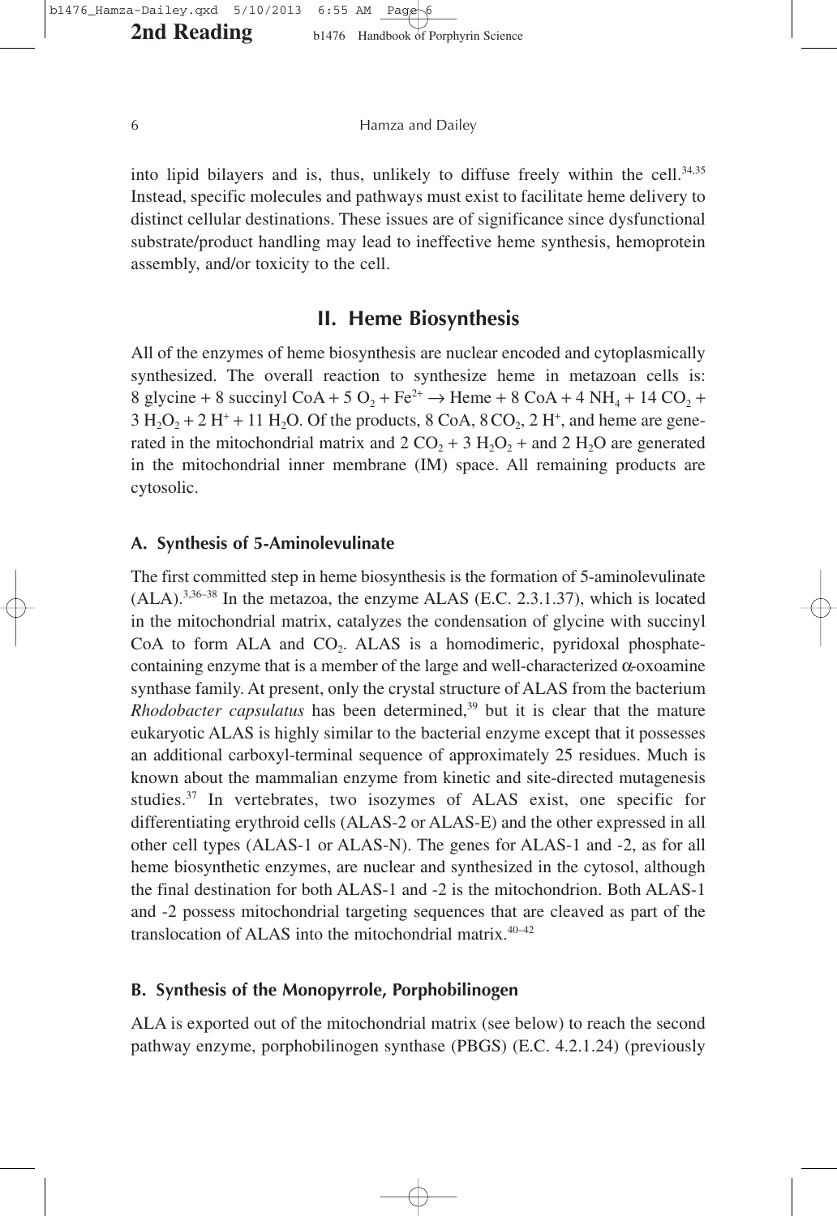into lipid bilayers and is, thus, unlikely to diffuse freely within the cell.[34,35] Instead, specific molecules and pathways must exist to facilitate heme delivery to distinct cellular destinations. These issues are of significance since dysfunctional substrate/product handling may lead to ineffective heme synthesis, hemoprotein assembly, and/or toxicity to the cell.

## II. Heme Biosynthesis

All of the enzymes of heme biosynthesis are nuclear encoded and cytoplasmically synthesized. The overall reaction to synthesize heme in metazoan cells is: 8 glycine + 8 succinyl CoA + 5 $O_2$ + $Fe^{2+}$ → Heme + 8 CoA + 4 $NH_4$ + 14 $CO_2$ + 3 $H_2O_2$ + 2 $H^+$ + 11 $H_2O$. Of the products, 8 CoA, 8 $CO_2$, 2 $H^+$, and heme are generated in the mitochondrial matrix and 2 $CO_2$ + 3 $H_2O_2$ + and 2 $H_2O$ are generated in the mitochondrial inner membrane (IM) space. All remaining products are cytosolic.

### A. Synthesis of 5-Aminolevulinate

The first committed step in heme biosynthesis is the formation of 5-aminolevulinate (ALA).[3,36–38] In the metazoa, the enzyme ALAS (E.C. 2.3.1.37), which is located in the mitochondrial matrix, catalyzes the condensation of glycine with succinyl CoA to form ALA and $CO_2$. ALAS is a homodimeric, pyridoxal phosphate-containing enzyme that is a member of the large and well-characterized α-oxoamine synthase family. At present, only the crystal structure of ALAS from the bacterium *Rhodobacter capsulatus* has been determined,[39] but it is clear that the mature eukaryotic ALAS is highly similar to the bacterial enzyme except that it possesses an additional carboxyl-terminal sequence of approximately 25 residues. Much is known about the mammalian enzyme from kinetic and site-directed mutagenesis studies.[37] In vertebrates, two isozymes of ALAS exist, one specific for differentiating erythroid cells (ALAS-2 or ALAS-E) and the other expressed in all other cell types (ALAS-1 or ALAS-N). The genes for ALAS-1 and -2, as for all heme biosynthetic enzymes, are nuclear and synthesized in the cytosol, although the final destination for both ALAS-1 and -2 is the mitochondrion. Both ALAS-1 and -2 possess mitochondrial targeting sequences that are cleaved as part of the translocation of ALAS into the mitochondrial matrix.[40–42]

### B. Synthesis of the Monopyrrole, Porphobilinogen

ALA is exported out of the mitochondrial matrix (see below) to reach the second pathway enzyme, porphobilinogen synthase (PBGS) (E.C. 4.2.1.24) (previously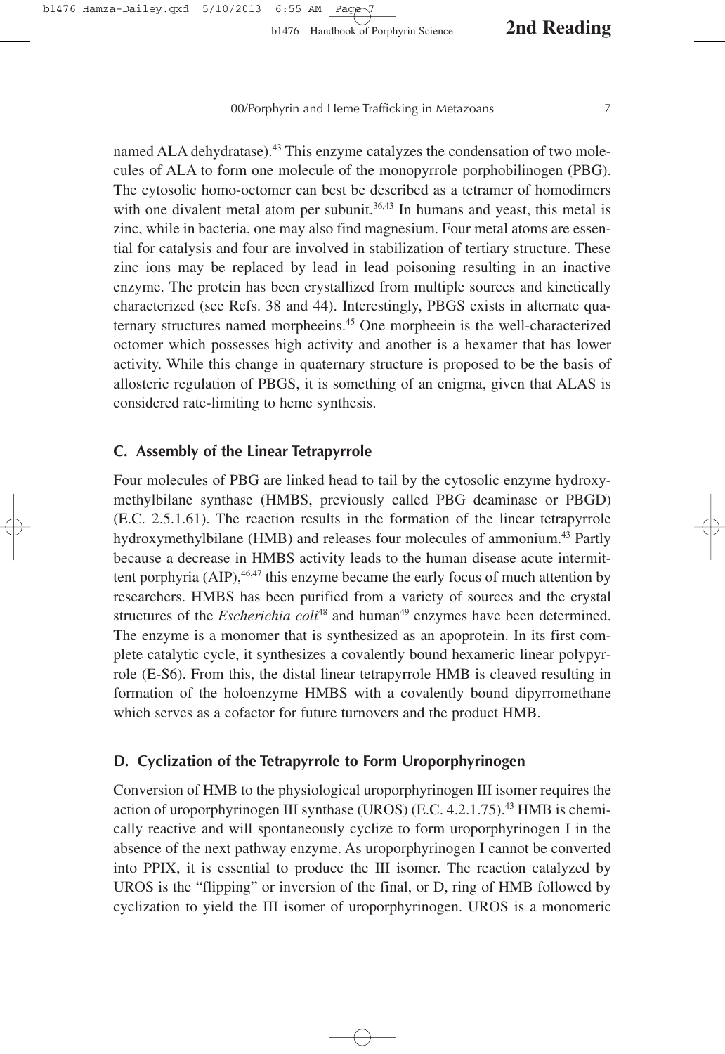named ALA dehydratase).[43] This enzyme catalyzes the condensation of two molecules of ALA to form one molecule of the monopyrrole porphobilinogen (PBG). The cytosolic homo-octomer can best be described as a tetramer of homodimers with one divalent metal atom per subunit.[36,43] In humans and yeast, this metal is zinc, while in bacteria, one may also find magnesium. Four metal atoms are essential for catalysis and four are involved in stabilization of tertiary structure. These zinc ions may be replaced by lead in lead poisoning resulting in an inactive enzyme. The protein has been crystallized from multiple sources and kinetically characterized (see Refs. 38 and 44). Interestingly, PBGS exists in alternate quaternary structures named morpheeins.[45] One morpheein is the well-characterized octomer which possesses high activity and another is a hexamer that has lower activity. While this change in quaternary structure is proposed to be the basis of allosteric regulation of PBGS, it is something of an enigma, given that ALAS is considered rate-limiting to heme synthesis.

### C. Assembly of the Linear Tetrapyrrole

Four molecules of PBG are linked head to tail by the cytosolic enzyme hydroxymethylbilane synthase (HMBS, previously called PBG deaminase or PBGD) (E.C. 2.5.1.61). The reaction results in the formation of the linear tetrapyrrole hydroxymethylbilane (HMB) and releases four molecules of ammonium.[43] Partly because a decrease in HMBS activity leads to the human disease acute intermittent porphyria (AIP),[46,47] this enzyme became the early focus of much attention by researchers. HMBS has been purified from a variety of sources and the crystal structures of the *Escherichia coli*[48] and human[49] enzymes have been determined. The enzyme is a monomer that is synthesized as an apoprotein. In its first complete catalytic cycle, it synthesizes a covalently bound hexameric linear polypyrrole (E-S6). From this, the distal linear tetrapyrrole HMB is cleaved resulting in formation of the holoenzyme HMBS with a covalently bound dipyrromethane which serves as a cofactor for future turnovers and the product HMB.

### D. Cyclization of the Tetrapyrrole to Form Uroporphyrinogen

Conversion of HMB to the physiological uroporphyrinogen III isomer requires the action of uroporphyrinogen III synthase (UROS) (E.C. 4.2.1.75).[43] HMB is chemically reactive and will spontaneously cyclize to form uroporphyrinogen I in the absence of the next pathway enzyme. As uroporphyrinogen I cannot be converted into PPIX, it is essential to produce the III isomer. The reaction catalyzed by UROS is the "flipping" or inversion of the final, or D, ring of HMB followed by cyclization to yield the III isomer of uroporphyrinogen. UROS is a monomeric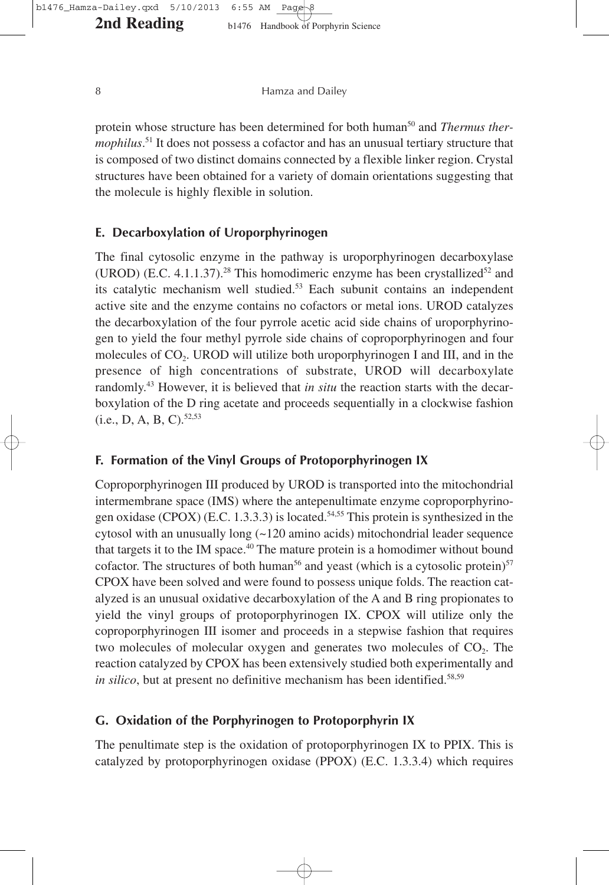protein whose structure has been determined for both human[50] and *Thermus thermophilus*.[51] It does not possess a cofactor and has an unusual tertiary structure that is composed of two distinct domains connected by a flexible linker region. Crystal structures have been obtained for a variety of domain orientations suggesting that the molecule is highly flexible in solution.

### E. Decarboxylation of Uroporphyrinogen

The final cytosolic enzyme in the pathway is uroporphyrinogen decarboxylase (UROD) (E.C. 4.1.1.37).[28] This homodimeric enzyme has been crystallized[52] and its catalytic mechanism well studied.[53] Each subunit contains an independent active site and the enzyme contains no cofactors or metal ions. UROD catalyzes the decarboxylation of the four pyrrole acetic acid side chains of uroporphyrinogen to yield the four methyl pyrrole side chains of coproporphyrinogen and four molecules of $CO_2$. UROD will utilize both uroporphyrinogen I and III, and in the presence of high concentrations of substrate, UROD will decarboxylate randomly.[43] However, it is believed that *in situ* the reaction starts with the decarboxylation of the D ring acetate and proceeds sequentially in a clockwise fashion (i.e., D, A, B, C).[52,53]

### F. Formation of the Vinyl Groups of Protoporphyrinogen IX

Coproporphyrinogen III produced by UROD is transported into the mitochondrial intermembrane space (IMS) where the antepenultimate enzyme coproporphyrinogen oxidase (CPOX) (E.C. 1.3.3.3) is located.[54,55] This protein is synthesized in the cytosol with an unusually long (~120 amino acids) mitochondrial leader sequence that targets it to the IM space.[40] The mature protein is a homodimer without bound cofactor. The structures of both human[56] and yeast (which is a cytosolic protein)[57] CPOX have been solved and were found to possess unique folds. The reaction catalyzed is an unusual oxidative decarboxylation of the A and B ring propionates to yield the vinyl groups of protoporphyrinogen IX. CPOX will utilize only the coproporphyrinogen III isomer and proceeds in a stepwise fashion that requires two molecules of molecular oxygen and generates two molecules of $CO_2$. The reaction catalyzed by CPOX has been extensively studied both experimentally and *in silico*, but at present no definitive mechanism has been identified.[58,59]

### G. Oxidation of the Porphyrinogen to Protoporphyrin IX

The penultimate step is the oxidation of protoporphyrinogen IX to PPIX. This is catalyzed by protoporphyrinogen oxidase (PPOX) (E.C. 1.3.3.4) which requires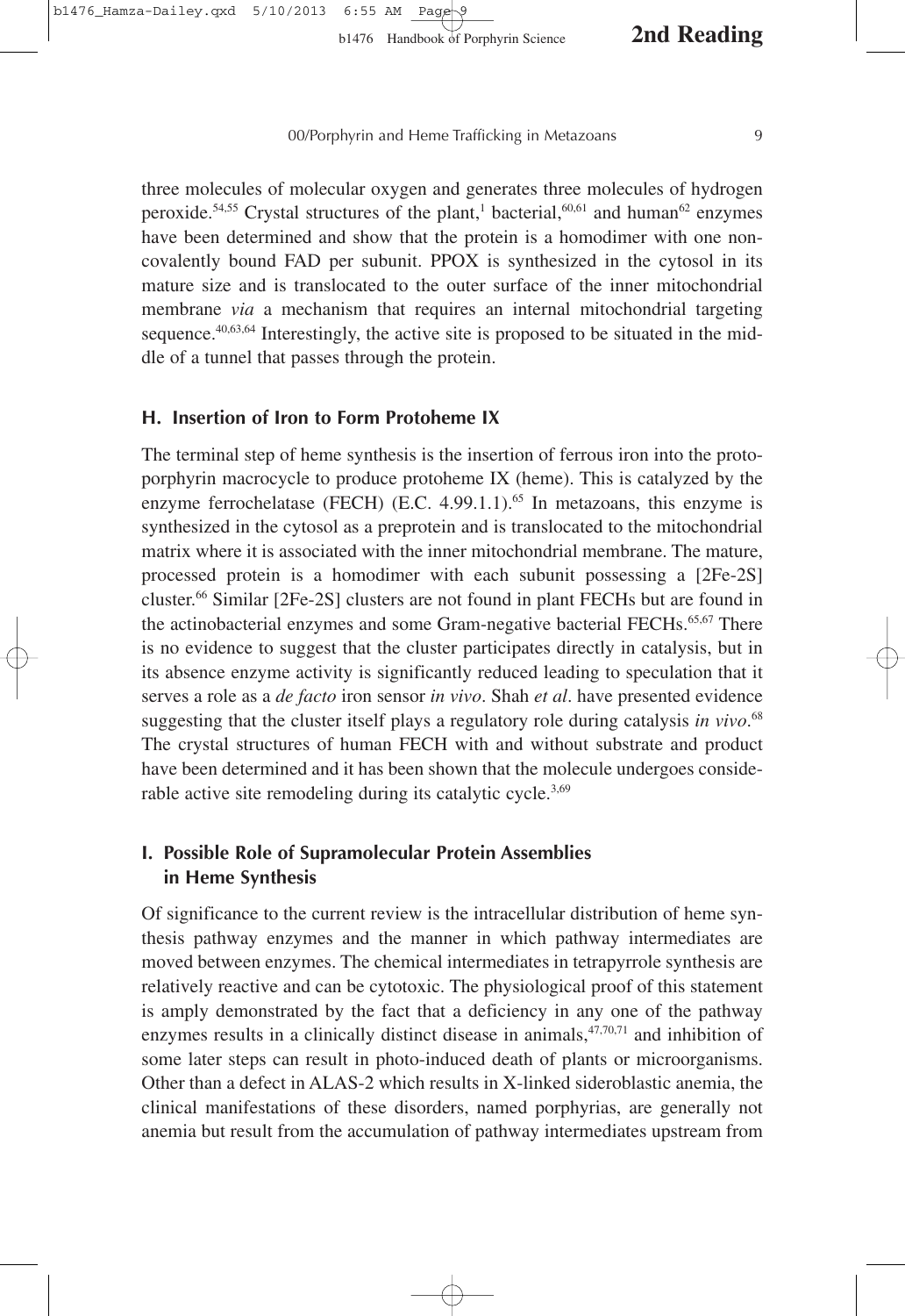three molecules of molecular oxygen and generates three molecules of hydrogen peroxide.[54,55] Crystal structures of the plant,[1] bacterial,[60,61] and human[62] enzymes have been determined and show that the protein is a homodimer with one non-covalently bound FAD per subunit. PPOX is synthesized in the cytosol in its mature size and is translocated to the outer surface of the inner mitochondrial membrane *via* a mechanism that requires an internal mitochondrial targeting sequence.[40,63,64] Interestingly, the active site is proposed to be situated in the middle of a tunnel that passes through the protein.

### H. Insertion of Iron to Form Protoheme IX

The terminal step of heme synthesis is the insertion of ferrous iron into the protoporphyrin macrocycle to produce protoheme IX (heme). This is catalyzed by the enzyme ferrochelatase (FECH) (E.C. 4.99.1.1).[65] In metazoans, this enzyme is synthesized in the cytosol as a preprotein and is translocated to the mitochondrial matrix where it is associated with the inner mitochondrial membrane. The mature, processed protein is a homodimer with each subunit possessing a [2Fe-2S] cluster.[66] Similar [2Fe-2S] clusters are not found in plant FECHs but are found in the actinobacterial enzymes and some Gram-negative bacterial FECHs.[65,67] There is no evidence to suggest that the cluster participates directly in catalysis, but in its absence enzyme activity is significantly reduced leading to speculation that it serves a role as a *de facto* iron sensor *in vivo*. Shah *et al*. have presented evidence suggesting that the cluster itself plays a regulatory role during catalysis *in vivo*.[68] The crystal structures of human FECH with and without substrate and product have been determined and it has been shown that the molecule undergoes considerable active site remodeling during its catalytic cycle.[3,69]

### I. Possible Role of Supramolecular Protein Assemblies in Heme Synthesis

Of significance to the current review is the intracellular distribution of heme synthesis pathway enzymes and the manner in which pathway intermediates are moved between enzymes. The chemical intermediates in tetrapyrrole synthesis are relatively reactive and can be cytotoxic. The physiological proof of this statement is amply demonstrated by the fact that a deficiency in any one of the pathway enzymes results in a clinically distinct disease in animals,[47,70,71] and inhibition of some later steps can result in photo-induced death of plants or microorganisms. Other than a defect in ALAS-2 which results in X-linked sideroblastic anemia, the clinical manifestations of these disorders, named porphyrias, are generally not anemia but result from the accumulation of pathway intermediates upstream from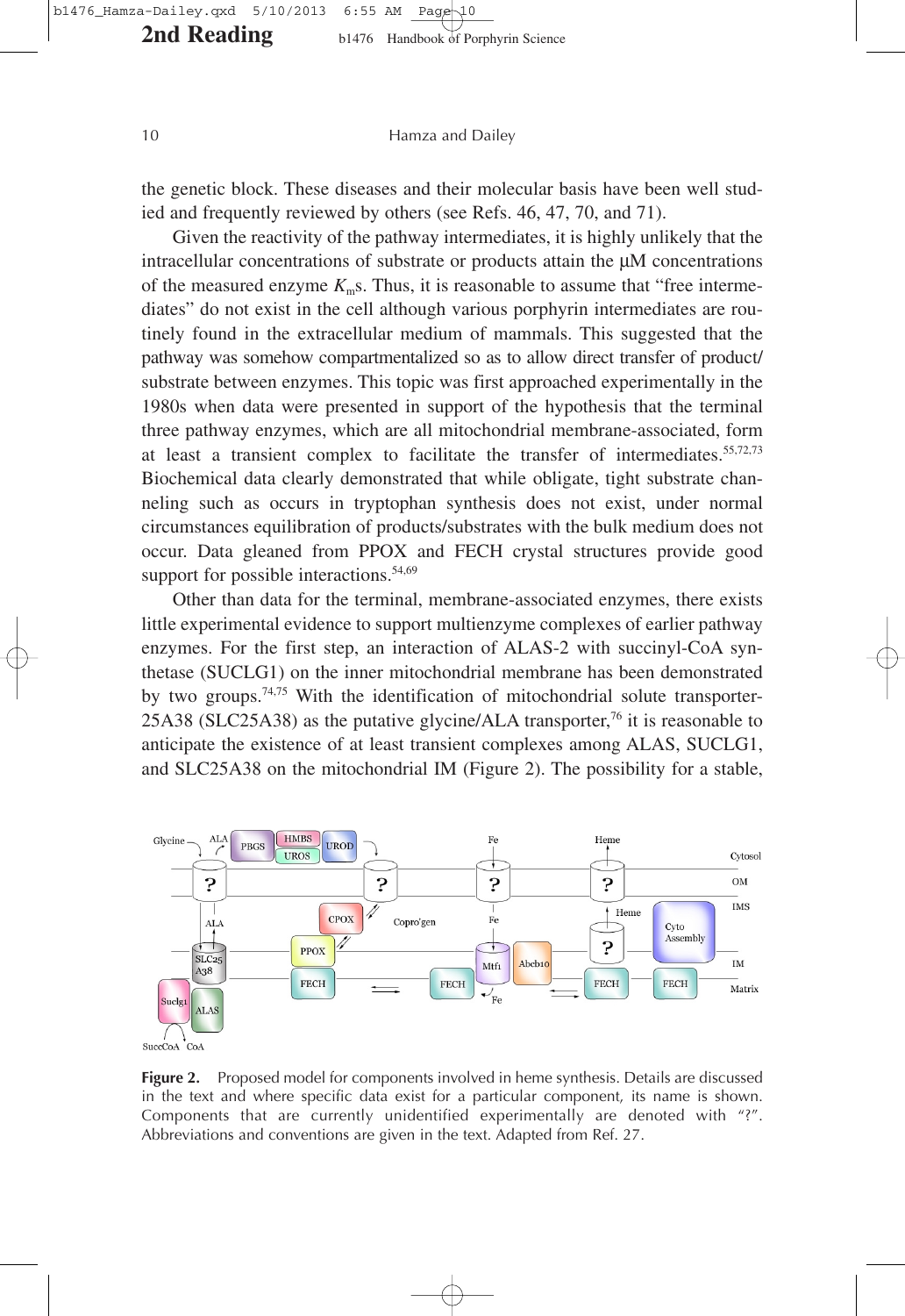the genetic block. These diseases and their molecular basis have been well studied and frequently reviewed by others (see Refs. 46, 47, 70, and 71).

Given the reactivity of the pathway intermediates, it is highly unlikely that the intracellular concentrations of substrate or products attain the μM concentrations of the measured enzyme $K_m$s. Thus, it is reasonable to assume that "free intermediates" do not exist in the cell although various porphyrin intermediates are routinely found in the extracellular medium of mammals. This suggested that the pathway was somehow compartmentalized so as to allow direct transfer of product/substrate between enzymes. This topic was first approached experimentally in the 1980s when data were presented in support of the hypothesis that the terminal three pathway enzymes, which are all mitochondrial membrane-associated, form at least a transient complex to facilitate the transfer of intermediates.[55,72,73] Biochemical data clearly demonstrated that while obligate, tight substrate channeling such as occurs in tryptophan synthesis does not exist, under normal circumstances equilibration of products/substrates with the bulk medium does not occur. Data gleaned from PPOX and FECH crystal structures provide good support for possible interactions.[54,69]

Other than data for the terminal, membrane-associated enzymes, there exists little experimental evidence to support multienzyme complexes of earlier pathway enzymes. For the first step, an interaction of ALAS-2 with succinyl-CoA synthetase (SUCLG1) on the inner mitochondrial membrane has been demonstrated by two groups.[74,75] With the identification of mitochondrial solute transporter-25A38 (SLC25A38) as the putative glycine/ALA transporter,[76] it is reasonable to anticipate the existence of at least transient complexes among ALAS, SUCLG1, and SLC25A38 on the mitochondrial IM (Figure 2). The possibility for a stable,

**Figure 2.** Proposed model for components involved in heme synthesis. Details are discussed in the text and where specific data exist for a particular component, its name is shown. Components that are currently unidentified experimentally are denoted with "?". Abbreviations and conventions are given in the text. Adapted from Ref. 27.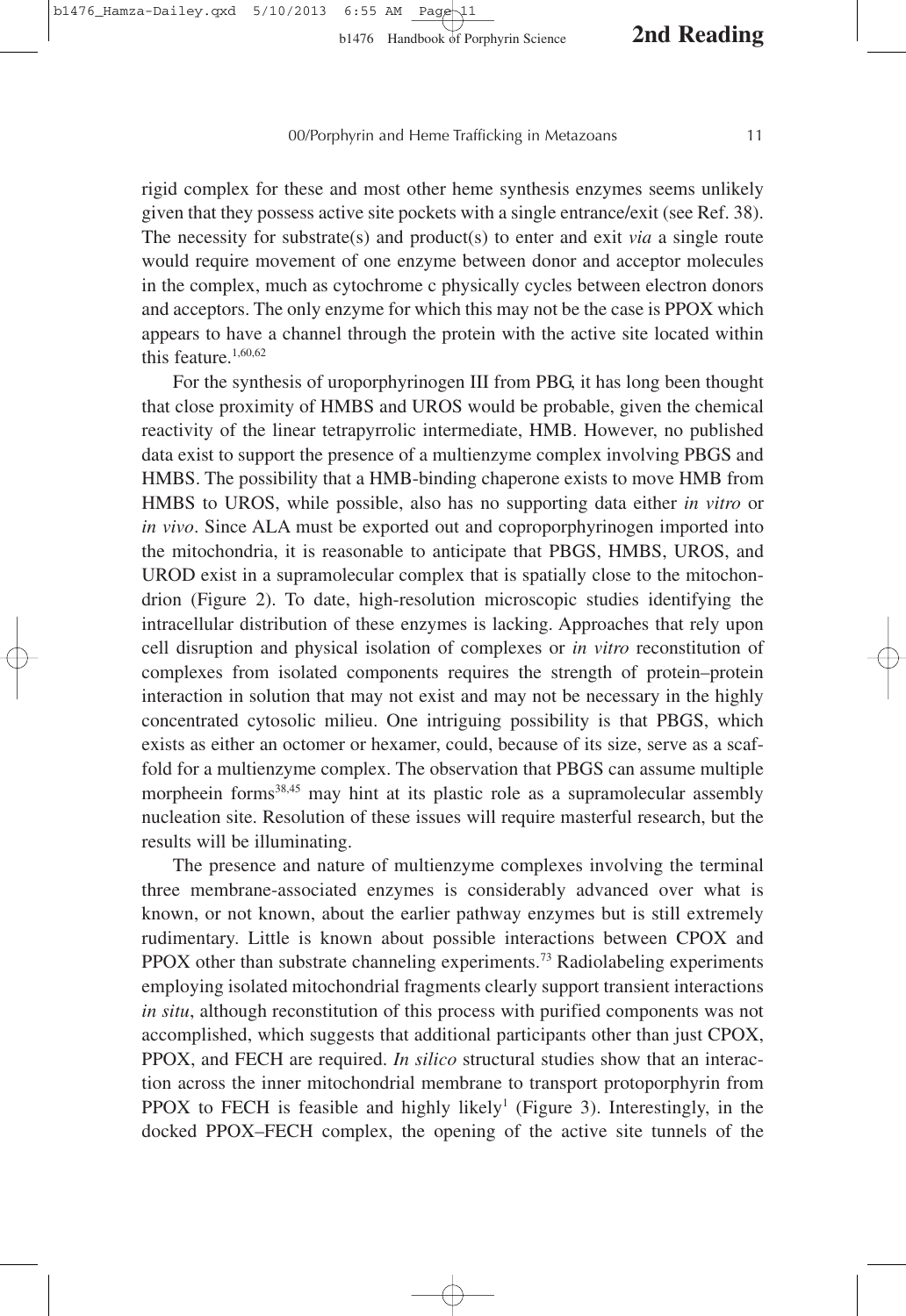rigid complex for these and most other heme synthesis enzymes seems unlikely given that they possess active site pockets with a single entrance/exit (see Ref. 38). The necessity for substrate(s) and product(s) to enter and exit *via* a single route would require movement of one enzyme between donor and acceptor molecules in the complex, much as cytochrome c physically cycles between electron donors and acceptors. The only enzyme for which this may not be the case is PPOX which appears to have a channel through the protein with the active site located within this feature.[1,60,62]

For the synthesis of uroporphyrinogen III from PBG, it has long been thought that close proximity of HMBS and UROS would be probable, given the chemical reactivity of the linear tetrapyrrolic intermediate, HMB. However, no published data exist to support the presence of a multienzyme complex involving PBGS and HMBS. The possibility that a HMB-binding chaperone exists to move HMB from HMBS to UROS, while possible, also has no supporting data either *in vitro* or *in vivo*. Since ALA must be exported out and coproporphyrinogen imported into the mitochondria, it is reasonable to anticipate that PBGS, HMBS, UROS, and UROD exist in a supramolecular complex that is spatially close to the mitochondrion (Figure 2). To date, high-resolution microscopic studies identifying the intracellular distribution of these enzymes is lacking. Approaches that rely upon cell disruption and physical isolation of complexes or *in vitro* reconstitution of complexes from isolated components requires the strength of protein–protein interaction in solution that may not exist and may not be necessary in the highly concentrated cytosolic milieu. One intriguing possibility is that PBGS, which exists as either an octomer or hexamer, could, because of its size, serve as a scaffold for a multienzyme complex. The observation that PBGS can assume multiple morpheein forms[38,45] may hint at its plastic role as a supramolecular assembly nucleation site. Resolution of these issues will require masterful research, but the results will be illuminating.

The presence and nature of multienzyme complexes involving the terminal three membrane-associated enzymes is considerably advanced over what is known, or not known, about the earlier pathway enzymes but is still extremely rudimentary. Little is known about possible interactions between CPOX and PPOX other than substrate channeling experiments.[73] Radiolabeling experiments employing isolated mitochondrial fragments clearly support transient interactions *in situ*, although reconstitution of this process with purified components was not accomplished, which suggests that additional participants other than just CPOX, PPOX, and FECH are required. *In silico* structural studies show that an interaction across the inner mitochondrial membrane to transport protoporphyrin from PPOX to FECH is feasible and highly likely[1] (Figure 3). Interestingly, in the docked PPOX–FECH complex, the opening of the active site tunnels of the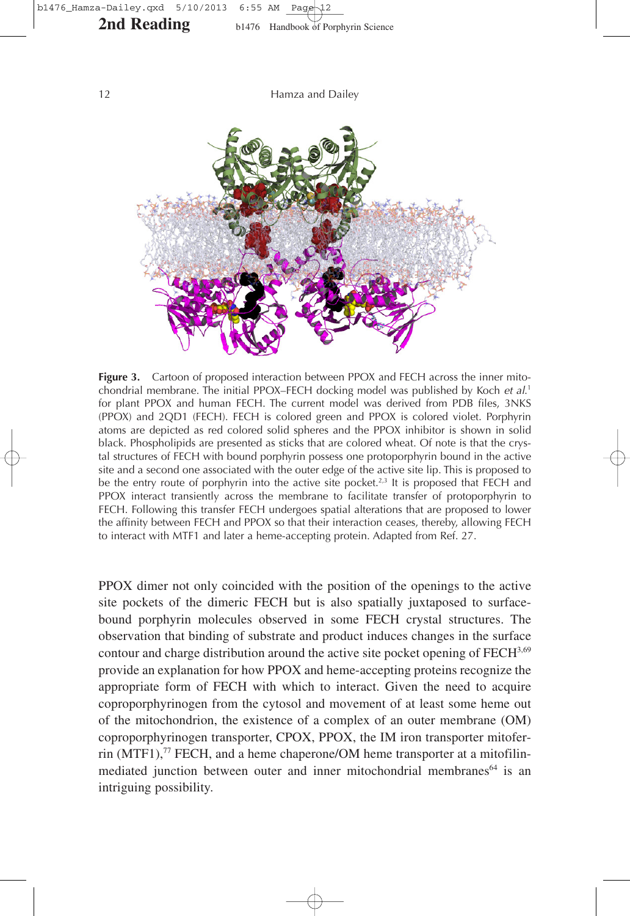**Figure 3.** Cartoon of proposed interaction between PPOX and FECH across the inner mitochondrial membrane. The initial PPOX–FECH docking model was published by Koch *et al.*[1] for plant PPOX and human FECH. The current model was derived from PDB files, 3NKS (PPOX) and 2QD1 (FECH). FECH is colored green and PPOX is colored violet. Porphyrin atoms are depicted as red colored solid spheres and the PPOX inhibitor is shown in solid black. Phospholipids are presented as sticks that are colored wheat. Of note is that the crystal structures of FECH with bound porphyrin possess one protoporphyrin bound in the active site and a second one associated with the outer edge of the active site lip. This is proposed to be the entry route of porphyrin into the active site pocket.[2,3] It is proposed that FECH and PPOX interact transiently across the membrane to facilitate transfer of protoporphyrin to FECH. Following this transfer FECH undergoes spatial alterations that are proposed to lower the affinity between FECH and PPOX so that their interaction ceases, thereby, allowing FECH to interact with MTF1 and later a heme-accepting protein. Adapted from Ref. 27.

PPOX dimer not only coincided with the position of the openings to the active site pockets of the dimeric FECH but is also spatially juxtaposed to surface-bound porphyrin molecules observed in some FECH crystal structures. The observation that binding of substrate and product induces changes in the surface contour and charge distribution around the active site pocket opening of FECH[3,69] provide an explanation for how PPOX and heme-accepting proteins recognize the appropriate form of FECH with which to interact. Given the need to acquire coproporphyrinogen from the cytosol and movement of at least some heme out of the mitochondrion, the existence of a complex of an outer membrane (OM) coproporphyrinogen transporter, CPOX, PPOX, the IM iron transporter mitoferrin (MTF1),[77] FECH, and a heme chaperone/OM heme transporter at a mitofilin-mediated junction between outer and inner mitochondrial membranes[64] is an intriguing possibility.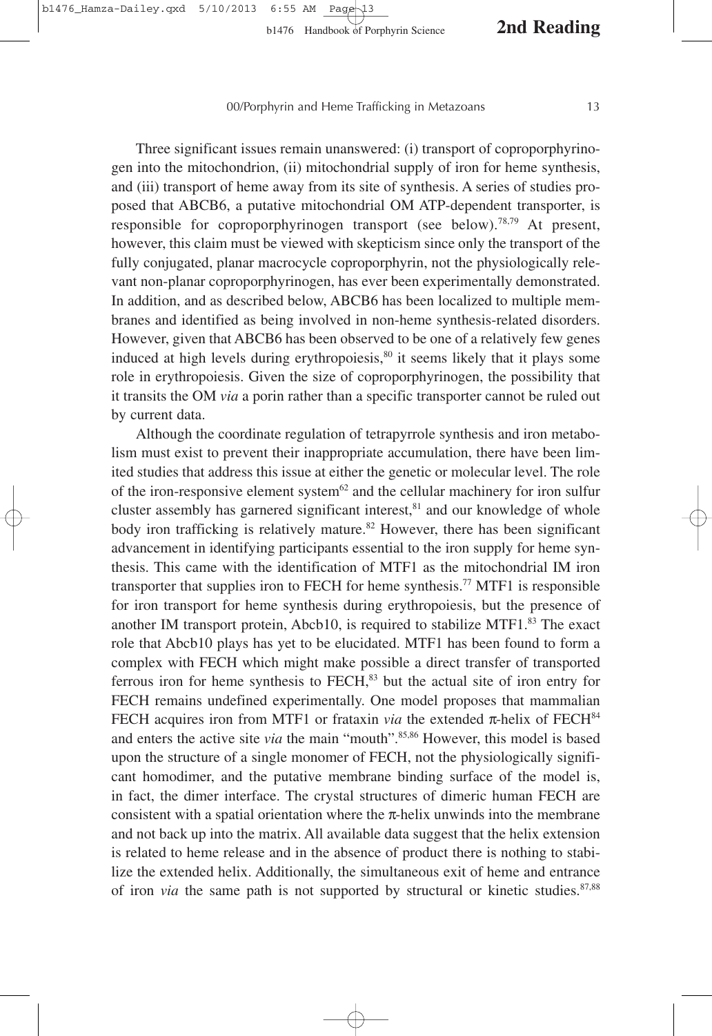Three significant issues remain unanswered: (i) transport of coproporphyrinogen into the mitochondrion, (ii) mitochondrial supply of iron for heme synthesis, and (iii) transport of heme away from its site of synthesis. A series of studies proposed that ABCB6, a putative mitochondrial OM ATP-dependent transporter, is responsible for coproporphyrinogen transport (see below).[78,79] At present, however, this claim must be viewed with skepticism since only the transport of the fully conjugated, planar macrocycle coproporphyrin, not the physiologically relevant non-planar coproporphyrinogen, has ever been experimentally demonstrated. In addition, and as described below, ABCB6 has been localized to multiple membranes and identified as being involved in non-heme synthesis-related disorders. However, given that ABCB6 has been observed to be one of a relatively few genes induced at high levels during erythropoiesis,[80] it seems likely that it plays some role in erythropoiesis. Given the size of coproporphyrinogen, the possibility that it transits the OM *via* a porin rather than a specific transporter cannot be ruled out by current data.

Although the coordinate regulation of tetrapyrrole synthesis and iron metabolism must exist to prevent their inappropriate accumulation, there have been limited studies that address this issue at either the genetic or molecular level. The role of the iron-responsive element system[62] and the cellular machinery for iron sulfur cluster assembly has garnered significant interest,[81] and our knowledge of whole body iron trafficking is relatively mature.[82] However, there has been significant advancement in identifying participants essential to the iron supply for heme synthesis. This came with the identification of MTF1 as the mitochondrial IM iron transporter that supplies iron to FECH for heme synthesis.[77] MTF1 is responsible for iron transport for heme synthesis during erythropoiesis, but the presence of another IM transport protein, Abcb10, is required to stabilize MTF1.[83] The exact role that Abcb10 plays has yet to be elucidated. MTF1 has been found to form a complex with FECH which might make possible a direct transfer of transported ferrous iron for heme synthesis to FECH,[83] but the actual site of iron entry for FECH remains undefined experimentally. One model proposes that mammalian FECH acquires iron from MTF1 or frataxin *via* the extended π-helix of FECH[84] and enters the active site *via* the main "mouth".[85,86] However, this model is based upon the structure of a single monomer of FECH, not the physiologically significant homodimer, and the putative membrane binding surface of the model is, in fact, the dimer interface. The crystal structures of dimeric human FECH are consistent with a spatial orientation where the π-helix unwinds into the membrane and not back up into the matrix. All available data suggest that the helix extension is related to heme release and in the absence of product there is nothing to stabilize the extended helix. Additionally, the simultaneous exit of heme and entrance of iron *via* the same path is not supported by structural or kinetic studies.[87,88]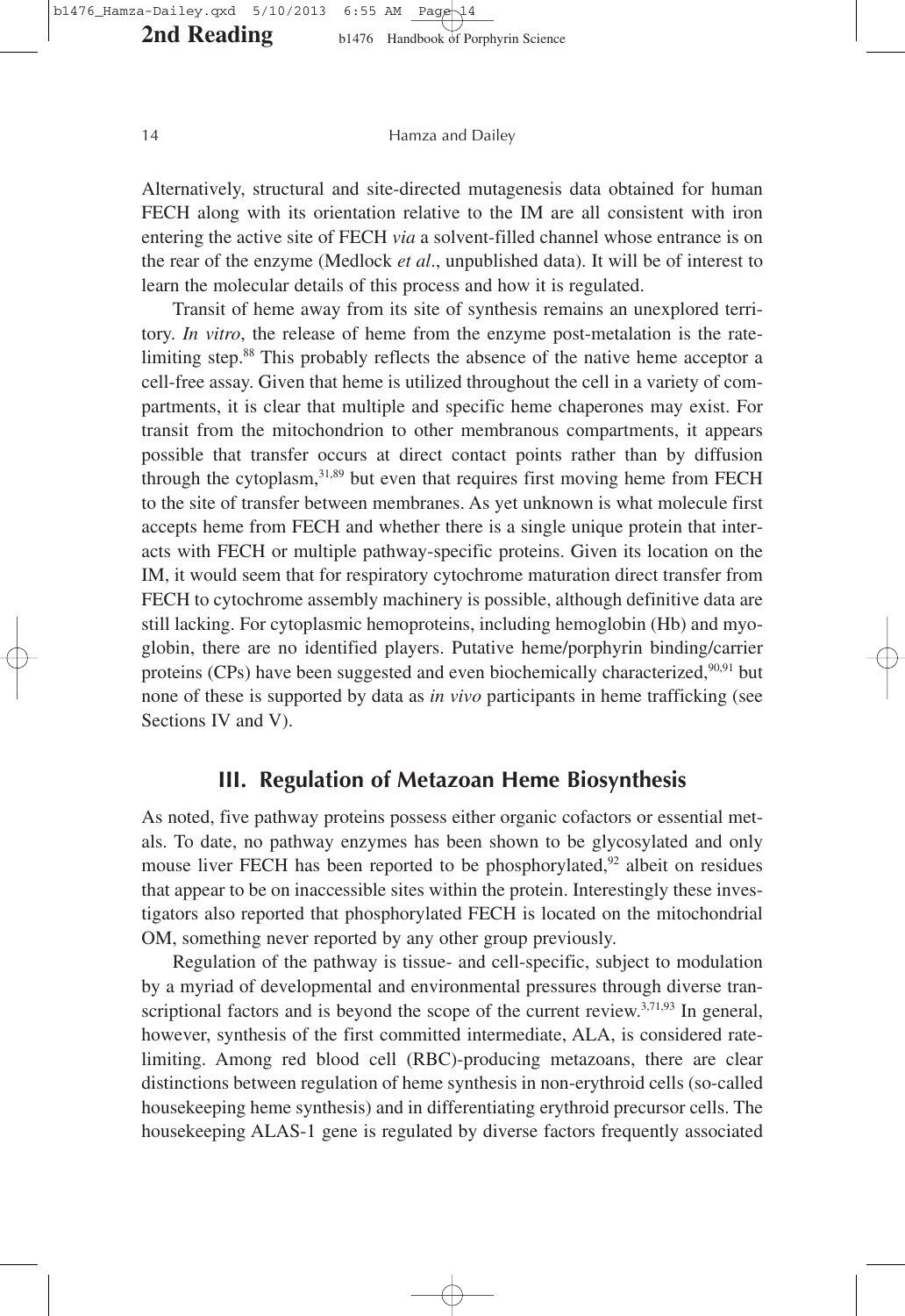Alternatively, structural and site-directed mutagenesis data obtained for human FECH along with its orientation relative to the IM are all consistent with iron entering the active site of FECH *via* a solvent-filled channel whose entrance is on the rear of the enzyme (Medlock *et al*., unpublished data). It will be of interest to learn the molecular details of this process and how it is regulated.

Transit of heme away from its site of synthesis remains an unexplored territory. *In vitro*, the release of heme from the enzyme post-metalation is the rate-limiting step.[88] This probably reflects the absence of the native heme acceptor a cell-free assay. Given that heme is utilized throughout the cell in a variety of compartments, it is clear that multiple and specific heme chaperones may exist. For transit from the mitochondrion to other membranous compartments, it appears possible that transfer occurs at direct contact points rather than by diffusion through the cytoplasm,[31,89] but even that requires first moving heme from FECH to the site of transfer between membranes. As yet unknown is what molecule first accepts heme from FECH and whether there is a single unique protein that interacts with FECH or multiple pathway-specific proteins. Given its location on the IM, it would seem that for respiratory cytochrome maturation direct transfer from FECH to cytochrome assembly machinery is possible, although definitive data are still lacking. For cytoplasmic hemoproteins, including hemoglobin (Hb) and myoglobin, there are no identified players. Putative heme/porphyrin binding/carrier proteins (CPs) have been suggested and even biochemically characterized,[90,91] but none of these is supported by data as *in vivo* participants in heme trafficking (see Sections IV and V).

## III. Regulation of Metazoan Heme Biosynthesis

As noted, five pathway proteins possess either organic cofactors or essential metals. To date, no pathway enzymes has been shown to be glycosylated and only mouse liver FECH has been reported to be phosphorylated,[92] albeit on residues that appear to be on inaccessible sites within the protein. Interestingly these investigators also reported that phosphorylated FECH is located on the mitochondrial OM, something never reported by any other group previously.

Regulation of the pathway is tissue- and cell-specific, subject to modulation by a myriad of developmental and environmental pressures through diverse transcriptional factors and is beyond the scope of the current review.[3,71,93] In general, however, synthesis of the first committed intermediate, ALA, is considered rate-limiting. Among red blood cell (RBC)-producing metazoans, there are clear distinctions between regulation of heme synthesis in non-erythroid cells (so-called housekeeping heme synthesis) and in differentiating erythroid precursor cells. The housekeeping ALAS-1 gene is regulated by diverse factors frequently associated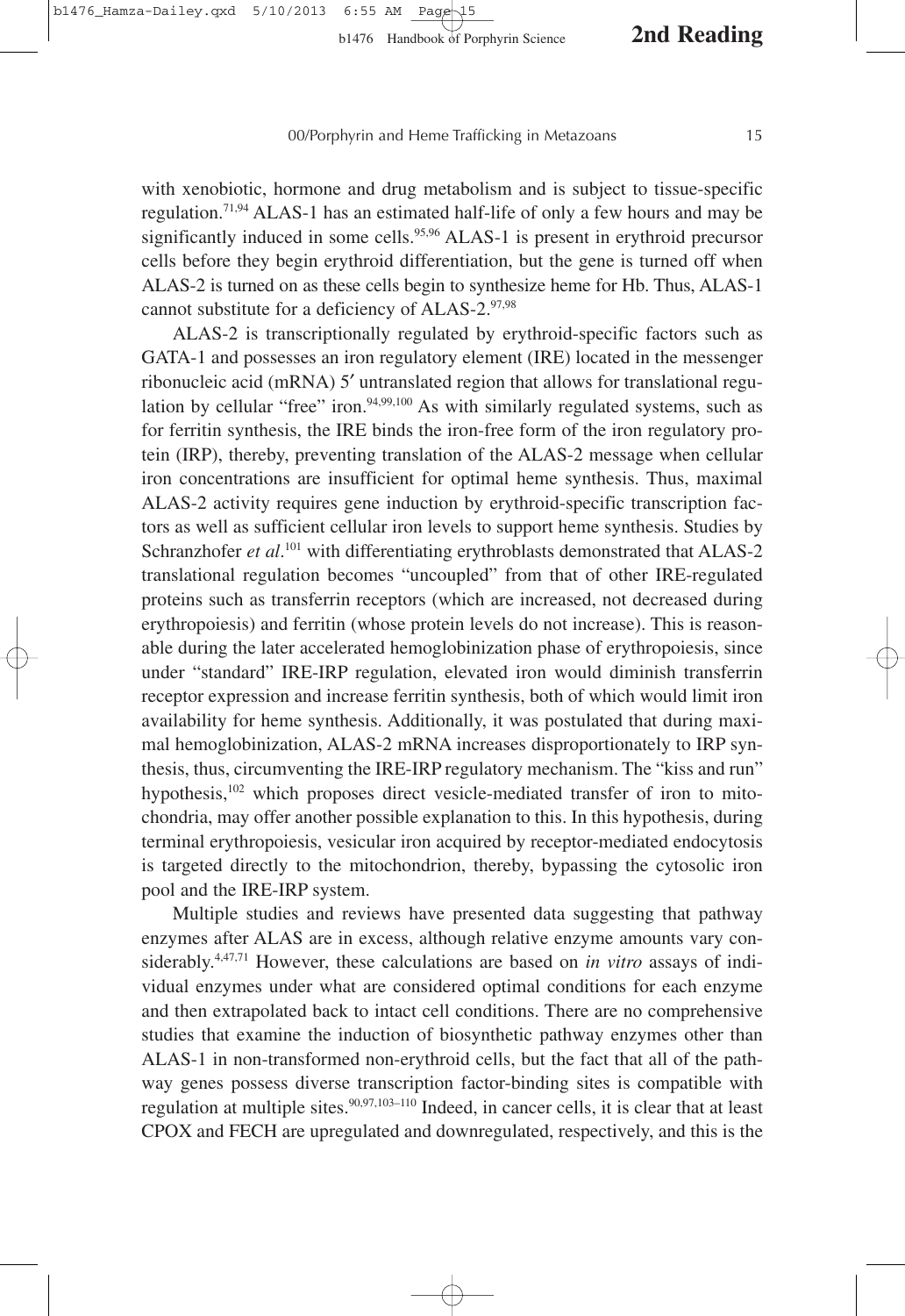with xenobiotic, hormone and drug metabolism and is subject to tissue-specific regulation.[71,94] ALAS-1 has an estimated half-life of only a few hours and may be significantly induced in some cells.[95,96] ALAS-1 is present in erythroid precursor cells before they begin erythroid differentiation, but the gene is turned off when ALAS-2 is turned on as these cells begin to synthesize heme for Hb. Thus, ALAS-1 cannot substitute for a deficiency of ALAS-2.[97,98]

ALAS-2 is transcriptionally regulated by erythroid-specific factors such as GATA-1 and possesses an iron regulatory element (IRE) located in the messenger ribonucleic acid (mRNA) 5′ untranslated region that allows for translational regulation by cellular "free" iron.[94,99,100] As with similarly regulated systems, such as for ferritin synthesis, the IRE binds the iron-free form of the iron regulatory protein (IRP), thereby, preventing translation of the ALAS-2 message when cellular iron concentrations are insufficient for optimal heme synthesis. Thus, maximal ALAS-2 activity requires gene induction by erythroid-specific transcription factors as well as sufficient cellular iron levels to support heme synthesis. Studies by Schranzhofer *et al*.[101] with differentiating erythroblasts demonstrated that ALAS-2 translational regulation becomes "uncoupled" from that of other IRE-regulated proteins such as transferrin receptors (which are increased, not decreased during erythropoiesis) and ferritin (whose protein levels do not increase). This is reasonable during the later accelerated hemoglobinization phase of erythropoiesis, since under "standard" IRE-IRP regulation, elevated iron would diminish transferrin receptor expression and increase ferritin synthesis, both of which would limit iron availability for heme synthesis. Additionally, it was postulated that during maximal hemoglobinization, ALAS-2 mRNA increases disproportionately to IRP synthesis, thus, circumventing the IRE-IRP regulatory mechanism. The "kiss and run" hypothesis,[102] which proposes direct vesicle-mediated transfer of iron to mitochondria, may offer another possible explanation to this. In this hypothesis, during terminal erythropoiesis, vesicular iron acquired by receptor-mediated endocytosis is targeted directly to the mitochondrion, thereby, bypassing the cytosolic iron pool and the IRE-IRP system.

Multiple studies and reviews have presented data suggesting that pathway enzymes after ALAS are in excess, although relative enzyme amounts vary considerably.[4,47,71] However, these calculations are based on *in vitro* assays of individual enzymes under what are considered optimal conditions for each enzyme and then extrapolated back to intact cell conditions. There are no comprehensive studies that examine the induction of biosynthetic pathway enzymes other than ALAS-1 in non-transformed non-erythroid cells, but the fact that all of the pathway genes possess diverse transcription factor-binding sites is compatible with regulation at multiple sites.[90,97,103–110] Indeed, in cancer cells, it is clear that at least CPOX and FECH are upregulated and downregulated, respectively, and this is the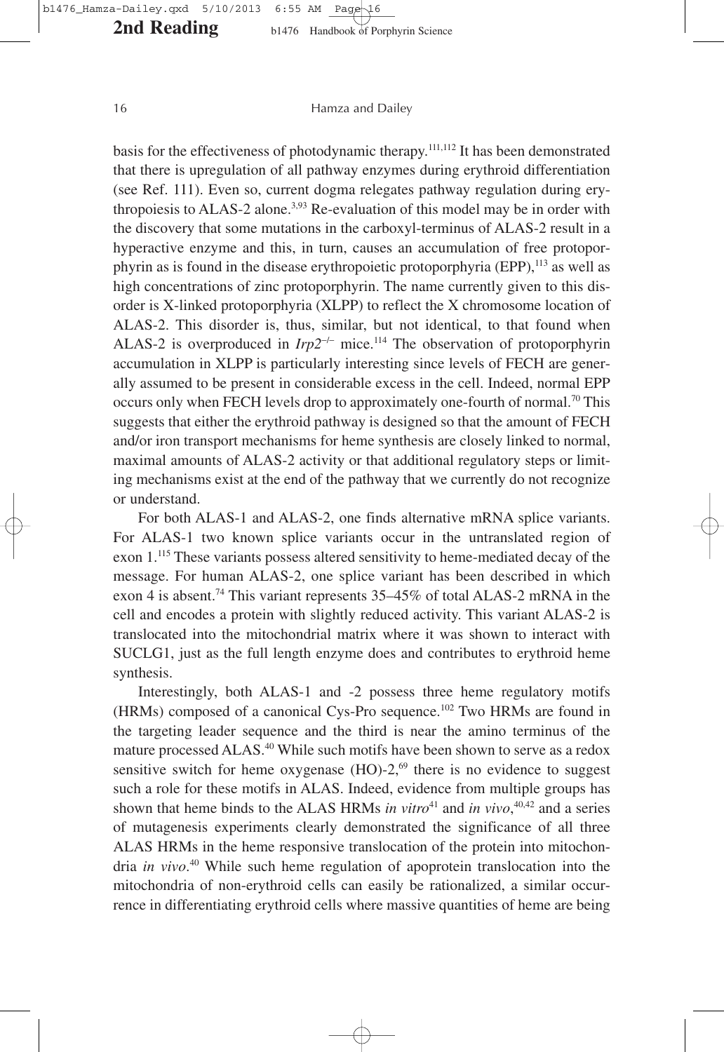basis for the effectiveness of photodynamic therapy.[111,112] It has been demonstrated that there is upregulation of all pathway enzymes during erythroid differentiation (see Ref. 111). Even so, current dogma relegates pathway regulation during erythropoiesis to ALAS-2 alone.[3,93] Re-evaluation of this model may be in order with the discovery that some mutations in the carboxyl-terminus of ALAS-2 result in a hyperactive enzyme and this, in turn, causes an accumulation of free protoporphyrin as is found in the disease erythropoietic protoporphyria (EPP),[113] as well as high concentrations of zinc protoporphyrin. The name currently given to this disorder is X-linked protoporphyria (XLPP) to reflect the X chromosome location of ALAS-2. This disorder is, thus, similar, but not identical, to that found when ALAS-2 is overproduced in *Irp2*$^{-/-}$ mice.[114] The observation of protoporphyrin accumulation in XLPP is particularly interesting since levels of FECH are generally assumed to be present in considerable excess in the cell. Indeed, normal EPP occurs only when FECH levels drop to approximately one-fourth of normal.[70] This suggests that either the erythroid pathway is designed so that the amount of FECH and/or iron transport mechanisms for heme synthesis are closely linked to normal, maximal amounts of ALAS-2 activity or that additional regulatory steps or limiting mechanisms exist at the end of the pathway that we currently do not recognize or understand.

For both ALAS-1 and ALAS-2, one finds alternative mRNA splice variants. For ALAS-1 two known splice variants occur in the untranslated region of exon 1.[115] These variants possess altered sensitivity to heme-mediated decay of the message. For human ALAS-2, one splice variant has been described in which exon 4 is absent.[74] This variant represents 35–45% of total ALAS-2 mRNA in the cell and encodes a protein with slightly reduced activity. This variant ALAS-2 is translocated into the mitochondrial matrix where it was shown to interact with SUCLG1, just as the full length enzyme does and contributes to erythroid heme synthesis.

Interestingly, both ALAS-1 and -2 possess three heme regulatory motifs (HRMs) composed of a canonical Cys-Pro sequence.[102] Two HRMs are found in the targeting leader sequence and the third is near the amino terminus of the mature processed ALAS.[40] While such motifs have been shown to serve as a redox sensitive switch for heme oxygenase (HO)-2,[69] there is no evidence to suggest such a role for these motifs in ALAS. Indeed, evidence from multiple groups has shown that heme binds to the ALAS HRMs *in vitro*[41] and *in vivo*,[40,42] and a series of mutagenesis experiments clearly demonstrated the significance of all three ALAS HRMs in the heme responsive translocation of the protein into mitochondria *in vivo*.[40] While such heme regulation of apoprotein translocation into the mitochondria of non-erythroid cells can easily be rationalized, a similar occurrence in differentiating erythroid cells where massive quantities of heme are being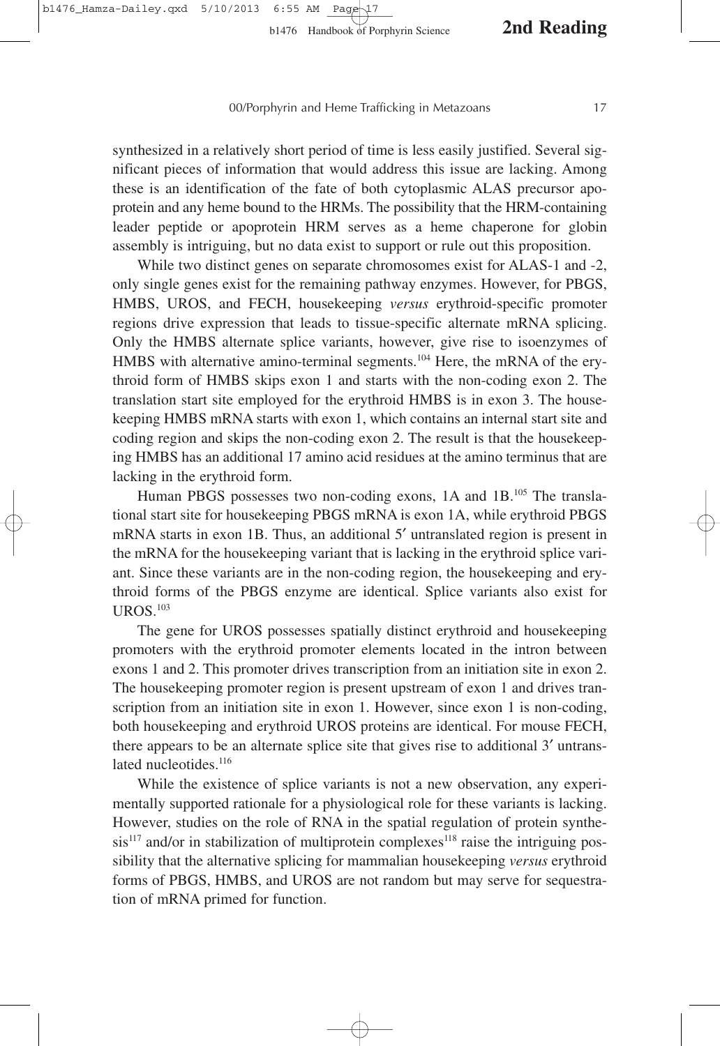synthesized in a relatively short period of time is less easily justified. Several significant pieces of information that would address this issue are lacking. Among these is an identification of the fate of both cytoplasmic ALAS precursor apoprotein and any heme bound to the HRMs. The possibility that the HRM-containing leader peptide or apoprotein HRM serves as a heme chaperone for globin assembly is intriguing, but no data exist to support or rule out this proposition.

While two distinct genes on separate chromosomes exist for ALAS-1 and -2, only single genes exist for the remaining pathway enzymes. However, for PBGS, HMBS, UROS, and FECH, housekeeping *versus* erythroid-specific promoter regions drive expression that leads to tissue-specific alternate mRNA splicing. Only the HMBS alternate splice variants, however, give rise to isoenzymes of HMBS with alternative amino-terminal segments.[104] Here, the mRNA of the erythroid form of HMBS skips exon 1 and starts with the non-coding exon 2. The translation start site employed for the erythroid HMBS is in exon 3. The housekeeping HMBS mRNA starts with exon 1, which contains an internal start site and coding region and skips the non-coding exon 2. The result is that the housekeeping HMBS has an additional 17 amino acid residues at the amino terminus that are lacking in the erythroid form.

Human PBGS possesses two non-coding exons, 1A and 1B.[105] The translational start site for housekeeping PBGS mRNA is exon 1A, while erythroid PBGS mRNA starts in exon 1B. Thus, an additional 5′ untranslated region is present in the mRNA for the housekeeping variant that is lacking in the erythroid splice variant. Since these variants are in the non-coding region, the housekeeping and erythroid forms of the PBGS enzyme are identical. Splice variants also exist for UROS.[103]

The gene for UROS possesses spatially distinct erythroid and housekeeping promoters with the erythroid promoter elements located in the intron between exons 1 and 2. This promoter drives transcription from an initiation site in exon 2. The housekeeping promoter region is present upstream of exon 1 and drives transcription from an initiation site in exon 1. However, since exon 1 is non-coding, both housekeeping and erythroid UROS proteins are identical. For mouse FECH, there appears to be an alternate splice site that gives rise to additional 3′ untranslated nucleotides.[116]

While the existence of splice variants is not a new observation, any experimentally supported rationale for a physiological role for these variants is lacking. However, studies on the role of RNA in the spatial regulation of protein synthesis[117] and/or in stabilization of multiprotein complexes[118] raise the intriguing possibility that the alternative splicing for mammalian housekeeping *versus* erythroid forms of PBGS, HMBS, and UROS are not random but may serve for sequestration of mRNA primed for function.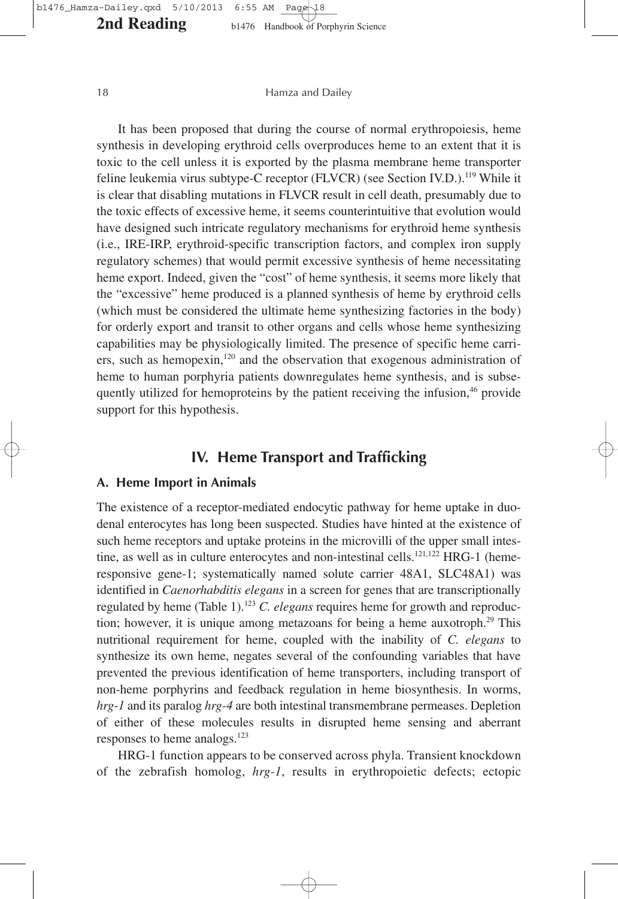It has been proposed that during the course of normal erythropoiesis, heme synthesis in developing erythroid cells overproduces heme to an extent that it is toxic to the cell unless it is exported by the plasma membrane heme transporter feline leukemia virus subtype-C receptor (FLVCR) (see Section IV.D.).[119] While it is clear that disabling mutations in FLVCR result in cell death, presumably due to the toxic effects of excessive heme, it seems counterintuitive that evolution would have designed such intricate regulatory mechanisms for erythroid heme synthesis (i.e., IRE-IRP, erythroid-specific transcription factors, and complex iron supply regulatory schemes) that would permit excessive synthesis of heme necessitating heme export. Indeed, given the "cost" of heme synthesis, it seems more likely that the "excessive" heme produced is a planned synthesis of heme by erythroid cells (which must be considered the ultimate heme synthesizing factories in the body) for orderly export and transit to other organs and cells whose heme synthesizing capabilities may be physiologically limited. The presence of specific heme carriers, such as hemopexin,[120] and the observation that exogenous administration of heme to human porphyria patients downregulates heme synthesis, and is subsequently utilized for hemoproteins by the patient receiving the infusion,[46] provide support for this hypothesis.

## IV. Heme Transport and Trafficking

### A. Heme Import in Animals

The existence of a receptor-mediated endocytic pathway for heme uptake in duodenal enterocytes has long been suspected. Studies have hinted at the existence of such heme receptors and uptake proteins in the microvilli of the upper small intestine, as well as in culture enterocytes and non-intestinal cells.[121,122] HRG-1 (heme-responsive gene-1; systematically named solute carrier 48A1, SLC48A1) was identified in *Caenorhabditis elegans* in a screen for genes that are transcriptionally regulated by heme (Table 1).[123] *C. elegans* requires heme for growth and reproduction; however, it is unique among metazoans for being a heme auxotroph.[29] This nutritional requirement for heme, coupled with the inability of *C. elegans* to synthesize its own heme, negates several of the confounding variables that have prevented the previous identification of heme transporters, including transport of non-heme porphyrins and feedback regulation in heme biosynthesis. In worms, *hrg-1* and its paralog *hrg-4* are both intestinal transmembrane permeases. Depletion of either of these molecules results in disrupted heme sensing and aberrant responses to heme analogs.[123]

HRG-1 function appears to be conserved across phyla. Transient knockdown of the zebrafish homolog, *hrg-1*, results in erythropoietic defects; ectopic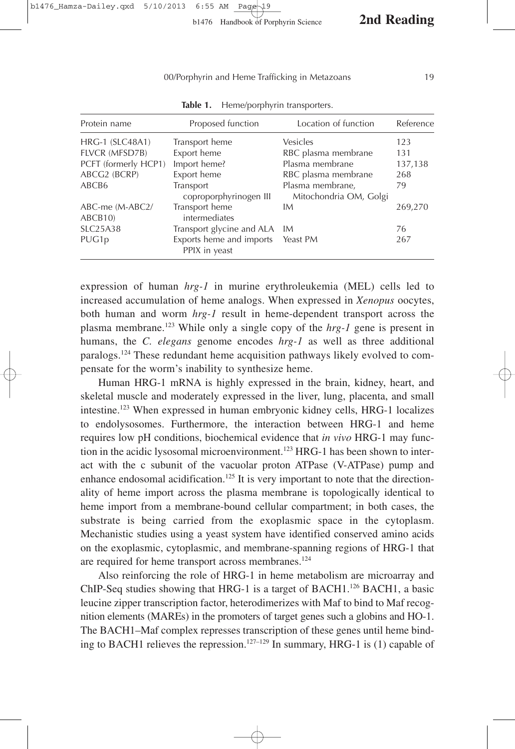**Table 1.** Heme/porphyrin transporters.

| Protein name | Proposed function | Location of function | Reference |
|---|---|---|---|
| HRG-1 (SLC48A1) | Transport heme | Vesicles | 123 |
| FLVCR (MFSD7B) | Export heme | RBC plasma membrane | 131 |
| PCFT (formerly HCP1) | Import heme? | Plasma membrane | 137,138 |
| ABCG2 (BCRP) | Export heme | RBC plasma membrane | 268 |
| ABCB6 | Transport coproporphyrinogen III | Plasma membrane, Mitochondria OM, Golgi | 79 |
| ABC-me (M-ABC2/ ABCB10) | Transport heme intermediates | IM | 269,270 |
| SLC25A38 | Transport glycine and ALA | IM | 76 |
| PUG1p | Exports heme and imports PPIX in yeast | Yeast PM | 267 |

expression of human *hrg-1* in murine erythroleukemia (MEL) cells led to increased accumulation of heme analogs. When expressed in *Xenopus* oocytes, both human and worm *hrg-1* result in heme-dependent transport across the plasma membrane.[123] While only a single copy of the *hrg-1* gene is present in humans, the *C. elegans* genome encodes *hrg-1* as well as three additional paralogs.[124] These redundant heme acquisition pathways likely evolved to compensate for the worm's inability to synthesize heme.

Human HRG-1 mRNA is highly expressed in the brain, kidney, heart, and skeletal muscle and moderately expressed in the liver, lung, placenta, and small intestine.[123] When expressed in human embryonic kidney cells, HRG-1 localizes to endolysosomes. Furthermore, the interaction between HRG-1 and heme requires low pH conditions, biochemical evidence that *in vivo* HRG-1 may function in the acidic lysosomal microenvironment.[123] HRG-1 has been shown to interact with the c subunit of the vacuolar proton ATPase (V-ATPase) pump and enhance endosomal acidification.[125] It is very important to note that the directionality of heme import across the plasma membrane is topologically identical to heme import from a membrane-bound cellular compartment; in both cases, the substrate is being carried from the exoplasmic space in the cytoplasm. Mechanistic studies using a yeast system have identified conserved amino acids on the exoplasmic, cytoplasmic, and membrane-spanning regions of HRG-1 that are required for heme transport across membranes.[124]

Also reinforcing the role of HRG-1 in heme metabolism are microarray and ChIP-Seq studies showing that HRG-1 is a target of BACH1.[126] BACH1, a basic leucine zipper transcription factor, heterodimerizes with Maf to bind to Maf recognition elements (MAREs) in the promoters of target genes such a globins and HO-1. The BACH1–Maf complex represses transcription of these genes until heme binding to BACH1 relieves the repression.[127–129] In summary, HRG-1 is (1) capable of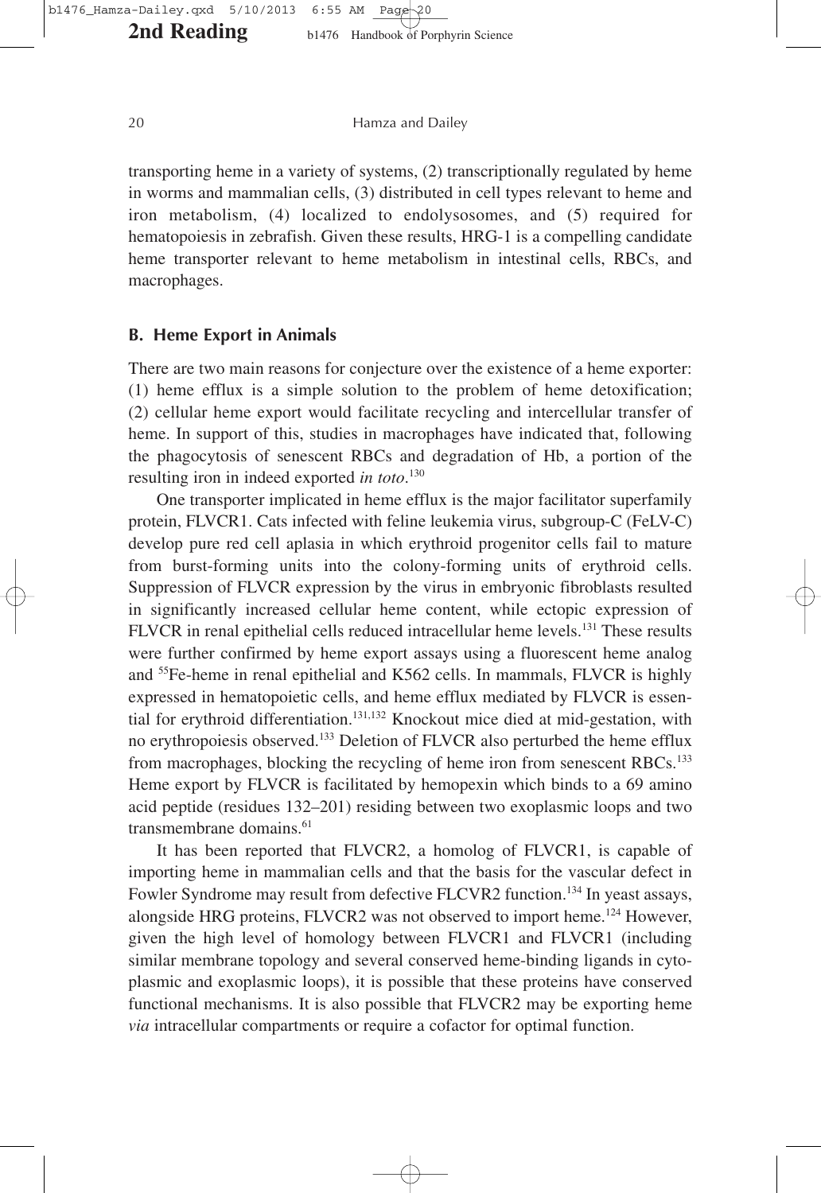transporting heme in a variety of systems, (2) transcriptionally regulated by heme in worms and mammalian cells, (3) distributed in cell types relevant to heme and iron metabolism, (4) localized to endolysosomes, and (5) required for hematopoiesis in zebrafish. Given these results, HRG-1 is a compelling candidate heme transporter relevant to heme metabolism in intestinal cells, RBCs, and macrophages.

### B. Heme Export in Animals

There are two main reasons for conjecture over the existence of a heme exporter: (1) heme efflux is a simple solution to the problem of heme detoxification; (2) cellular heme export would facilitate recycling and intercellular transfer of heme. In support of this, studies in macrophages have indicated that, following the phagocytosis of senescent RBCs and degradation of Hb, a portion of the resulting iron in indeed exported *in toto*.[130]

One transporter implicated in heme efflux is the major facilitator superfamily protein, FLVCR1. Cats infected with feline leukemia virus, subgroup-C (FeLV-C) develop pure red cell aplasia in which erythroid progenitor cells fail to mature from burst-forming units into the colony-forming units of erythroid cells. Suppression of FLVCR expression by the virus in embryonic fibroblasts resulted in significantly increased cellular heme content, while ectopic expression of FLVCR in renal epithelial cells reduced intracellular heme levels.[131] These results were further confirmed by heme export assays using a fluorescent heme analog and $^{55}$Fe-heme in renal epithelial and K562 cells. In mammals, FLVCR is highly expressed in hematopoietic cells, and heme efflux mediated by FLVCR is essential for erythroid differentiation.[131,132] Knockout mice died at mid-gestation, with no erythropoiesis observed.[133] Deletion of FLVCR also perturbed the heme efflux from macrophages, blocking the recycling of heme iron from senescent RBCs.[133] Heme export by FLVCR is facilitated by hemopexin which binds to a 69 amino acid peptide (residues 132–201) residing between two exoplasmic loops and two transmembrane domains.[61]

It has been reported that FLVCR2, a homolog of FLVCR1, is capable of importing heme in mammalian cells and that the basis for the vascular defect in Fowler Syndrome may result from defective FLCVR2 function.[134] In yeast assays, alongside HRG proteins, FLVCR2 was not observed to import heme.[124] However, given the high level of homology between FLVCR1 and FLVCR1 (including similar membrane topology and several conserved heme-binding ligands in cytoplasmic and exoplasmic loops), it is possible that these proteins have conserved functional mechanisms. It is also possible that FLVCR2 may be exporting heme *via* intracellular compartments or require a cofactor for optimal function.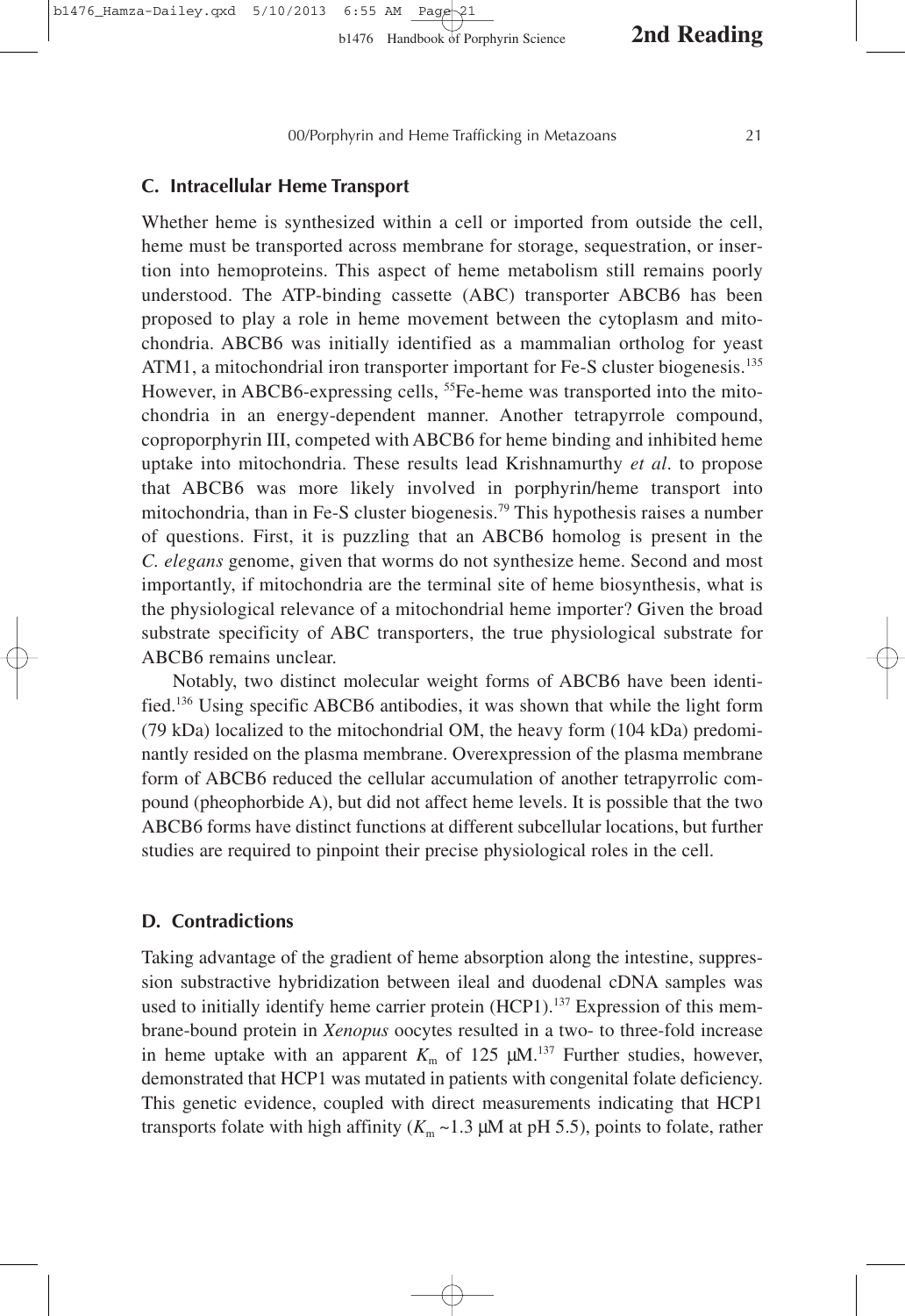### C. Intracellular Heme Transport

Whether heme is synthesized within a cell or imported from outside the cell, heme must be transported across membrane for storage, sequestration, or insertion into hemoproteins. This aspect of heme metabolism still remains poorly understood. The ATP-binding cassette (ABC) transporter ABCB6 has been proposed to play a role in heme movement between the cytoplasm and mitochondria. ABCB6 was initially identified as a mammalian ortholog for yeast ATM1, a mitochondrial iron transporter important for Fe-S cluster biogenesis.[135] However, in ABCB6-expressing cells, $^{55}$Fe-heme was transported into the mitochondria in an energy-dependent manner. Another tetrapyrrole compound, coproporphyrin III, competed with ABCB6 for heme binding and inhibited heme uptake into mitochondria. These results lead Krishnamurthy *et al*. to propose that ABCB6 was more likely involved in porphyrin/heme transport into mitochondria, than in Fe-S cluster biogenesis.[79] This hypothesis raises a number of questions. First, it is puzzling that an ABCB6 homolog is present in the *C. elegans* genome, given that worms do not synthesize heme. Second and most importantly, if mitochondria are the terminal site of heme biosynthesis, what is the physiological relevance of a mitochondrial heme importer? Given the broad substrate specificity of ABC transporters, the true physiological substrate for ABCB6 remains unclear.

Notably, two distinct molecular weight forms of ABCB6 have been identified.[136] Using specific ABCB6 antibodies, it was shown that while the light form (79 kDa) localized to the mitochondrial OM, the heavy form (104 kDa) predominantly resided on the plasma membrane. Overexpression of the plasma membrane form of ABCB6 reduced the cellular accumulation of another tetrapyrrolic compound (pheophorbide A), but did not affect heme levels. It is possible that the two ABCB6 forms have distinct functions at different subcellular locations, but further studies are required to pinpoint their precise physiological roles in the cell.

### D. Contradictions

Taking advantage of the gradient of heme absorption along the intestine, suppression substractive hybridization between ileal and duodenal cDNA samples was used to initially identify heme carrier protein (HCP1).[137] Expression of this membrane-bound protein in *Xenopus* oocytes resulted in a two- to three-fold increase in heme uptake with an apparent $K_m$ of 125 μM.[137] Further studies, however, demonstrated that HCP1 was mutated in patients with congenital folate deficiency. This genetic evidence, coupled with direct measurements indicating that HCP1 transports folate with high affinity ($K_m$ ~1.3 μM at pH 5.5), points to folate, rather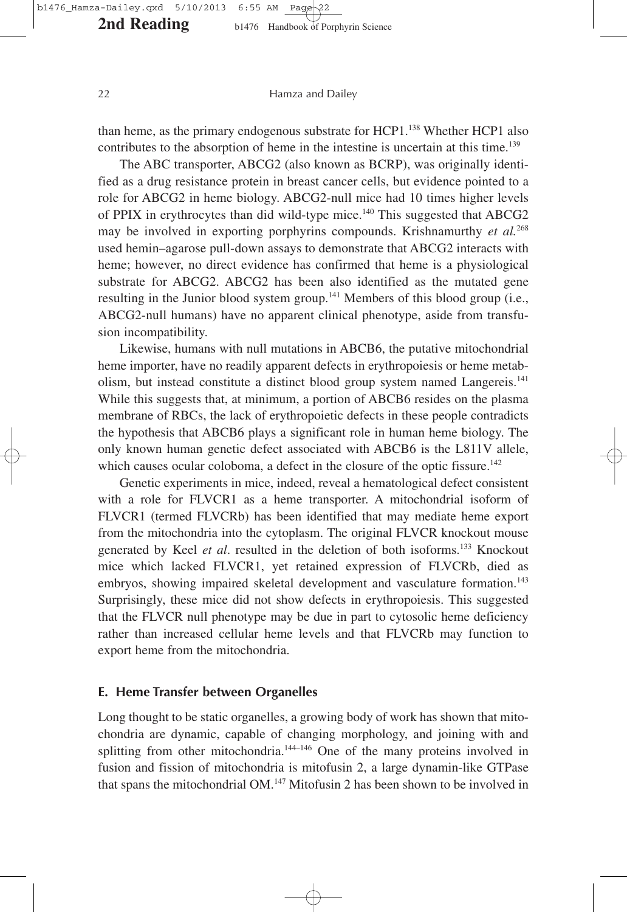than heme, as the primary endogenous substrate for HCP1.[138] Whether HCP1 also contributes to the absorption of heme in the intestine is uncertain at this time.[139]

The ABC transporter, ABCG2 (also known as BCRP), was originally identified as a drug resistance protein in breast cancer cells, but evidence pointed to a role for ABCG2 in heme biology. ABCG2-null mice had 10 times higher levels of PPIX in erythrocytes than did wild-type mice.[140] This suggested that ABCG2 may be involved in exporting porphyrins compounds. Krishnamurthy *et al.*[268] used hemin–agarose pull-down assays to demonstrate that ABCG2 interacts with heme; however, no direct evidence has confirmed that heme is a physiological substrate for ABCG2. ABCG2 has been also identified as the mutated gene resulting in the Junior blood system group.[141] Members of this blood group (i.e., ABCG2-null humans) have no apparent clinical phenotype, aside from transfusion incompatibility.

Likewise, humans with null mutations in ABCB6, the putative mitochondrial heme importer, have no readily apparent defects in erythropoiesis or heme metabolism, but instead constitute a distinct blood group system named Langereis.[141] While this suggests that, at minimum, a portion of ABCB6 resides on the plasma membrane of RBCs, the lack of erythropoietic defects in these people contradicts the hypothesis that ABCB6 plays a significant role in human heme biology. The only known human genetic defect associated with ABCB6 is the L811V allele, which causes ocular coloboma, a defect in the closure of the optic fissure.[142]

Genetic experiments in mice, indeed, reveal a hematological defect consistent with a role for FLVCR1 as a heme transporter. A mitochondrial isoform of FLVCR1 (termed FLVCRb) has been identified that may mediate heme export from the mitochondria into the cytoplasm. The original FLVCR knockout mouse generated by Keel *et al*. resulted in the deletion of both isoforms.[133] Knockout mice which lacked FLVCR1, yet retained expression of FLVCRb, died as embryos, showing impaired skeletal development and vasculature formation.[143] Surprisingly, these mice did not show defects in erythropoiesis. This suggested that the FLVCR null phenotype may be due in part to cytosolic heme deficiency rather than increased cellular heme levels and that FLVCRb may function to export heme from the mitochondria.

### E. Heme Transfer between Organelles

Long thought to be static organelles, a growing body of work has shown that mitochondria are dynamic, capable of changing morphology, and joining with and splitting from other mitochondria.[144–146] One of the many proteins involved in fusion and fission of mitochondria is mitofusin 2, a large dynamin-like GTPase that spans the mitochondrial OM.[147] Mitofusin 2 has been shown to be involved in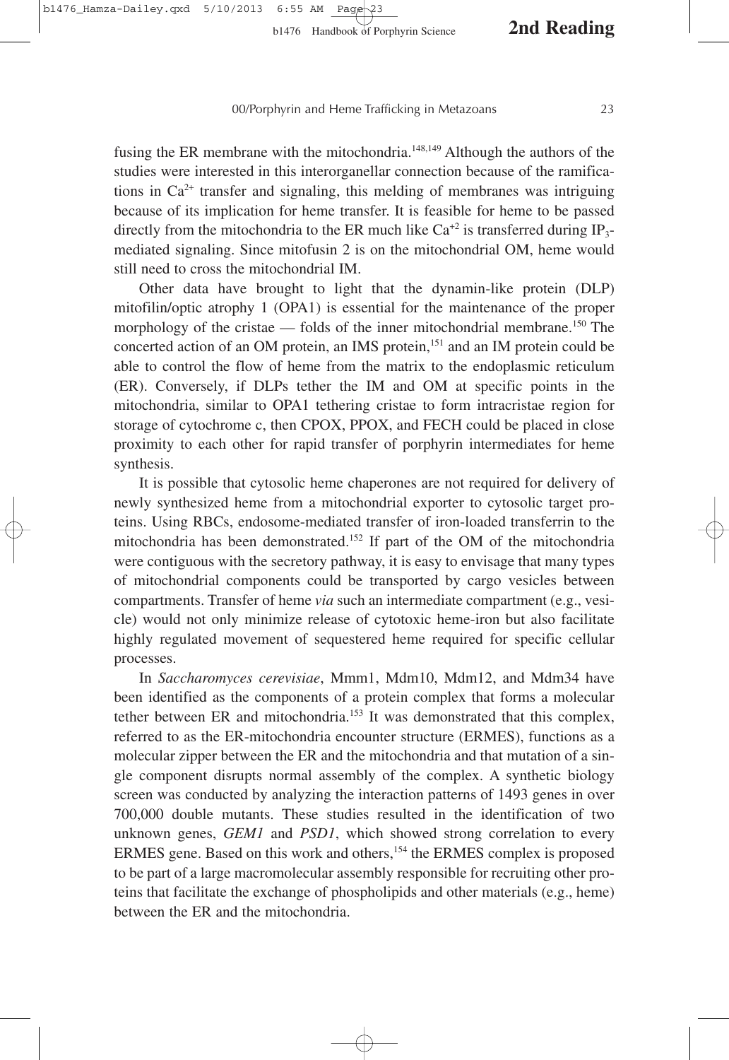fusing the ER membrane with the mitochondria.[148,149] Although the authors of the studies were interested in this interorganellar connection because of the ramifications in $Ca^{2+}$ transfer and signaling, this melding of membranes was intriguing because of its implication for heme transfer. It is feasible for heme to be passed directly from the mitochondria to the ER much like $Ca^{+2}$ is transferred during $IP_3$-mediated signaling. Since mitofusin 2 is on the mitochondrial OM, heme would still need to cross the mitochondrial IM.

Other data have brought to light that the dynamin-like protein (DLP) mitofilin/optic atrophy 1 (OPA1) is essential for the maintenance of the proper morphology of the cristae — folds of the inner mitochondrial membrane.[150] The concerted action of an OM protein, an IMS protein,[151] and an IM protein could be able to control the flow of heme from the matrix to the endoplasmic reticulum (ER). Conversely, if DLPs tether the IM and OM at specific points in the mitochondria, similar to OPA1 tethering cristae to form intracristae region for storage of cytochrome c, then CPOX, PPOX, and FECH could be placed in close proximity to each other for rapid transfer of porphyrin intermediates for heme synthesis.

It is possible that cytosolic heme chaperones are not required for delivery of newly synthesized heme from a mitochondrial exporter to cytosolic target proteins. Using RBCs, endosome-mediated transfer of iron-loaded transferrin to the mitochondria has been demonstrated.[152] If part of the OM of the mitochondria were contiguous with the secretory pathway, it is easy to envisage that many types of mitochondrial components could be transported by cargo vesicles between compartments. Transfer of heme *via* such an intermediate compartment (e.g., vesicle) would not only minimize release of cytotoxic heme-iron but also facilitate highly regulated movement of sequestered heme required for specific cellular processes.

In *Saccharomyces cerevisiae*, Mmm1, Mdm10, Mdm12, and Mdm34 have been identified as the components of a protein complex that forms a molecular tether between ER and mitochondria.[153] It was demonstrated that this complex, referred to as the ER-mitochondria encounter structure (ERMES), functions as a molecular zipper between the ER and the mitochondria and that mutation of a single component disrupts normal assembly of the complex. A synthetic biology screen was conducted by analyzing the interaction patterns of 1493 genes in over 700,000 double mutants. These studies resulted in the identification of two unknown genes, *GEM1* and *PSD1*, which showed strong correlation to every ERMES gene. Based on this work and others,[154] the ERMES complex is proposed to be part of a large macromolecular assembly responsible for recruiting other proteins that facilitate the exchange of phospholipids and other materials (e.g., heme) between the ER and the mitochondria.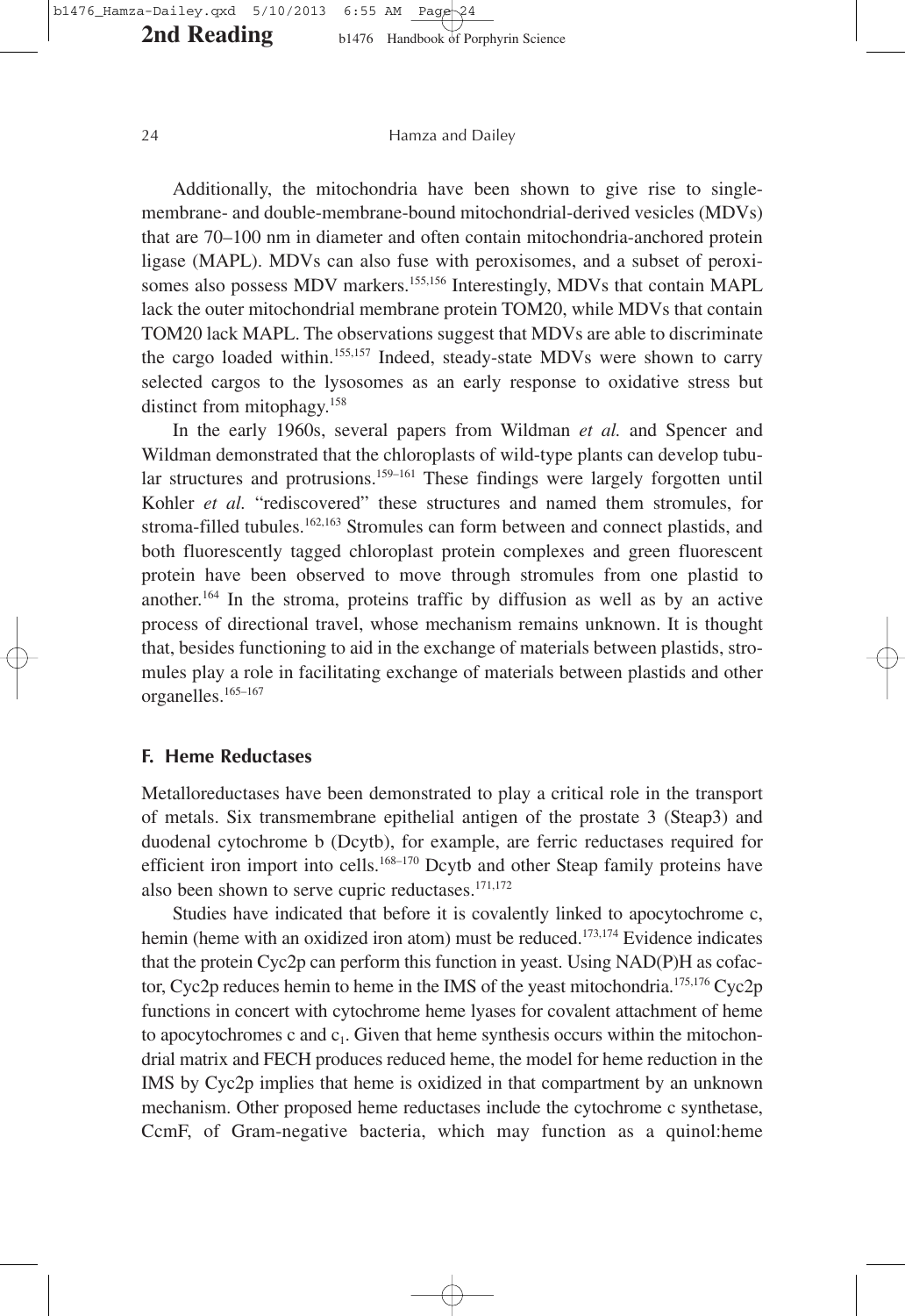Additionally, the mitochondria have been shown to give rise to single-membrane- and double-membrane-bound mitochondrial-derived vesicles (MDVs) that are 70–100 nm in diameter and often contain mitochondria-anchored protein ligase (MAPL). MDVs can also fuse with peroxisomes, and a subset of peroxisomes also possess MDV markers.[155,156] Interestingly, MDVs that contain MAPL lack the outer mitochondrial membrane protein TOM20, while MDVs that contain TOM20 lack MAPL. The observations suggest that MDVs are able to discriminate the cargo loaded within.[155,157] Indeed, steady-state MDVs were shown to carry selected cargos to the lysosomes as an early response to oxidative stress but distinct from mitophagy.[158]

In the early 1960s, several papers from Wildman *et al.* and Spencer and Wildman demonstrated that the chloroplasts of wild-type plants can develop tubular structures and protrusions.[159–161] These findings were largely forgotten until Kohler *et al.* "rediscovered" these structures and named them stromules, for stroma-filled tubules.[162,163] Stromules can form between and connect plastids, and both fluorescently tagged chloroplast protein complexes and green fluorescent protein have been observed to move through stromules from one plastid to another.[164] In the stroma, proteins traffic by diffusion as well as by an active process of directional travel, whose mechanism remains unknown. It is thought that, besides functioning to aid in the exchange of materials between plastids, stromules play a role in facilitating exchange of materials between plastids and other organelles.[165–167]

### F. Heme Reductases

Metalloreductases have been demonstrated to play a critical role in the transport of metals. Six transmembrane epithelial antigen of the prostate 3 (Steap3) and duodenal cytochrome b (Dcytb), for example, are ferric reductases required for efficient iron import into cells.[168–170] Dcytb and other Steap family proteins have also been shown to serve cupric reductases.[171,172]

Studies have indicated that before it is covalently linked to apocytochrome c, hemin (heme with an oxidized iron atom) must be reduced.[173,174] Evidence indicates that the protein Cyc2p can perform this function in yeast. Using NAD(P)H as cofactor, Cyc2p reduces hemin to heme in the IMS of the yeast mitochondria.[175,176] Cyc2p functions in concert with cytochrome heme lyases for covalent attachment of heme to apocytochromes c and $c_1$. Given that heme synthesis occurs within the mitochondrial matrix and FECH produces reduced heme, the model for heme reduction in the IMS by Cyc2p implies that heme is oxidized in that compartment by an unknown mechanism. Other proposed heme reductases include the cytochrome c synthetase, CcmF, of Gram-negative bacteria, which may function as a quinol:heme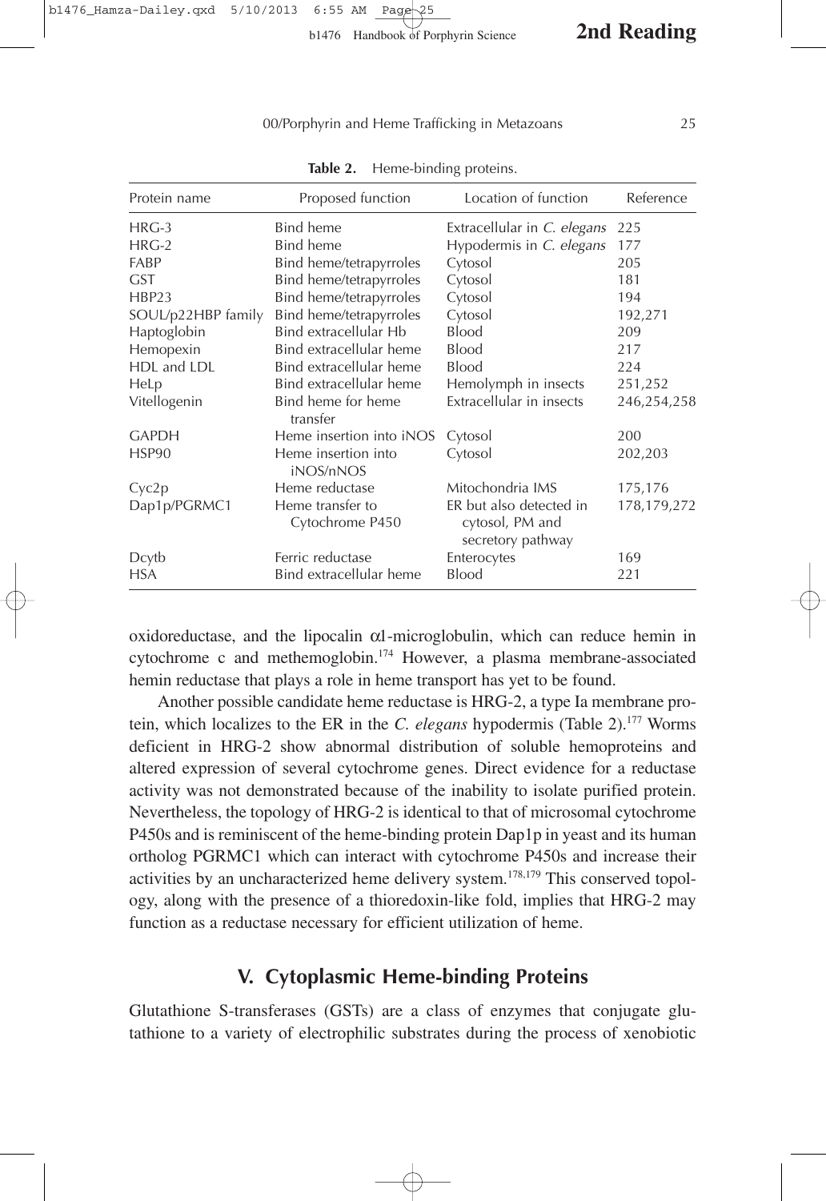**Table 2.** Heme-binding proteins.

| Protein name | Proposed function | Location of function | Reference |
|---|---|---|---|
| HRG-3 | Bind heme | Extracellular in *C. elegans* | 225 |
| HRG-2 | Bind heme | Hypodermis in *C. elegans* | 177 |
| FABP | Bind heme/tetrapyrroles | Cytosol | 205 |
| GST | Bind heme/tetrapyrroles | Cytosol | 181 |
| HBP23 | Bind heme/tetrapyrroles | Cytosol | 194 |
| SOUL/p22HBP family | Bind heme/tetrapyrroles | Cytosol | 192,271 |
| Haptoglobin | Bind extracellular Hb | Blood | 209 |
| Hemopexin | Bind extracellular heme | Blood | 217 |
| HDL and LDL | Bind extracellular heme | Blood | 224 |
| HeLp | Bind extracellular heme | Hemolymph in insects | 251,252 |
| Vitellogenin | Bind heme for heme transfer | Extracellular in insects | 246,254,258 |
| GAPDH | Heme insertion into iNOS | Cytosol | 200 |
| HSP90 | Heme insertion into iNOS/nNOS | Cytosol | 202,203 |
| Cyc2p | Heme reductase | Mitochondria IMS | 175,176 |
| Dap1p/PGRMC1 | Heme transfer to Cytochrome P450 | ER but also detected in cytosol, PM and secretory pathway | 178,179,272 |
| Dcytb | Ferric reductase | Enterocytes | 169 |
| HSA | Bind extracellular heme | Blood | 221 |

oxidoreductase, and the lipocalin α1-microglobulin, which can reduce hemin in cytochrome c and methemoglobin.[174] However, a plasma membrane-associated hemin reductase that plays a role in heme transport has yet to be found.

Another possible candidate heme reductase is HRG-2, a type Ia membrane protein, which localizes to the ER in the *C. elegans* hypodermis (Table 2).[177] Worms deficient in HRG-2 show abnormal distribution of soluble hemoproteins and altered expression of several cytochrome genes. Direct evidence for a reductase activity was not demonstrated because of the inability to isolate purified protein. Nevertheless, the topology of HRG-2 is identical to that of microsomal cytochrome P450s and is reminiscent of the heme-binding protein Dap1p in yeast and its human ortholog PGRMC1 which can interact with cytochrome P450s and increase their activities by an uncharacterized heme delivery system.[178,179] This conserved topology, along with the presence of a thioredoxin-like fold, implies that HRG-2 may function as a reductase necessary for efficient utilization of heme.

## V. Cytoplasmic Heme-binding Proteins

Glutathione S-transferases (GSTs) are a class of enzymes that conjugate glutathione to a variety of electrophilic substrates during the process of xenobiotic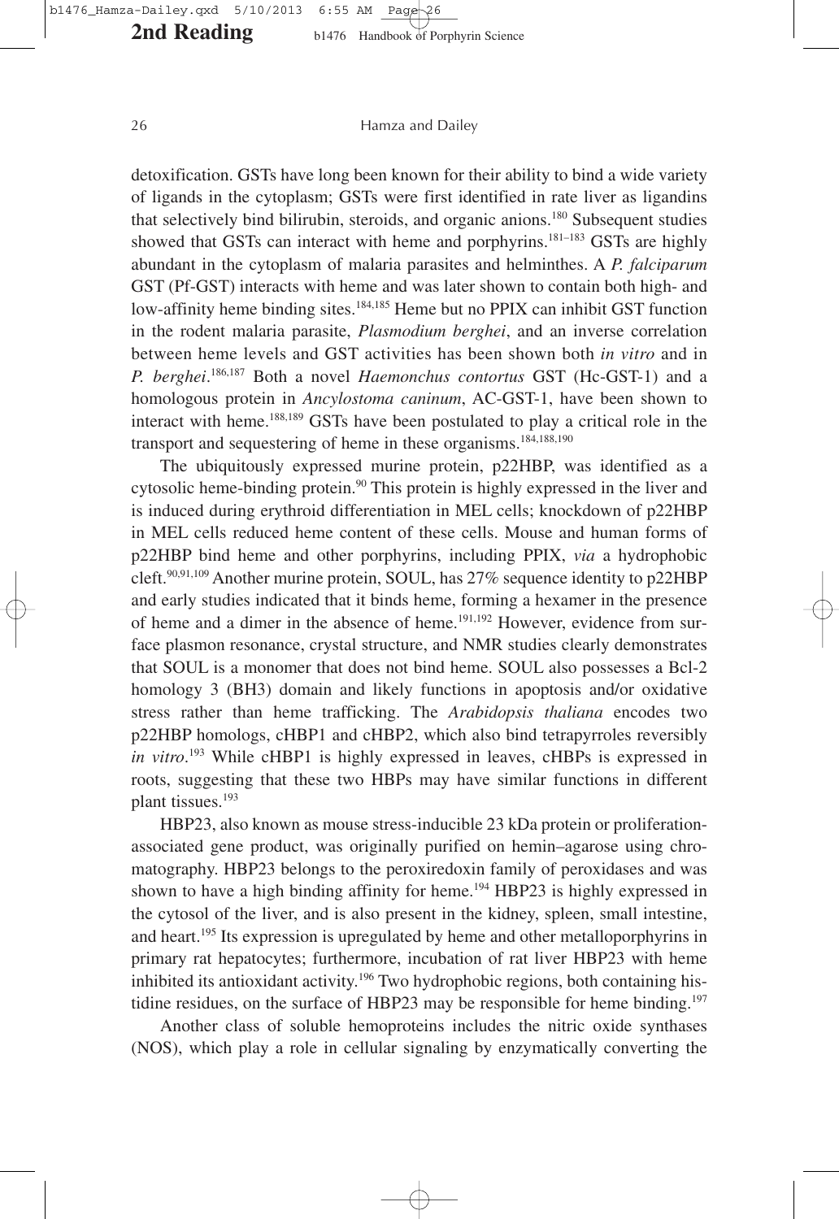detoxification. GSTs have long been known for their ability to bind a wide variety of ligands in the cytoplasm; GSTs were first identified in rate liver as ligandins that selectively bind bilirubin, steroids, and organic anions.[180] Subsequent studies showed that GSTs can interact with heme and porphyrins.[181–183] GSTs are highly abundant in the cytoplasm of malaria parasites and helminthes. A *P. falciparum* GST (Pf-GST) interacts with heme and was later shown to contain both high- and low-affinity heme binding sites.[184,185] Heme but no PPIX can inhibit GST function in the rodent malaria parasite, *Plasmodium berghei*, and an inverse correlation between heme levels and GST activities has been shown both *in vitro* and in *P. berghei*.[186,187] Both a novel *Haemonchus contortus* GST (Hc-GST-1) and a homologous protein in *Ancylostoma caninum*, AC-GST-1, have been shown to interact with heme.[188,189] GSTs have been postulated to play a critical role in the transport and sequestering of heme in these organisms.[184,188,190]

The ubiquitously expressed murine protein, p22HBP, was identified as a cytosolic heme-binding protein.[90] This protein is highly expressed in the liver and is induced during erythroid differentiation in MEL cells; knockdown of p22HBP in MEL cells reduced heme content of these cells. Mouse and human forms of p22HBP bind heme and other porphyrins, including PPIX, *via* a hydrophobic cleft.[90,91,109] Another murine protein, SOUL, has 27% sequence identity to p22HBP and early studies indicated that it binds heme, forming a hexamer in the presence of heme and a dimer in the absence of heme.[191,192] However, evidence from surface plasmon resonance, crystal structure, and NMR studies clearly demonstrates that SOUL is a monomer that does not bind heme. SOUL also possesses a Bcl-2 homology 3 (BH3) domain and likely functions in apoptosis and/or oxidative stress rather than heme trafficking. The *Arabidopsis thaliana* encodes two p22HBP homologs, cHBP1 and cHBP2, which also bind tetrapyrroles reversibly *in vitro*.[193] While cHBP1 is highly expressed in leaves, cHBPs is expressed in roots, suggesting that these two HBPs may have similar functions in different plant tissues.[193]

HBP23, also known as mouse stress-inducible 23 kDa protein or proliferation-associated gene product, was originally purified on hemin–agarose using chromatography. HBP23 belongs to the peroxiredoxin family of peroxidases and was shown to have a high binding affinity for heme.[194] HBP23 is highly expressed in the cytosol of the liver, and is also present in the kidney, spleen, small intestine, and heart.[195] Its expression is upregulated by heme and other metalloporphyrins in primary rat hepatocytes; furthermore, incubation of rat liver HBP23 with heme inhibited its antioxidant activity.[196] Two hydrophobic regions, both containing histidine residues, on the surface of HBP23 may be responsible for heme binding.[197]

Another class of soluble hemoproteins includes the nitric oxide synthases (NOS), which play a role in cellular signaling by enzymatically converting the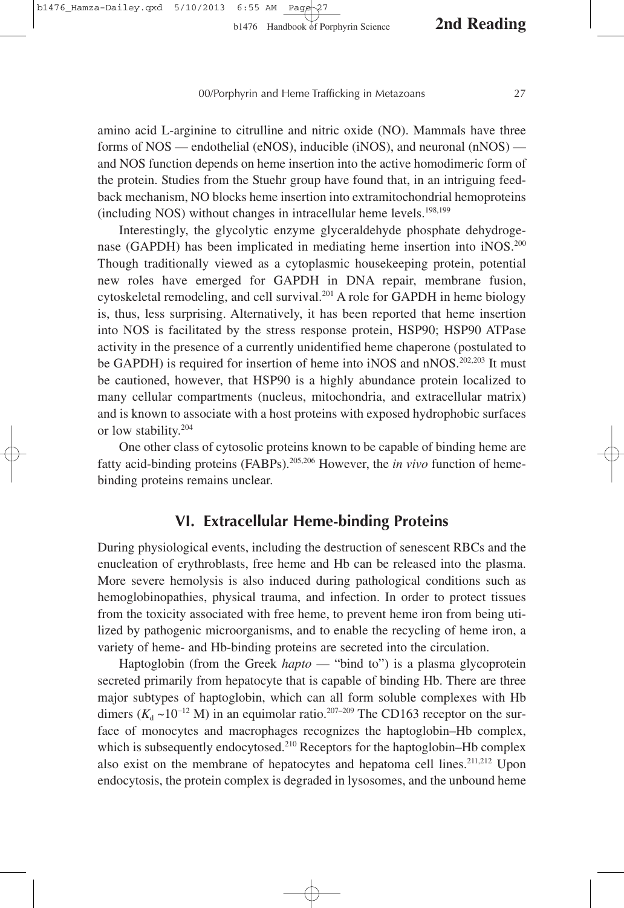amino acid L-arginine to citrulline and nitric oxide (NO). Mammals have three forms of NOS — endothelial (eNOS), inducible (iNOS), and neuronal (nNOS) — and NOS function depends on heme insertion into the active homodimeric form of the protein. Studies from the Stuehr group have found that, in an intriguing feedback mechanism, NO blocks heme insertion into extramitochondrial hemoproteins (including NOS) without changes in intracellular heme levels.[198,199]

Interestingly, the glycolytic enzyme glyceraldehyde phosphate dehydrogenase (GAPDH) has been implicated in mediating heme insertion into iNOS.[200] Though traditionally viewed as a cytoplasmic housekeeping protein, potential new roles have emerged for GAPDH in DNA repair, membrane fusion, cytoskeletal remodeling, and cell survival.[201] A role for GAPDH in heme biology is, thus, less surprising. Alternatively, it has been reported that heme insertion into NOS is facilitated by the stress response protein, HSP90; HSP90 ATPase activity in the presence of a currently unidentified heme chaperone (postulated to be GAPDH) is required for insertion of heme into iNOS and nNOS.[202,203] It must be cautioned, however, that HSP90 is a highly abundance protein localized to many cellular compartments (nucleus, mitochondria, and extracellular matrix) and is known to associate with a host proteins with exposed hydrophobic surfaces or low stability.[204]

One other class of cytosolic proteins known to be capable of binding heme are fatty acid-binding proteins (FABPs).[205,206] However, the *in vivo* function of heme-binding proteins remains unclear.

## VI. Extracellular Heme-binding Proteins

During physiological events, including the destruction of senescent RBCs and the enucleation of erythroblasts, free heme and Hb can be released into the plasma. More severe hemolysis is also induced during pathological conditions such as hemoglobinopathies, physical trauma, and infection. In order to protect tissues from the toxicity associated with free heme, to prevent heme iron from being utilized by pathogenic microorganisms, and to enable the recycling of heme iron, a variety of heme- and Hb-binding proteins are secreted into the circulation.

Haptoglobin (from the Greek *hapto* — "bind to") is a plasma glycoprotein secreted primarily from hepatocyte that is capable of binding Hb. There are three major subtypes of haptoglobin, which can all form soluble complexes with Hb dimers ($K_d$ ~$10^{-12}$ M) in an equimolar ratio.[207–209] The CD163 receptor on the surface of monocytes and macrophages recognizes the haptoglobin–Hb complex, which is subsequently endocytosed.[210] Receptors for the haptoglobin–Hb complex also exist on the membrane of hepatocytes and hepatoma cell lines.[211,212] Upon endocytosis, the protein complex is degraded in lysosomes, and the unbound heme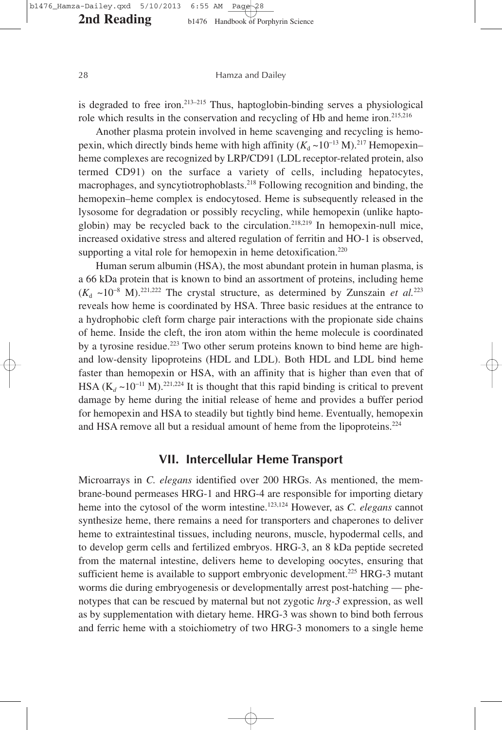is degraded to free iron.[213–215] Thus, haptoglobin-binding serves a physiological role which results in the conservation and recycling of Hb and heme iron.[215,216]

Another plasma protein involved in heme scavenging and recycling is hemopexin, which directly binds heme with high affinity ($K_d$ ~$10^{-13}$ M).[217] Hemopexin–heme complexes are recognized by LRP/CD91 (LDL receptor-related protein, also termed CD91) on the surface a variety of cells, including hepatocytes, macrophages, and syncytiotrophoblasts.[218] Following recognition and binding, the hemopexin–heme complex is endocytosed. Heme is subsequently released in the lysosome for degradation or possibly recycling, while hemopexin (unlike haptoglobin) may be recycled back to the circulation.[218,219] In hemopexin-null mice, increased oxidative stress and altered regulation of ferritin and HO-1 is observed, supporting a vital role for hemopexin in heme detoxification.[220]

Human serum albumin (HSA), the most abundant protein in human plasma, is a 66 kDa protein that is known to bind an assortment of proteins, including heme ($K_d$ ~$10^{-8}$ M).[221,222] The crystal structure, as determined by Zunszain *et al.*[223] reveals how heme is coordinated by HSA. Three basic residues at the entrance to a hydrophobic cleft form charge pair interactions with the propionate side chains of heme. Inside the cleft, the iron atom within the heme molecule is coordinated by a tyrosine residue.[223] Two other serum proteins known to bind heme are high- and low-density lipoproteins (HDL and LDL). Both HDL and LDL bind heme faster than hemopexin or HSA, with an affinity that is higher than even that of HSA ($K_d$ ~$10^{-11}$ M).[221,224] It is thought that this rapid binding is critical to prevent damage by heme during the initial release of heme and provides a buffer period for hemopexin and HSA to steadily but tightly bind heme. Eventually, hemopexin and HSA remove all but a residual amount of heme from the lipoproteins.[224]

## VII. Intercellular Heme Transport

Microarrays in *C. elegans* identified over 200 HRGs. As mentioned, the membrane-bound permeases HRG-1 and HRG-4 are responsible for importing dietary heme into the cytosol of the worm intestine.[123,124] However, as *C. elegans* cannot synthesize heme, there remains a need for transporters and chaperones to deliver heme to extraintestinal tissues, including neurons, muscle, hypodermal cells, and to develop germ cells and fertilized embryos. HRG-3, an 8 kDa peptide secreted from the maternal intestine, delivers heme to developing oocytes, ensuring that sufficient heme is available to support embryonic development.[225] HRG-3 mutant worms die during embryogenesis or developmentally arrest post-hatching — phenotypes that can be rescued by maternal but not zygotic *hrg-3* expression, as well as by supplementation with dietary heme. HRG-3 was shown to bind both ferrous and ferric heme with a stoichiometry of two HRG-3 monomers to a single heme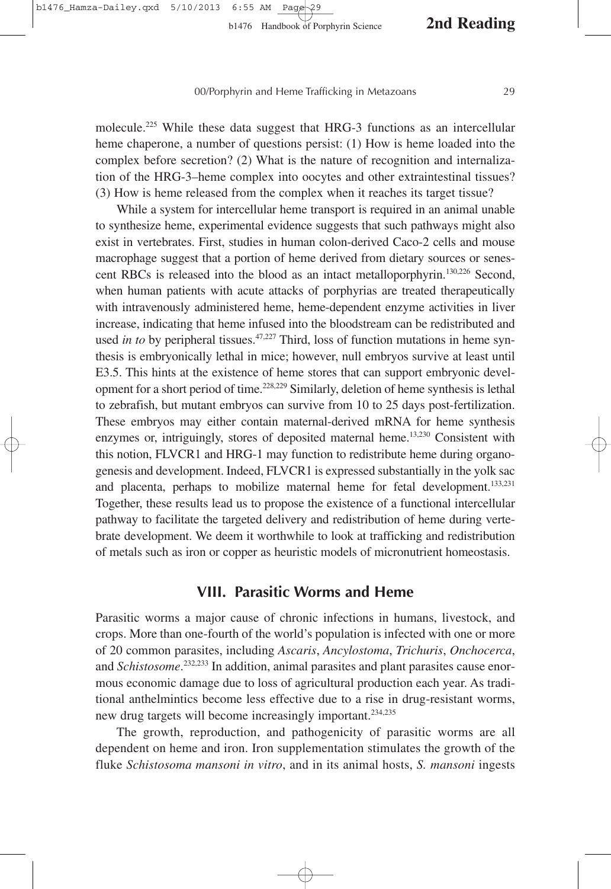molecule.[225] While these data suggest that HRG-3 functions as an intercellular heme chaperone, a number of questions persist: (1) How is heme loaded into the complex before secretion? (2) What is the nature of recognition and internalization of the HRG-3–heme complex into oocytes and other extraintestinal tissues? (3) How is heme released from the complex when it reaches its target tissue?

While a system for intercellular heme transport is required in an animal unable to synthesize heme, experimental evidence suggests that such pathways might also exist in vertebrates. First, studies in human colon-derived Caco-2 cells and mouse macrophage suggest that a portion of heme derived from dietary sources or senescent RBCs is released into the blood as an intact metalloporphyrin.[130,226] Second, when human patients with acute attacks of porphyrias are treated therapeutically with intravenously administered heme, heme-dependent enzyme activities in liver increase, indicating that heme infused into the bloodstream can be redistributed and used *in to* by peripheral tissues.[47,227] Third, loss of function mutations in heme synthesis is embryonically lethal in mice; however, null embryos survive at least until E3.5. This hints at the existence of heme stores that can support embryonic development for a short period of time.[228,229] Similarly, deletion of heme synthesis is lethal to zebrafish, but mutant embryos can survive from 10 to 25 days post-fertilization. These embryos may either contain maternal-derived mRNA for heme synthesis enzymes or, intriguingly, stores of deposited maternal heme.[13,230] Consistent with this notion, FLVCR1 and HRG-1 may function to redistribute heme during organogenesis and development. Indeed, FLVCR1 is expressed substantially in the yolk sac and placenta, perhaps to mobilize maternal heme for fetal development.[133,231] Together, these results lead us to propose the existence of a functional intercellular pathway to facilitate the targeted delivery and redistribution of heme during vertebrate development. We deem it worthwhile to look at trafficking and redistribution of metals such as iron or copper as heuristic models of micronutrient homeostasis.

## VIII. Parasitic Worms and Heme

Parasitic worms a major cause of chronic infections in humans, livestock, and crops. More than one-fourth of the world's population is infected with one or more of 20 common parasites, including *Ascaris*, *Ancylostoma*, *Trichuris*, *Onchocerca*, and *Schistosome*.[232,233] In addition, animal parasites and plant parasites cause enormous economic damage due to loss of agricultural production each year. As traditional anthelmintics become less effective due to a rise in drug-resistant worms, new drug targets will become increasingly important.[234,235]

The growth, reproduction, and pathogenicity of parasitic worms are all dependent on heme and iron. Iron supplementation stimulates the growth of the fluke *Schistosoma mansoni in vitro*, and in its animal hosts, *S. mansoni* ingests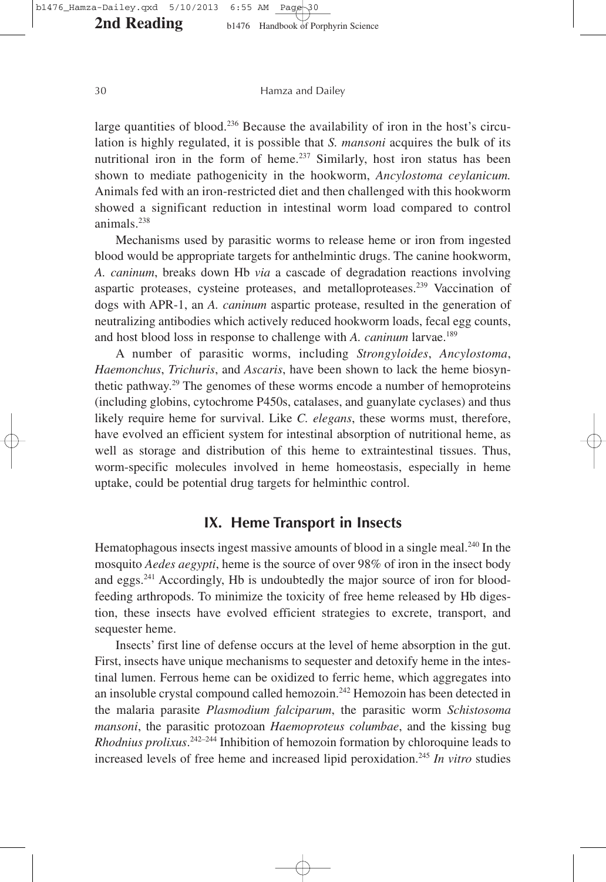large quantities of blood.[236] Because the availability of iron in the host's circulation is highly regulated, it is possible that *S. mansoni* acquires the bulk of its nutritional iron in the form of heme.[237] Similarly, host iron status has been shown to mediate pathogenicity in the hookworm, *Ancylostoma ceylanicum.* Animals fed with an iron-restricted diet and then challenged with this hookworm showed a significant reduction in intestinal worm load compared to control animals.[238]

Mechanisms used by parasitic worms to release heme or iron from ingested blood would be appropriate targets for anthelmintic drugs. The canine hookworm, *A. caninum*, breaks down Hb *via* a cascade of degradation reactions involving aspartic proteases, cysteine proteases, and metalloproteases.[239] Vaccination of dogs with APR-1, an *A. caninum* aspartic protease, resulted in the generation of neutralizing antibodies which actively reduced hookworm loads, fecal egg counts, and host blood loss in response to challenge with *A. caninum* larvae.[189]

A number of parasitic worms, including *Strongyloides*, *Ancylostoma*, *Haemonchus*, *Trichuris*, and *Ascaris*, have been shown to lack the heme biosynthetic pathway.[29] The genomes of these worms encode a number of hemoproteins (including globins, cytochrome P450s, catalases, and guanylate cyclases) and thus likely require heme for survival. Like *C. elegans*, these worms must, therefore, have evolved an efficient system for intestinal absorption of nutritional heme, as well as storage and distribution of this heme to extraintestinal tissues. Thus, worm-specific molecules involved in heme homeostasis, especially in heme uptake, could be potential drug targets for helminthic control.

## IX. Heme Transport in Insects

Hematophagous insects ingest massive amounts of blood in a single meal.[240] In the mosquito *Aedes aegypti*, heme is the source of over 98% of iron in the insect body and eggs.[241] Accordingly, Hb is undoubtedly the major source of iron for blood-feeding arthropods. To minimize the toxicity of free heme released by Hb digestion, these insects have evolved efficient strategies to excrete, transport, and sequester heme.

Insects' first line of defense occurs at the level of heme absorption in the gut. First, insects have unique mechanisms to sequester and detoxify heme in the intestinal lumen. Ferrous heme can be oxidized to ferric heme, which aggregates into an insoluble crystal compound called hemozoin.[242] Hemozoin has been detected in the malaria parasite *Plasmodium falciparum*, the parasitic worm *Schistosoma mansoni*, the parasitic protozoan *Haemoproteus columbae*, and the kissing bug *Rhodnius prolixus*.[242–244] Inhibition of hemozoin formation by chloroquine leads to increased levels of free heme and increased lipid peroxidation.[245] *In vitro* studies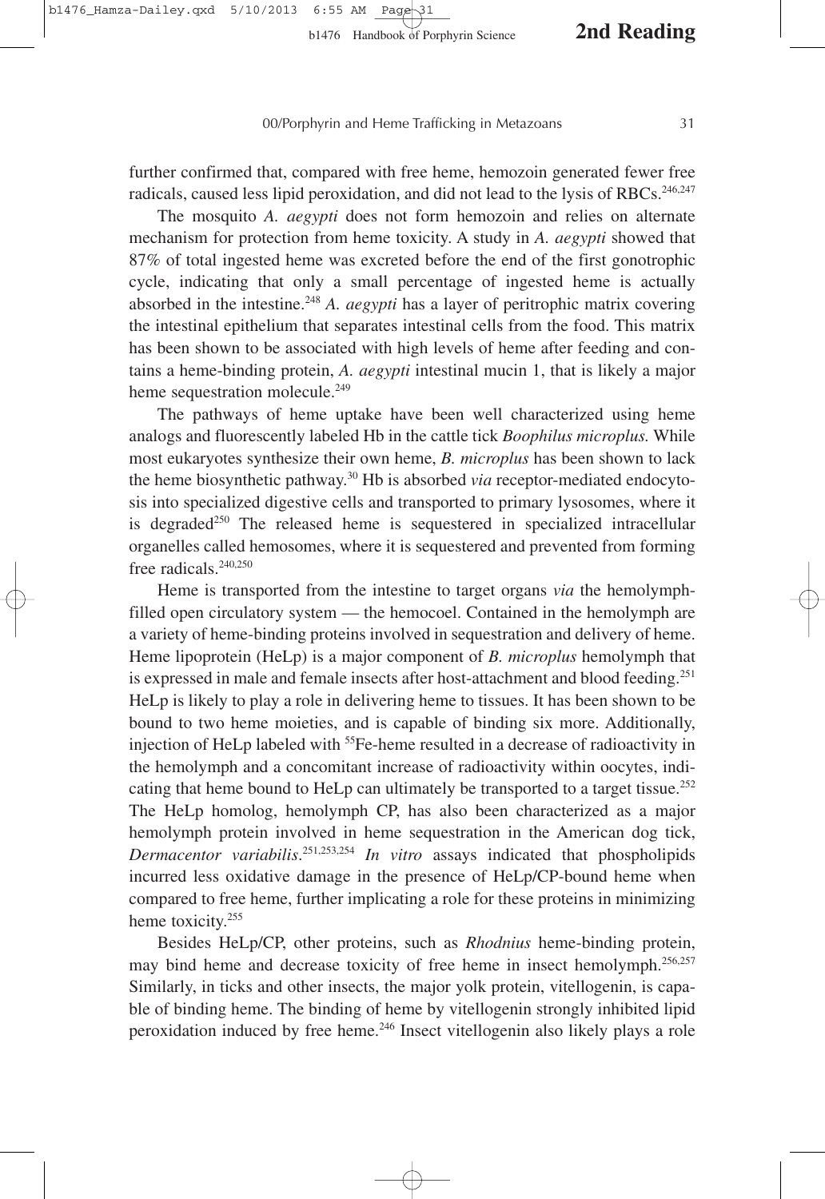further confirmed that, compared with free heme, hemozoin generated fewer free radicals, caused less lipid peroxidation, and did not lead to the lysis of RBCs.[246,247]

The mosquito *A. aegypti* does not form hemozoin and relies on alternate mechanism for protection from heme toxicity. A study in *A. aegypti* showed that 87% of total ingested heme was excreted before the end of the first gonotrophic cycle, indicating that only a small percentage of ingested heme is actually absorbed in the intestine.[248] *A. aegypti* has a layer of peritrophic matrix covering the intestinal epithelium that separates intestinal cells from the food. This matrix has been shown to be associated with high levels of heme after feeding and contains a heme-binding protein, *A. aegypti* intestinal mucin 1, that is likely a major heme sequestration molecule.[249]

The pathways of heme uptake have been well characterized using heme analogs and fluorescently labeled Hb in the cattle tick *Boophilus microplus.* While most eukaryotes synthesize their own heme, *B. microplus* has been shown to lack the heme biosynthetic pathway.[30] Hb is absorbed *via* receptor-mediated endocytosis into specialized digestive cells and transported to primary lysosomes, where it is degraded[250] The released heme is sequestered in specialized intracellular organelles called hemosomes, where it is sequestered and prevented from forming free radicals.[240,250]

Heme is transported from the intestine to target organs *via* the hemolymph-filled open circulatory system — the hemocoel. Contained in the hemolymph are a variety of heme-binding proteins involved in sequestration and delivery of heme. Heme lipoprotein (HeLp) is a major component of *B. microplus* hemolymph that is expressed in male and female insects after host-attachment and blood feeding.[251] HeLp is likely to play a role in delivering heme to tissues. It has been shown to be bound to two heme moieties, and is capable of binding six more. Additionally, injection of HeLp labeled with $^{55}$Fe-heme resulted in a decrease of radioactivity in the hemolymph and a concomitant increase of radioactivity within oocytes, indicating that heme bound to HeLp can ultimately be transported to a target tissue.[252] The HeLp homolog, hemolymph CP, has also been characterized as a major hemolymph protein involved in heme sequestration in the American dog tick, *Dermacentor variabilis*.[251,253,254] *In vitro* assays indicated that phospholipids incurred less oxidative damage in the presence of HeLp/CP-bound heme when compared to free heme, further implicating a role for these proteins in minimizing heme toxicity.[255]

Besides HeLp/CP, other proteins, such as *Rhodnius* heme-binding protein, may bind heme and decrease toxicity of free heme in insect hemolymph.[256,257] Similarly, in ticks and other insects, the major yolk protein, vitellogenin, is capable of binding heme. The binding of heme by vitellogenin strongly inhibited lipid peroxidation induced by free heme.[246] Insect vitellogenin also likely plays a role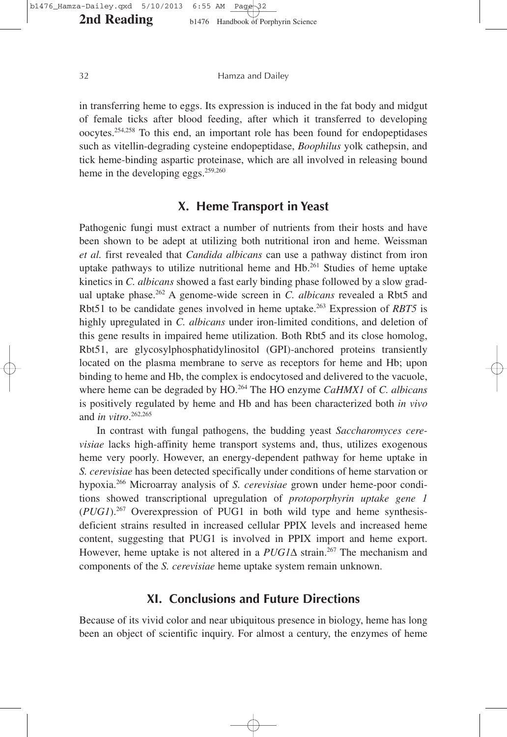in transferring heme to eggs. Its expression is induced in the fat body and midgut of female ticks after blood feeding, after which it transferred to developing oocytes.[254,258] To this end, an important role has been found for endopeptidases such as vitellin-degrading cysteine endopeptidase, *Boophilus* yolk cathepsin, and tick heme-binding aspartic proteinase, which are all involved in releasing bound heme in the developing eggs.[259,260]

## X. Heme Transport in Yeast

Pathogenic fungi must extract a number of nutrients from their hosts and have been shown to be adept at utilizing both nutritional iron and heme. Weissman *et al.* first revealed that *Candida albicans* can use a pathway distinct from iron uptake pathways to utilize nutritional heme and Hb.[261] Studies of heme uptake kinetics in *C. albicans* showed a fast early binding phase followed by a slow gradual uptake phase.[262] A genome-wide screen in *C. albicans* revealed a Rbt5 and Rbt51 to be candidate genes involved in heme uptake.[263] Expression of *RBT5* is highly upregulated in *C. albicans* under iron-limited conditions, and deletion of this gene results in impaired heme utilization. Both Rbt5 and its close homolog, Rbt51, are glycosylphosphatidylinositol (GPI)-anchored proteins transiently located on the plasma membrane to serve as receptors for heme and Hb; upon binding to heme and Hb, the complex is endocytosed and delivered to the vacuole, where heme can be degraded by HO.[264] The HO enzyme *CaHMX1* of *C. albicans* is positively regulated by heme and Hb and has been characterized both *in vivo* and *in vitro*.[262,265]

In contrast with fungal pathogens, the budding yeast *Saccharomyces cerevisiae* lacks high-affinity heme transport systems and, thus, utilizes exogenous heme very poorly. However, an energy-dependent pathway for heme uptake in *S. cerevisiae* has been detected specifically under conditions of heme starvation or hypoxia.[266] Microarray analysis of *S. cerevisiae* grown under heme-poor conditions showed transcriptional upregulation of *protoporphyrin uptake gene 1* (*PUG1*).[267] Overexpression of PUG1 in both wild type and heme synthesis-deficient strains resulted in increased cellular PPIX levels and increased heme content, suggesting that PUG1 is involved in PPIX import and heme export. However, heme uptake is not altered in a *PUG1*Δ strain.[267] The mechanism and components of the *S. cerevisiae* heme uptake system remain unknown.

## XI. Conclusions and Future Directions

Because of its vivid color and near ubiquitous presence in biology, heme has long been an object of scientific inquiry. For almost a century, the enzymes of heme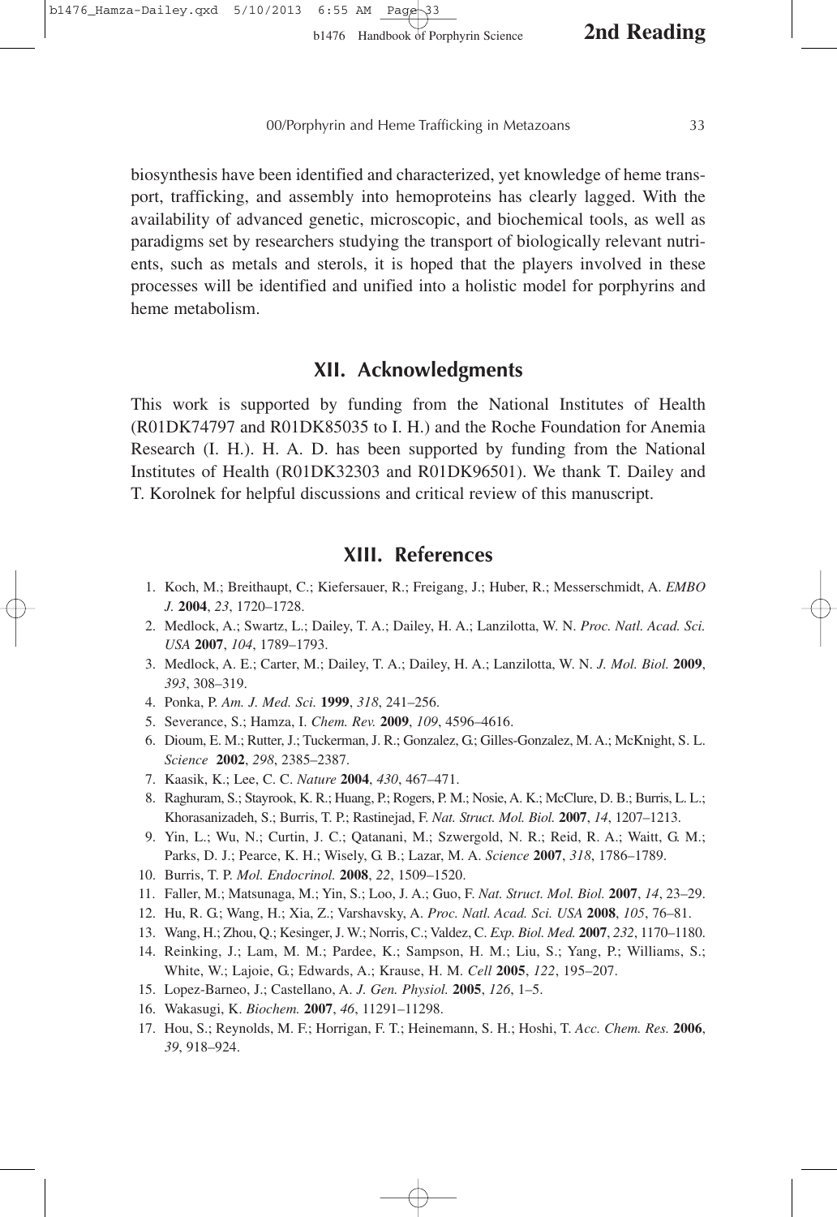biosynthesis have been identified and characterized, yet knowledge of heme transport, trafficking, and assembly into hemoproteins has clearly lagged. With the availability of advanced genetic, microscopic, and biochemical tools, as well as paradigms set by researchers studying the transport of biologically relevant nutrients, such as metals and sterols, it is hoped that the players involved in these processes will be identified and unified into a holistic model for porphyrins and heme metabolism.

## XII. Acknowledgments

This work is supported by funding from the National Institutes of Health (R01DK74797 and R01DK85035 to I. H.) and the Roche Foundation for Anemia Research (I. H.). H. A. D. has been supported by funding from the National Institutes of Health (R01DK32303 and R01DK96501). We thank T. Dailey and T. Korolnek for helpful discussions and critical review of this manuscript.

## XIII. References

1. Koch, M.; Breithaupt, C.; Kiefersauer, R.; Freigang, J.; Huber, R.; Messerschmidt, A. *EMBO J.* **2004**, *23*, 1720–1728.
2. Medlock, A.; Swartz, L.; Dailey, T. A.; Dailey, H. A.; Lanzilotta, W. N. *Proc. Natl. Acad. Sci. USA* **2007**, *104*, 1789–1793.
3. Medlock, A. E.; Carter, M.; Dailey, T. A.; Dailey, H. A.; Lanzilotta, W. N. *J. Mol. Biol.* **2009**, *393*, 308–319.
4. Ponka, P. *Am. J. Med. Sci.* **1999**, *318*, 241–256.
5. Severance, S.; Hamza, I. *Chem. Rev.* **2009**, *109*, 4596–4616.
6. Dioum, E. M.; Rutter, J.; Tuckerman, J. R.; Gonzalez, G.; Gilles-Gonzalez, M. A.; McKnight, S. L. *Science* **2002**, *298*, 2385–2387.
7. Kaasik, K.; Lee, C. C. *Nature* **2004**, *430*, 467–471.
8. Raghuram, S.; Stayrook, K. R.; Huang, P.; Rogers, P. M.; Nosie, A. K.; McClure, D. B.; Burris, L. L.; Khorasanizadeh, S.; Burris, T. P.; Rastinejad, F. *Nat. Struct. Mol. Biol.* **2007**, *14*, 1207–1213.
9. Yin, L.; Wu, N.; Curtin, J. C.; Qatanani, M.; Szwergold, N. R.; Reid, R. A.; Waitt, G. M.; Parks, D. J.; Pearce, K. H.; Wisely, G. B.; Lazar, M. A. *Science* **2007**, *318*, 1786–1789.
10. Burris, T. P. *Mol. Endocrinol.* **2008**, *22*, 1509–1520.
11. Faller, M.; Matsunaga, M.; Yin, S.; Loo, J. A.; Guo, F. *Nat. Struct. Mol. Biol.* **2007**, *14*, 23–29.
12. Hu, R. G.; Wang, H.; Xia, Z.; Varshavsky, A. *Proc. Natl. Acad. Sci. USA* **2008**, *105*, 76–81.
13. Wang, H.; Zhou, Q.; Kesinger, J. W.; Norris, C.; Valdez, C. *Exp. Biol. Med.* **2007**, *232*, 1170–1180.
14. Reinking, J.; Lam, M. M.; Pardee, K.; Sampson, H. M.; Liu, S.; Yang, P.; Williams, S.; White, W.; Lajoie, G.; Edwards, A.; Krause, H. M. *Cell* **2005**, *122*, 195–207.
15. Lopez-Barneo, J.; Castellano, A. *J. Gen. Physiol.* **2005**, *126*, 1–5.
16. Wakasugi, K. *Biochem.* **2007**, *46*, 11291–11298.
17. Hou, S.; Reynolds, M. F.; Horrigan, F. T.; Heinemann, S. H.; Hoshi, T. *Acc. Chem. Res.* **2006**, *39*, 918–924.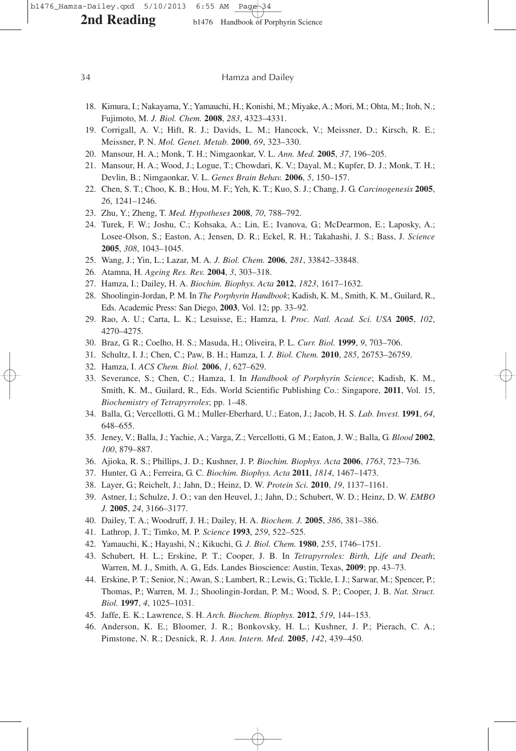18. Kimura, I.; Nakayama, Y.; Yamauchi, H.; Konishi, M.; Miyake, A.; Mori, M.; Ohta, M.; Itoh, N.; Fujimoto, M. *J. Biol. Chem.* **2008**, *283*, 4323–4331.
19. Corrigall, A. V.; Hift, R. J.; Davids, L. M.; Hancock, V.; Meissner, D.; Kirsch, R. E.; Meissner, P. N. *Mol. Genet. Metab.* **2000**, *69*, 323–330.
20. Mansour, H. A.; Monk, T. H.; Nimgaonkar, V. L. *Ann. Med.* **2005**, *37*, 196–205.
21. Mansour, H. A.; Wood, J.; Logue, T.; Chowdari, K. V.; Dayal, M.; Kupfer, D. J.; Monk, T. H.; Devlin, B.; Nimgaonkar, V. L. *Genes Brain Behav.* **2006**, *5*, 150–157.
22. Chen, S. T.; Choo, K. B.; Hou, M. F.; Yeh, K. T.; Kuo, S. J.; Chang, J. G. *Carcinogenesis* **2005**, *26*, 1241–1246.
23. Zhu, Y.; Zheng, T. *Med. Hypotheses* **2008**, *70*, 788–792.
24. Turek, F. W.; Joshu, C.; Kohsaka, A.; Lin, E.; Ivanova, G.; McDearmon, E.; Laposky, A.; Losee-Olson, S.; Easton, A.; Jensen, D. R.; Eckel, R. H.; Takahashi, J. S.; Bass, J. *Science* **2005**, *308*, 1043–1045.
25. Wang, J.; Yin, L.; Lazar, M. A. *J. Biol. Chem.* **2006**, *281*, 33842–33848.
26. Atamna, H. *Ageing Res. Rev.* **2004**, *3*, 303–318.
27. Hamza, I.; Dailey, H. A. *Biochim. Biophys. Acta* **2012**, *1823*, 1617–1632.
28. Shoolingin-Jordan, P. M. In *The Porphyrin Handbook*; Kadish, K. M., Smith, K. M., Guilard, R., Eds. Academic Press: San Diego, **2003**, Vol. 12; pp. 33–92.
29. Rao, A. U.; Carta, L. K.; Lesuisse, E.; Hamza, I. *Proc. Natl. Acad. Sci. USA* **2005**, *102*, 4270–4275.
30. Braz, G. R.; Coelho, H. S.; Masuda, H.; Oliveira, P. L. *Curr. Biol.* **1999**, *9*, 703–706.
31. Schultz, I. J.; Chen, C.; Paw, B. H.; Hamza, I. *J. Biol. Chem.* **2010**, *285*, 26753–26759.
32. Hamza, I. *ACS Chem. Biol.* **2006**, *1*, 627–629.
33. Severance, S.; Chen, C.; Hamza, I. In *Handbook of Porphyrin Science*; Kadish, K. M., Smith, K. M., Guilard, R., Eds. World Scientific Publishing Co.: Singapore, **2011**, Vol. 15, *Biochemistry of Tetrapyrroles*; pp. 1–48.
34. Balla, G.; Vercellotti, G. M.; Muller-Eberhard, U.; Eaton, J.; Jacob, H. S. *Lab. Invest.* **1991**, *64*, 648–655.
35. Jeney, V.; Balla, J.; Yachie, A.; Varga, Z.; Vercellotti, G. M.; Eaton, J. W.; Balla, G. *Blood* **2002**, *100*, 879–887.
36. Ajioka, R. S.; Phillips, J. D.; Kushner, J. P. *Biochim. Biophys. Acta* **2006**, *1763*, 723–736.
37. Hunter, G. A.; Ferreira, G. C. *Biochim. Biophys. Acta* **2011**, *1814*, 1467–1473.
38. Layer, G.; Reichelt, J.; Jahn, D.; Heinz, D. W. *Protein Sci.* **2010**, *19*, 1137–1161.
39. Astner, I.; Schulze, J. O.; van den Heuvel, J.; Jahn, D.; Schubert, W. D.; Heinz, D. W. *EMBO J.* **2005**, *24*, 3166–3177.
40. Dailey, T. A.; Woodruff, J. H.; Dailey, H. A. *Biochem. J.* **2005**, *386*, 381–386.
41. Lathrop, J. T.; Timko, M. P. *Science* **1993**, *259*, 522–525.
42. Yamauchi, K.; Hayashi, N.; Kikuchi, G. *J. Biol. Chem.* **1980**, *255*, 1746–1751.
43. Schubert, H. L.; Erskine, P. T.; Cooper, J. B. In *Tetrapyrroles: Birth, Life and Death*; Warren, M. J., Smith, A. G., Eds. Landes Bioscience: Austin, Texas, **2009**; pp. 43–73.
44. Erskine, P. T.; Senior, N.; Awan, S.; Lambert, R.; Lewis, G.; Tickle, I. J.; Sarwar, M.; Spencer, P.; Thomas, P.; Warren, M. J.; Shoolingin-Jordan, P. M.; Wood, S. P.; Cooper, J. B. *Nat. Struct. Biol.* **1997**, *4*, 1025–1031.
45. Jaffe, E. K.; Lawrence, S. H. *Arch. Biochem. Biophys.* **2012**, *519*, 144–153.
46. Anderson, K. E.; Bloomer, J. R.; Bonkovsky, H. L.; Kushner, J. P.; Pierach, C. A.; Pimstone, N. R.; Desnick, R. J. *Ann. Intern. Med.* **2005**, *142*, 439–450.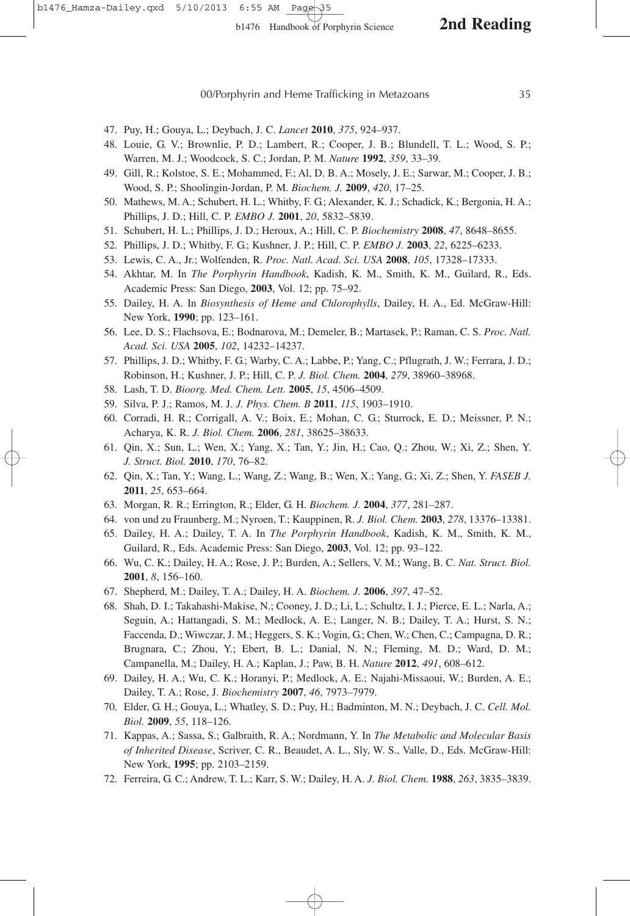47. Puy, H.; Gouya, L.; Deybach, J. C. *Lancet* **2010**, *375*, 924–937.
48. Louie, G. V.; Brownlie, P. D.; Lambert, R.; Cooper, J. B.; Blundell, T. L.; Wood, S. P.; Warren, M. J.; Woodcock, S. C.; Jordan, P. M. *Nature* **1992**, *359*, 33–39.
49. Gill, R.; Kolstoe, S. E.; Mohammed, F.; Al, D. B. A.; Mosely, J. E.; Sarwar, M.; Cooper, J. B.; Wood, S. P.; Shoolingin-Jordan, P. M. *Biochem. J.* **2009**, *420*, 17–25.
50. Mathews, M. A.; Schubert, H. L.; Whitby, F. G.; Alexander, K. J.; Schadick, K.; Bergonia, H. A.; Phillips, J. D.; Hill, C. P. *EMBO J.* **2001**, *20*, 5832–5839.
51. Schubert, H. L.; Phillips, J. D.; Heroux, A.; Hill, C. P. *Biochemistry* **2008**, *47*, 8648–8655.
52. Phillips, J. D.; Whitby, F. G.; Kushner, J. P.; Hill, C. P. *EMBO J.* **2003**, *22*, 6225–6233.
53. Lewis, C. A., Jr.; Wolfenden, R. *Proc. Natl. Acad. Sci. USA* **2008**, *105*, 17328–17333.
54. Akhtar, M. In *The Porphyrin Handbook*, Kadish, K. M., Smith, K. M., Guilard, R., Eds. Academic Press: San Diego, **2003**, Vol. 12; pp. 75–92.
55. Dailey, H. A. In *Biosynthesis of Heme and Chlorophylls*, Dailey, H. A., Ed. McGraw-Hill: New York, **1990**; pp. 123–161.
56. Lee, D. S.; Flachsova, E.; Bodnarova, M.; Demeler, B.; Martasek, P.; Raman, C. S. *Proc. Natl. Acad. Sci. USA* **2005**, *102*, 14232–14237.
57. Phillips, J. D.; Whitby, F. G.; Warby, C. A.; Labbe, P.; Yang, C.; Pflugrath, J. W.; Ferrara, J. D.; Robinson, H.; Kushner, J. P.; Hill, C. P. *J. Biol. Chem.* **2004**, *279*, 38960–38968.
58. Lash, T. D. *Bioorg. Med. Chem. Lett.* **2005**, *15*, 4506–4509.
59. Silva, P. J.; Ramos, M. J. *J. Phys. Chem. B* **2011**, *115*, 1903–1910.
60. Corradi, H. R.; Corrigall, A. V.; Boix, E.; Mohan, C. G.; Sturrock, E. D.; Meissner, P. N.; Acharya, K. R. *J. Biol. Chem.* **2006**, *281*, 38625–38633.
61. Qin, X.; Sun, L.; Wen, X.; Yang, X.; Tan, Y.; Jin, H.; Cao, Q.; Zhou, W.; Xi, Z.; Shen, Y. *J. Struct. Biol.* **2010**, *170*, 76–82.
62. Qin, X.; Tan, Y.; Wang, L.; Wang, Z.; Wang, B.; Wen, X.; Yang, G.; Xi, Z.; Shen, Y. *FASEB J.* **2011**, *25*, 653–664.
63. Morgan, R. R.; Errington, R.; Elder, G. H. *Biochem. J.* **2004**, *377*, 281–287.
64. von und zu Fraunberg, M.; Nyroen, T.; Kauppinen, R. *J. Biol. Chem.* **2003**, *278*, 13376–13381.
65. Dailey, H. A.; Dailey, T. A. In *The Porphyrin Handbook*, Kadish, K. M., Smith, K. M., Guilard, R., Eds. Academic Press: San Diego, **2003**, Vol. 12; pp. 93–122.
66. Wu, C. K.; Dailey, H. A.; Rose, J. P.; Burden, A.; Sellers, V. M.; Wang, B. C. *Nat. Struct. Biol.* **2001**, *8*, 156–160.
67. Shepherd, M.; Dailey, T. A.; Dailey, H. A. *Biochem. J.* **2006**, *397*, 47–52.
68. Shah, D. I.; Takahashi-Makise, N.; Cooney, J. D.; Li, L.; Schultz, I. J.; Pierce, E. L.; Narla, A.; Seguin, A.; Hattangadi, S. M.; Medlock, A. E.; Langer, N. B.; Dailey, T. A.; Hurst, S. N.; Faccenda, D.; Wiwczar, J. M.; Heggers, S. K.; Vogin, G.; Chen, W.; Chen, C.; Campagna, D. R.; Brugnara, C.; Zhou, Y.; Ebert, B. L.; Danial, N. N.; Fleming, M. D.; Ward, D. M.; Campanella, M.; Dailey, H. A.; Kaplan, J.; Paw, B. H. *Nature* **2012**, *491*, 608–612.
69. Dailey, H. A.; Wu, C. K.; Horanyi, P.; Medlock, A. E.; Najahi-Missaoui, W.; Burden, A. E.; Dailey, T. A.; Rose, J. *Biochemistry* **2007**, *46*, 7973–7979.
70. Elder, G. H.; Gouya, L.; Whatley, S. D.; Puy, H.; Badminton, M. N.; Deybach, J. C. *Cell. Mol. Biol.* **2009**, *55*, 118–126.
71. Kappas, A.; Sassa, S.; Galbraith, R. A.; Nordmann, Y. In *The Metabolic and Molecular Basis of Inherited Disease*, Scriver, C. R., Beaudet, A. L., Sly, W. S., Valle, D., Eds. McGraw-Hill: New York, **1995**; pp. 2103–2159.
72. Ferreira, G. C.; Andrew, T. L.; Karr, S. W.; Dailey, H. A. *J. Biol. Chem.* **1988**, *263*, 3835–3839.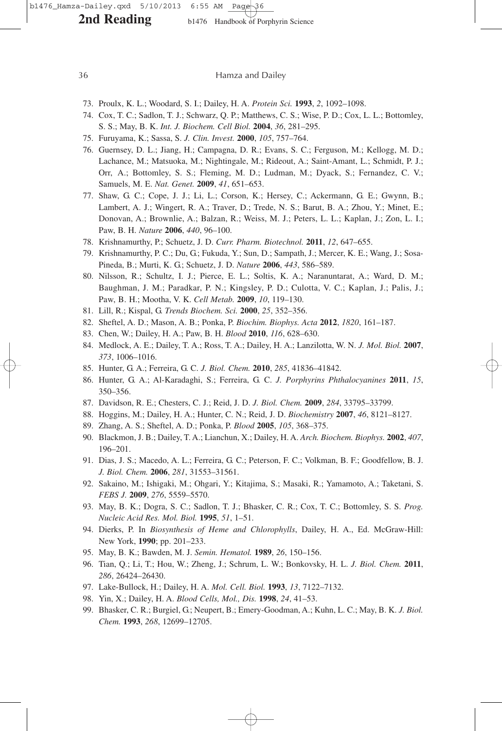73. Proulx, K. L.; Woodard, S. I.; Dailey, H. A. *Protein Sci.* **1993**, *2*, 1092–1098.
74. Cox, T. C.; Sadlon, T. J.; Schwarz, Q. P.; Matthews, C. S.; Wise, P. D.; Cox, L. L.; Bottomley, S. S.; May, B. K. *Int. J. Biochem. Cell Biol.* **2004**, *36*, 281–295.
75. Furuyama, K.; Sassa, S. *J. Clin. Invest.* **2000**, *105*, 757–764.
76. Guernsey, D. L.; Jiang, H.; Campagna, D. R.; Evans, S. C.; Ferguson, M.; Kellogg, M. D.; Lachance, M.; Matsuoka, M.; Nightingale, M.; Rideout, A.; Saint-Amant, L.; Schmidt, P. J.; Orr, A.; Bottomley, S. S.; Fleming, M. D.; Ludman, M.; Dyack, S.; Fernandez, C. V.; Samuels, M. E. *Nat. Genet.* **2009**, *41*, 651–653.
77. Shaw, G. C.; Cope, J. J.; Li, L.; Corson, K.; Hersey, C.; Ackermann, G. E.; Gwynn, B.; Lambert, A. J.; Wingert, R. A.; Traver, D.; Trede, N. S.; Barut, B. A.; Zhou, Y.; Minet, E.; Donovan, A.; Brownlie, A.; Balzan, R.; Weiss, M. J.; Peters, L. L.; Kaplan, J.; Zon, L. I.; Paw, B. H. *Nature* **2006**, *440*, 96–100.
78. Krishnamurthy, P.; Schuetz, J. D. *Curr. Pharm. Biotechnol.* **2011**, *12*, 647–655.
79. Krishnamurthy, P. C.; Du, G.; Fukuda, Y.; Sun, D.; Sampath, J.; Mercer, K. E.; Wang, J.; Sosa-Pineda, B.; Murti, K. G.; Schuetz, J. D. *Nature* **2006**, *443*, 586–589.
80. Nilsson, R.; Schultz, I. J.; Pierce, E. L.; Soltis, K. A.; Naranuntarat, A.; Ward, D. M.; Baughman, J. M.; Paradkar, P. N.; Kingsley, P. D.; Culotta, V. C.; Kaplan, J.; Palis, J.; Paw, B. H.; Mootha, V. K. *Cell Metab.* **2009**, *10*, 119–130.
81. Lill, R.; Kispal, G. *Trends Biochem. Sci.* **2000**, *25*, 352–356.
82. Sheftel, A. D.; Mason, A. B.; Ponka, P. *Biochim. Biophys. Acta* **2012**, *1820*, 161–187.
83. Chen, W.; Dailey, H. A.; Paw, B. H. *Blood* **2010**, *116*, 628–630.
84. Medlock, A. E.; Dailey, T. A.; Ross, T. A.; Dailey, H. A.; Lanzilotta, W. N. *J. Mol. Biol.* **2007**, *373*, 1006–1016.
85. Hunter, G. A.; Ferreira, G. C. *J. Biol. Chem.* **2010**, *285*, 41836–41842.
86. Hunter, G. A.; Al-Karadaghi, S.; Ferreira, G. C. *J. Porphyrins Phthalocyanines* **2011**, *15*, 350–356.
87. Davidson, R. E.; Chesters, C. J.; Reid, J. D. *J. Biol. Chem.* **2009**, *284*, 33795–33799.
88. Hoggins, M.; Dailey, H. A.; Hunter, C. N.; Reid, J. D. *Biochemistry* **2007**, *46*, 8121–8127.
89. Zhang, A. S.; Sheftel, A. D.; Ponka, P. *Blood* **2005**, *105*, 368–375.
90. Blackmon, J. B.; Dailey, T. A.; Lianchun, X.; Dailey, H. A. *Arch. Biochem. Biophys.* **2002**, *407*, 196–201.
91. Dias, J. S.; Macedo, A. L.; Ferreira, G. C.; Peterson, F. C.; Volkman, B. F.; Goodfellow, B. J. *J. Biol. Chem.* **2006**, *281*, 31553–31561.
92. Sakaino, M.; Ishigaki, M.; Ohgari, Y.; Kitajima, S.; Masaki, R.; Yamamoto, A.; Taketani, S. *FEBS J.* **2009**, *276*, 5559–5570.
93. May, B. K.; Dogra, S. C.; Sadlon, T. J.; Bhasker, C. R.; Cox, T. C.; Bottomley, S. S. *Prog. Nucleic Acid Res. Mol. Biol.* **1995**, *51*, 1–51.
94. Dierks, P. In *Biosynthesis of Heme and Chlorophylls*, Dailey, H. A., Ed. McGraw-Hill: New York, **1990**; pp. 201–233.
95. May, B. K.; Bawden, M. J. *Semin. Hematol.* **1989**, *26*, 150–156.
96. Tian, Q.; Li, T.; Hou, W.; Zheng, J.; Schrum, L. W.; Bonkovsky, H. L. *J. Biol. Chem.* **2011**, *286*, 26424–26430.
97. Lake-Bullock, H.; Dailey, H. A. *Mol. Cell. Biol.* **1993**, *13*, 7122–7132.
98. Yin, X.; Dailey, H. A. *Blood Cells, Mol., Dis.* **1998**, *24*, 41–53.
99. Bhasker, C. R.; Burgiel, G.; Neupert, B.; Emery-Goodman, A.; Kuhn, L. C.; May, B. K. *J. Biol. Chem.* **1993**, *268*, 12699–12705.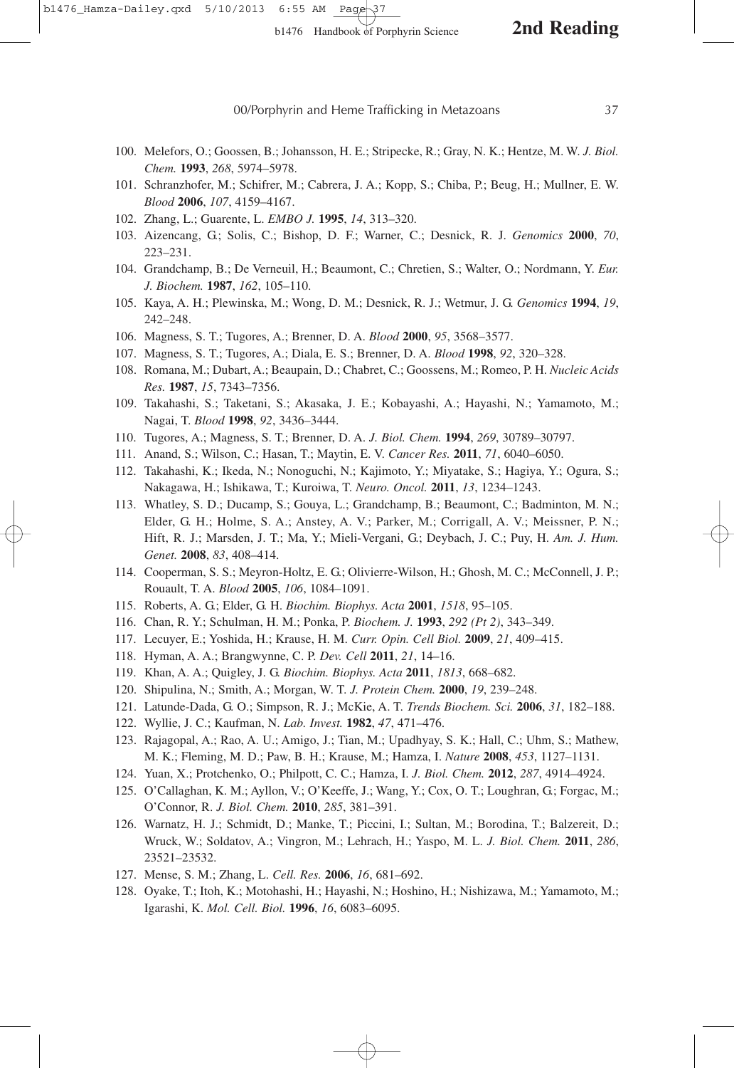100. Melefors, O.; Goossen, B.; Johansson, H. E.; Stripecke, R.; Gray, N. K.; Hentze, M. W. *J. Biol. Chem.* **1993**, *268*, 5974–5978.
101. Schranzhofer, M.; Schifrer, M.; Cabrera, J. A.; Kopp, S.; Chiba, P.; Beug, H.; Mullner, E. W. *Blood* **2006**, *107*, 4159–4167.
102. Zhang, L.; Guarente, L. *EMBO J.* **1995**, *14*, 313–320.
103. Aizencang, G.; Solis, C.; Bishop, D. F.; Warner, C.; Desnick, R. J. *Genomics* **2000**, *70*, 223–231.
104. Grandchamp, B.; De Verneuil, H.; Beaumont, C.; Chretien, S.; Walter, O.; Nordmann, Y. *Eur. J. Biochem.* **1987**, *162*, 105–110.
105. Kaya, A. H.; Plewinska, M.; Wong, D. M.; Desnick, R. J.; Wetmur, J. G. *Genomics* **1994**, *19*, 242–248.
106. Magness, S. T.; Tugores, A.; Brenner, D. A. *Blood* **2000**, *95*, 3568–3577.
107. Magness, S. T.; Tugores, A.; Diala, E. S.; Brenner, D. A. *Blood* **1998**, *92*, 320–328.
108. Romana, M.; Dubart, A.; Beaupain, D.; Chabret, C.; Goossens, M.; Romeo, P. H. *Nucleic Acids Res.* **1987**, *15*, 7343–7356.
109. Takahashi, S.; Taketani, S.; Akasaka, J. E.; Kobayashi, A.; Hayashi, N.; Yamamoto, M.; Nagai, T. *Blood* **1998**, *92*, 3436–3444.
110. Tugores, A.; Magness, S. T.; Brenner, D. A. *J. Biol. Chem.* **1994**, *269*, 30789–30797.
111. Anand, S.; Wilson, C.; Hasan, T.; Maytin, E. V. *Cancer Res.* **2011**, *71*, 6040–6050.
112. Takahashi, K.; Ikeda, N.; Nonoguchi, N.; Kajimoto, Y.; Miyatake, S.; Hagiya, Y.; Ogura, S.; Nakagawa, H.; Ishikawa, T.; Kuroiwa, T. *Neuro. Oncol.* **2011**, *13*, 1234–1243.
113. Whatley, S. D.; Ducamp, S.; Gouya, L.; Grandchamp, B.; Beaumont, C.; Badminton, M. N.; Elder, G. H.; Holme, S. A.; Anstey, A. V.; Parker, M.; Corrigall, A. V.; Meissner, P. N.; Hift, R. J.; Marsden, J. T.; Ma, Y.; Mieli-Vergani, G.; Deybach, J. C.; Puy, H. *Am. J. Hum. Genet.* **2008**, *83*, 408–414.
114. Cooperman, S. S.; Meyron-Holtz, E. G.; Olivierre-Wilson, H.; Ghosh, M. C.; McConnell, J. P.; Rouault, T. A. *Blood* **2005**, *106*, 1084–1091.
115. Roberts, A. G.; Elder, G. H. *Biochim. Biophys. Acta* **2001**, *1518*, 95–105.
116. Chan, R. Y.; Schulman, H. M.; Ponka, P. *Biochem. J.* **1993**, *292 (Pt 2)*, 343–349.
117. Lecuyer, E.; Yoshida, H.; Krause, H. M. *Curr. Opin. Cell Biol.* **2009**, *21*, 409–415.
118. Hyman, A. A.; Brangwynne, C. P. *Dev. Cell* **2011**, *21*, 14–16.
119. Khan, A. A.; Quigley, J. G. *Biochim. Biophys. Acta* **2011**, *1813*, 668–682.
120. Shipulina, N.; Smith, A.; Morgan, W. T. *J. Protein Chem.* **2000**, *19*, 239–248.
121. Latunde-Dada, G. O.; Simpson, R. J.; McKie, A. T. *Trends Biochem. Sci.* **2006**, *31*, 182–188.
122. Wyllie, J. C.; Kaufman, N. *Lab. Invest.* **1982**, *47*, 471–476.
123. Rajagopal, A.; Rao, A. U.; Amigo, J.; Tian, M.; Upadhyay, S. K.; Hall, C.; Uhm, S.; Mathew, M. K.; Fleming, M. D.; Paw, B. H.; Krause, M.; Hamza, I. *Nature* **2008**, *453*, 1127–1131.
124. Yuan, X.; Protchenko, O.; Philpott, C. C.; Hamza, I. *J. Biol. Chem.* **2012**, *287*, 4914–4924.
125. O'Callaghan, K. M.; Ayllon, V.; O'Keeffe, J.; Wang, Y.; Cox, O. T.; Loughran, G.; Forgac, M.; O'Connor, R. *J. Biol. Chem.* **2010**, *285*, 381–391.
126. Warnatz, H. J.; Schmidt, D.; Manke, T.; Piccini, I.; Sultan, M.; Borodina, T.; Balzereit, D.; Wruck, W.; Soldatov, A.; Vingron, M.; Lehrach, H.; Yaspo, M. L. *J. Biol. Chem.* **2011**, *286*, 23521–23532.
127. Mense, S. M.; Zhang, L. *Cell. Res.* **2006**, *16*, 681–692.
128. Oyake, T.; Itoh, K.; Motohashi, H.; Hayashi, N.; Hoshino, H.; Nishizawa, M.; Yamamoto, M.; Igarashi, K. *Mol. Cell. Biol.* **1996**, *16*, 6083–6095.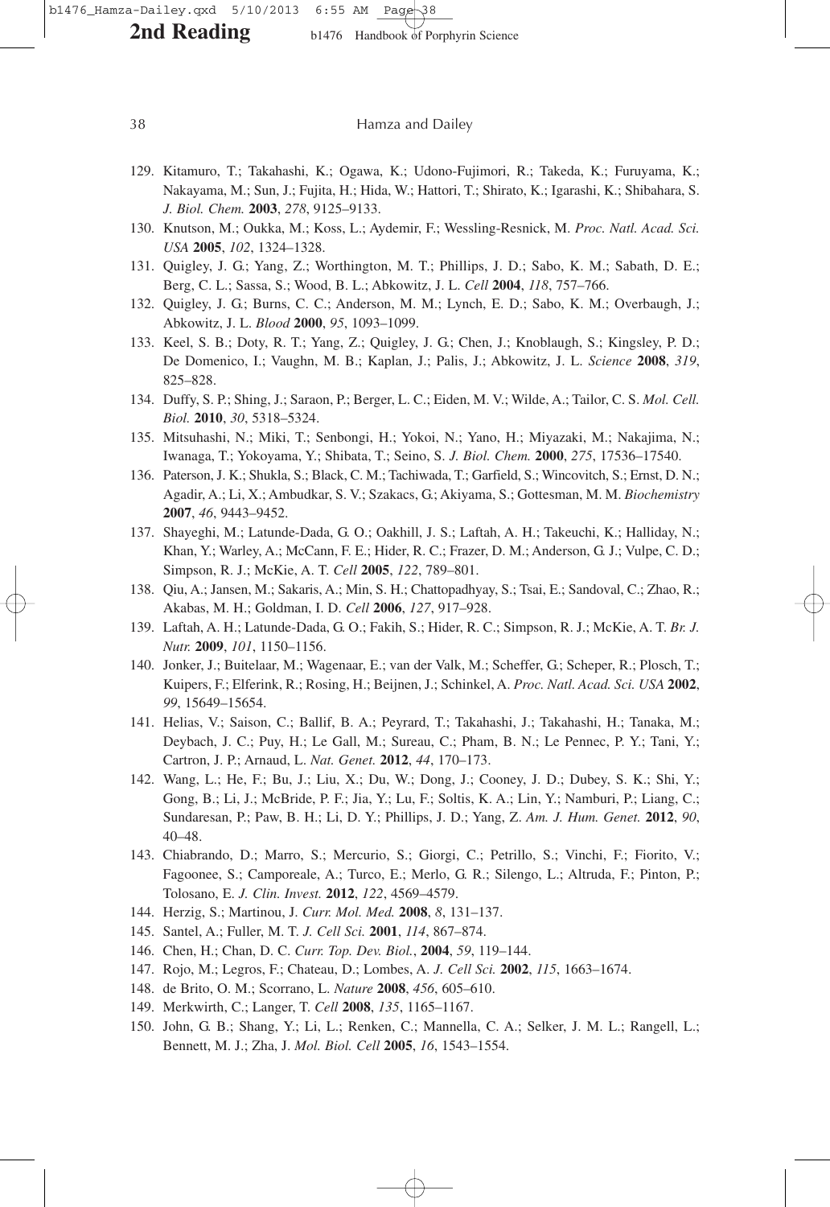129. Kitamuro, T.; Takahashi, K.; Ogawa, K.; Udono-Fujimori, R.; Takeda, K.; Furuyama, K.; Nakayama, M.; Sun, J.; Fujita, H.; Hida, W.; Hattori, T.; Shirato, K.; Igarashi, K.; Shibahara, S. *J. Biol. Chem.* **2003**, *278*, 9125–9133.
130. Knutson, M.; Oukka, M.; Koss, L.; Aydemir, F.; Wessling-Resnick, M. *Proc. Natl. Acad. Sci. USA* **2005**, *102*, 1324–1328.
131. Quigley, J. G.; Yang, Z.; Worthington, M. T.; Phillips, J. D.; Sabo, K. M.; Sabath, D. E.; Berg, C. L.; Sassa, S.; Wood, B. L.; Abkowitz, J. L. *Cell* **2004**, *118*, 757–766.
132. Quigley, J. G.; Burns, C. C.; Anderson, M. M.; Lynch, E. D.; Sabo, K. M.; Overbaugh, J.; Abkowitz, J. L. *Blood* **2000**, *95*, 1093–1099.
133. Keel, S. B.; Doty, R. T.; Yang, Z.; Quigley, J. G.; Chen, J.; Knoblaugh, S.; Kingsley, P. D.; De Domenico, I.; Vaughn, M. B.; Kaplan, J.; Palis, J.; Abkowitz, J. L. *Science* **2008**, *319*, 825–828.
134. Duffy, S. P.; Shing, J.; Saraon, P.; Berger, L. C.; Eiden, M. V.; Wilde, A.; Tailor, C. S. *Mol. Cell. Biol.* **2010**, *30*, 5318–5324.
135. Mitsuhashi, N.; Miki, T.; Senbongi, H.; Yokoi, N.; Yano, H.; Miyazaki, M.; Nakajima, N.; Iwanaga, T.; Yokoyama, Y.; Shibata, T.; Seino, S. *J. Biol. Chem.* **2000**, *275*, 17536–17540.
136. Paterson, J. K.; Shukla, S.; Black, C. M.; Tachiwada, T.; Garfield, S.; Wincovitch, S.; Ernst, D. N.; Agadir, A.; Li, X.; Ambudkar, S. V.; Szakacs, G.; Akiyama, S.; Gottesman, M. M. *Biochemistry* **2007**, *46*, 9443–9452.
137. Shayeghi, M.; Latunde-Dada, G. O.; Oakhill, J. S.; Laftah, A. H.; Takeuchi, K.; Halliday, N.; Khan, Y.; Warley, A.; McCann, F. E.; Hider, R. C.; Frazer, D. M.; Anderson, G. J.; Vulpe, C. D.; Simpson, R. J.; McKie, A. T. *Cell* **2005**, *122*, 789–801.
138. Qiu, A.; Jansen, M.; Sakaris, A.; Min, S. H.; Chattopadhyay, S.; Tsai, E.; Sandoval, C.; Zhao, R.; Akabas, M. H.; Goldman, I. D. *Cell* **2006**, *127*, 917–928.
139. Laftah, A. H.; Latunde-Dada, G. O.; Fakih, S.; Hider, R. C.; Simpson, R. J.; McKie, A. T. *Br. J. Nutr.* **2009**, *101*, 1150–1156.
140. Jonker, J.; Buitelaar, M.; Wagenaar, E.; van der Valk, M.; Scheffer, G.; Scheper, R.; Plosch, T.; Kuipers, F.; Elferink, R.; Rosing, H.; Beijnen, J.; Schinkel, A. *Proc. Natl. Acad. Sci. USA* **2002**, *99*, 15649–15654.
141. Helias, V.; Saison, C.; Ballif, B. A.; Peyrard, T.; Takahashi, J.; Takahashi, H.; Tanaka, M.; Deybach, J. C.; Puy, H.; Le Gall, M.; Sureau, C.; Pham, B. N.; Le Pennec, P. Y.; Tani, Y.; Cartron, J. P.; Arnaud, L. *Nat. Genet.* **2012**, *44*, 170–173.
142. Wang, L.; He, F.; Bu, J.; Liu, X.; Du, W.; Dong, J.; Cooney, J. D.; Dubey, S. K.; Shi, Y.; Gong, B.; Li, J.; McBride, P. F.; Jia, Y.; Lu, F.; Soltis, K. A.; Lin, Y.; Namburi, P.; Liang, C.; Sundaresan, P.; Paw, B. H.; Li, D. Y.; Phillips, J. D.; Yang, Z. *Am. J. Hum. Genet.* **2012**, *90*, 40–48.
143. Chiabrando, D.; Marro, S.; Mercurio, S.; Giorgi, C.; Petrillo, S.; Vinchi, F.; Fiorito, V.; Fagoonee, S.; Camporeale, A.; Turco, E.; Merlo, G. R.; Silengo, L.; Altruda, F.; Pinton, P.; Tolosano, E. *J. Clin. Invest.* **2012**, *122*, 4569–4579.
144. Herzig, S.; Martinou, J. *Curr. Mol. Med.* **2008**, *8*, 131–137.
145. Santel, A.; Fuller, M. T. *J. Cell Sci.* **2001**, *114*, 867–874.
146. Chen, H.; Chan, D. C. *Curr. Top. Dev. Biol.*, **2004**, *59*, 119–144.
147. Rojo, M.; Legros, F.; Chateau, D.; Lombes, A. *J. Cell Sci.* **2002**, *115*, 1663–1674.
148. de Brito, O. M.; Scorrano, L. *Nature* **2008**, *456*, 605–610.
149. Merkwirth, C.; Langer, T. *Cell* **2008**, *135*, 1165–1167.
150. John, G. B.; Shang, Y.; Li, L.; Renken, C.; Mannella, C. A.; Selker, J. M. L.; Rangell, L.; Bennett, M. J.; Zha, J. *Mol. Biol. Cell* **2005**, *16*, 1543–1554.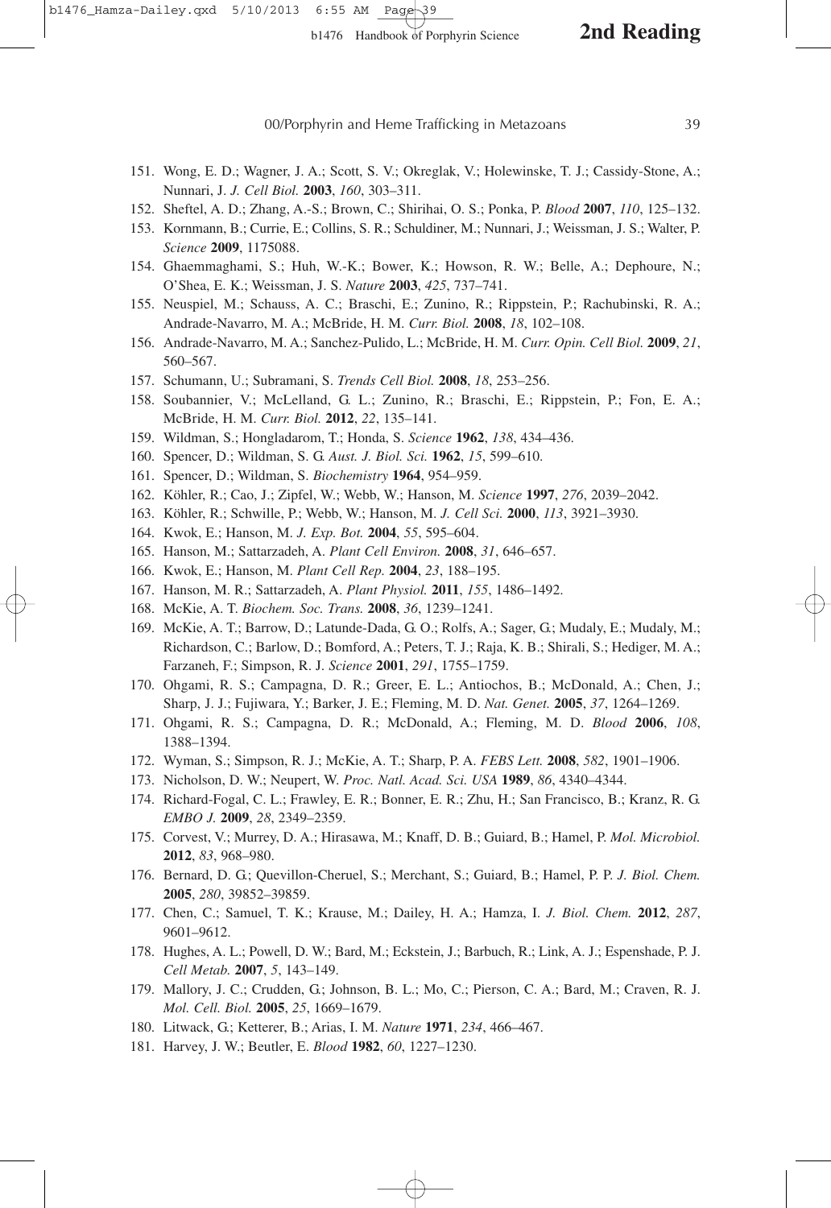151. Wong, E. D.; Wagner, J. A.; Scott, S. V.; Okreglak, V.; Holewinske, T. J.; Cassidy-Stone, A.; Nunnari, J. *J. Cell Biol.* **2003**, *160*, 303–311.
152. Sheftel, A. D.; Zhang, A.-S.; Brown, C.; Shirihai, O. S.; Ponka, P. *Blood* **2007**, *110*, 125–132.
153. Kornmann, B.; Currie, E.; Collins, S. R.; Schuldiner, M.; Nunnari, J.; Weissman, J. S.; Walter, P. *Science* **2009**, 1175088.
154. Ghaemmaghami, S.; Huh, W.-K.; Bower, K.; Howson, R. W.; Belle, A.; Dephoure, N.; O'Shea, E. K.; Weissman, J. S. *Nature* **2003**, *425*, 737–741.
155. Neuspiel, M.; Schauss, A. C.; Braschi, E.; Zunino, R.; Rippstein, P.; Rachubinski, R. A.; Andrade-Navarro, M. A.; McBride, H. M. *Curr. Biol.* **2008**, *18*, 102–108.
156. Andrade-Navarro, M. A.; Sanchez-Pulido, L.; McBride, H. M. *Curr. Opin. Cell Biol.* **2009**, *21*, 560–567.
157. Schumann, U.; Subramani, S. *Trends Cell Biol.* **2008**, *18*, 253–256.
158. Soubannier, V.; McLelland, G. L.; Zunino, R.; Braschi, E.; Rippstein, P.; Fon, E. A.; McBride, H. M. *Curr. Biol.* **2012**, *22*, 135–141.
159. Wildman, S.; Hongladarom, T.; Honda, S. *Science* **1962**, *138*, 434–436.
160. Spencer, D.; Wildman, S. G. *Aust. J. Biol. Sci.* **1962**, *15*, 599–610.
161. Spencer, D.; Wildman, S. *Biochemistry* **1964**, 954–959.
162. Köhler, R.; Cao, J.; Zipfel, W.; Webb, W.; Hanson, M. *Science* **1997**, *276*, 2039–2042.
163. Köhler, R.; Schwille, P.; Webb, W.; Hanson, M. *J. Cell Sci.* **2000**, *113*, 3921–3930.
164. Kwok, E.; Hanson, M. *J. Exp. Bot.* **2004**, *55*, 595–604.
165. Hanson, M.; Sattarzadeh, A. *Plant Cell Environ.* **2008**, *31*, 646–657.
166. Kwok, E.; Hanson, M. *Plant Cell Rep.* **2004**, *23*, 188–195.
167. Hanson, M. R.; Sattarzadeh, A. *Plant Physiol.* **2011**, *155*, 1486–1492.
168. McKie, A. T. *Biochem. Soc. Trans.* **2008**, *36*, 1239–1241.
169. McKie, A. T.; Barrow, D.; Latunde-Dada, G. O.; Rolfs, A.; Sager, G.; Mudaly, E.; Mudaly, M.; Richardson, C.; Barlow, D.; Bomford, A.; Peters, T. J.; Raja, K. B.; Shirali, S.; Hediger, M. A.; Farzaneh, F.; Simpson, R. J. *Science* **2001**, *291*, 1755–1759.
170. Ohgami, R. S.; Campagna, D. R.; Greer, E. L.; Antiochos, B.; McDonald, A.; Chen, J.; Sharp, J. J.; Fujiwara, Y.; Barker, J. E.; Fleming, M. D. *Nat. Genet.* **2005**, *37*, 1264–1269.
171. Ohgami, R. S.; Campagna, D. R.; McDonald, A.; Fleming, M. D. *Blood* **2006**, *108*, 1388–1394.
172. Wyman, S.; Simpson, R. J.; McKie, A. T.; Sharp, P. A. *FEBS Lett.* **2008**, *582*, 1901–1906.
173. Nicholson, D. W.; Neupert, W. *Proc. Natl. Acad. Sci. USA* **1989**, *86*, 4340–4344.
174. Richard-Fogal, C. L.; Frawley, E. R.; Bonner, E. R.; Zhu, H.; San Francisco, B.; Kranz, R. G. *EMBO J.* **2009**, *28*, 2349–2359.
175. Corvest, V.; Murrey, D. A.; Hirasawa, M.; Knaff, D. B.; Guiard, B.; Hamel, P. *Mol. Microbiol.* **2012**, *83*, 968–980.
176. Bernard, D. G.; Quevillon-Cheruel, S.; Merchant, S.; Guiard, B.; Hamel, P. P. *J. Biol. Chem.* **2005**, *280*, 39852–39859.
177. Chen, C.; Samuel, T. K.; Krause, M.; Dailey, H. A.; Hamza, I. *J. Biol. Chem.* **2012**, *287*, 9601–9612.
178. Hughes, A. L.; Powell, D. W.; Bard, M.; Eckstein, J.; Barbuch, R.; Link, A. J.; Espenshade, P. J. *Cell Metab.* **2007**, *5*, 143–149.
179. Mallory, J. C.; Crudden, G.; Johnson, B. L.; Mo, C.; Pierson, C. A.; Bard, M.; Craven, R. J. *Mol. Cell. Biol.* **2005**, *25*, 1669–1679.
180. Litwack, G.; Ketterer, B.; Arias, I. M. *Nature* **1971**, *234*, 466–467.
181. Harvey, J. W.; Beutler, E. *Blood* **1982**, *60*, 1227–1230.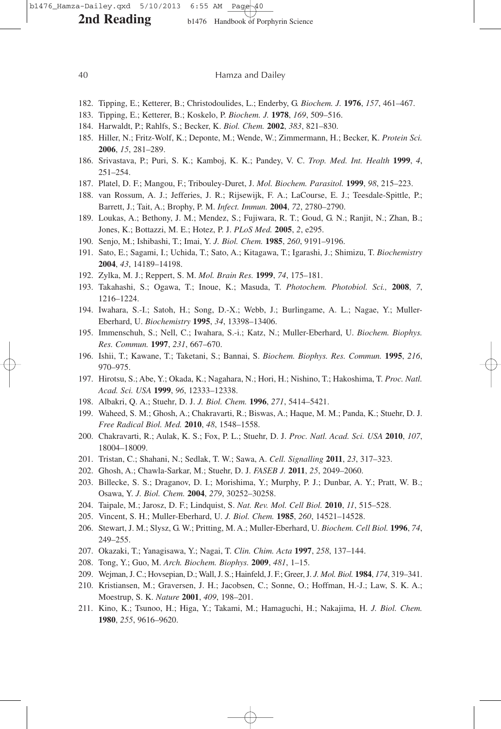182. Tipping, E.; Ketterer, B.; Christodoulides, L.; Enderby, G. *Biochem. J.* **1976**, *157*, 461–467.
183. Tipping, E.; Ketterer, B.; Koskelo, P. *Biochem. J.* **1978**, *169*, 509–516.
184. Harwaldt, P.; Rahlfs, S.; Becker, K. *Biol. Chem.* **2002**, *383*, 821–830.
185. Hiller, N.; Fritz-Wolf, K.; Deponte, M.; Wende, W.; Zimmermann, H.; Becker, K. *Protein Sci.* **2006**, *15*, 281–289.
186. Srivastava, P.; Puri, S. K.; Kamboj, K. K.; Pandey, V. C. *Trop. Med. Int. Health* **1999**, *4*, 251–254.
187. Platel, D. F.; Mangou, F.; Tribouley-Duret, J. *Mol. Biochem. Parasitol.* **1999**, *98*, 215–223.
188. van Rossum, A. J.; Jefferies, J. R.; Rijsewijk, F. A.; LaCourse, E. J.; Teesdale-Spittle, P.; Barrett, J.; Tait, A.; Brophy, P. M. *Infect. Immun.* **2004**, *72*, 2780–2790.
189. Loukas, A.; Bethony, J. M.; Mendez, S.; Fujiwara, R. T.; Goud, G. N.; Ranjit, N.; Zhan, B.; Jones, K.; Bottazzi, M. E.; Hotez, P. J. *PLoS Med.* **2005**, *2*, e295.
190. Senjo, M.; Ishibashi, T.; Imai, Y. *J. Biol. Chem.* **1985**, *260*, 9191–9196.
191. Sato, E.; Sagami, I.; Uchida, T.; Sato, A.; Kitagawa, T.; Igarashi, J.; Shimizu, T. *Biochemistry* **2004**, *43*, 14189–14198.
192. Zylka, M. J.; Reppert, S. M. *Mol. Brain Res.* **1999**, *74*, 175–181.
193. Takahashi, S.; Ogawa, T.; Inoue, K.; Masuda, T. *Photochem. Photobiol. Sci.,* **2008**, *7*, 1216–1224.
194. Iwahara, S.-I.; Satoh, H.; Song, D.-X.; Webb, J.; Burlingame, A. L.; Nagae, Y.; Muller-Eberhard, U. *Biochemistry* **1995**, *34*, 13398–13406.
195. Immenschuh, S.; Nell, C.; Iwahara, S.-i.; Katz, N.; Muller-Eberhard, U. *Biochem. Biophys. Res. Commun.* **1997**, *231*, 667–670.
196. Ishii, T.; Kawane, T.; Taketani, S.; Bannai, S. *Biochem. Biophys. Res. Commun.* **1995**, *216*, 970–975.
197. Hirotsu, S.; Abe, Y.; Okada, K.; Nagahara, N.; Hori, H.; Nishino, T.; Hakoshima, T. *Proc. Natl. Acad. Sci. USA* **1999**, *96*, 12333–12338.
198. Albakri, Q. A.; Stuehr, D. J. *J. Biol. Chem.* **1996**, *271*, 5414–5421.
199. Waheed, S. M.; Ghosh, A.; Chakravarti, R.; Biswas, A.; Haque, M. M.; Panda, K.; Stuehr, D. J. *Free Radical Biol. Med.* **2010**, *48*, 1548–1558.
200. Chakravarti, R.; Aulak, K. S.; Fox, P. L.; Stuehr, D. J. *Proc. Natl. Acad. Sci. USA* **2010**, *107*, 18004–18009.
201. Tristan, C.; Shahani, N.; Sedlak, T. W.; Sawa, A. *Cell. Signalling* **2011**, *23*, 317–323.
202. Ghosh, A.; Chawla-Sarkar, M.; Stuehr, D. J. *FASEB J.* **2011**, *25*, 2049–2060.
203. Billecke, S. S.; Draganov, D. I.; Morishima, Y.; Murphy, P. J.; Dunbar, A. Y.; Pratt, W. B.; Osawa, Y. *J. Biol. Chem.* **2004**, *279*, 30252–30258.
204. Taipale, M.; Jarosz, D. F.; Lindquist, S. *Nat. Rev. Mol. Cell Biol.* **2010**, *11*, 515–528.
205. Vincent, S. H.; Muller-Eberhard, U. *J. Biol. Chem.* **1985**, *260*, 14521–14528.
206. Stewart, J. M.; Slysz, G. W.; Pritting, M. A.; Muller-Eberhard, U. *Biochem. Cell Biol.* **1996**, *74*, 249–255.
207. Okazaki, T.; Yanagisawa, Y.; Nagai, T. *Clin. Chim. Acta* **1997**, *258*, 137–144.
208. Tong, Y.; Guo, M. *Arch. Biochem. Biophys.* **2009**, *481*, 1–15.
209. Wejman, J. C.; Hovsepian, D.; Wall, J. S.; Hainfeld, J. F.; Greer, J. *J. Mol. Biol.* **1984**, *174*, 319–341.
210. Kristiansen, M.; Graversen, J. H.; Jacobsen, C.; Sonne, O.; Hoffman, H.-J.; Law, S. K. A.; Moestrup, S. K. *Nature* **2001**, *409*, 198–201.
211. Kino, K.; Tsunoo, H.; Higa, Y.; Takami, M.; Hamaguchi, H.; Nakajima, H. *J. Biol. Chem.* **1980**, *255*, 9616–9620.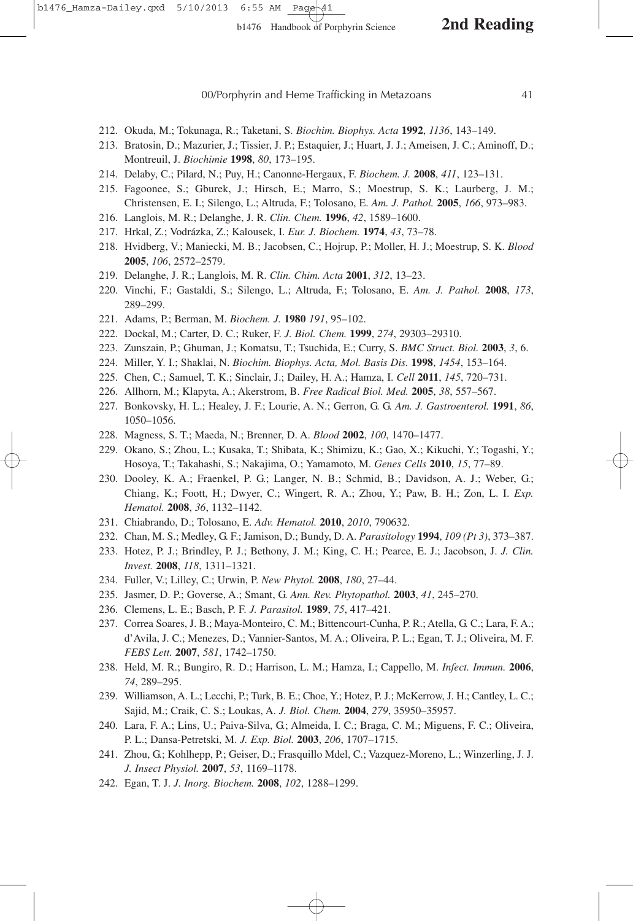212. Okuda, M.; Tokunaga, R.; Taketani, S. *Biochim. Biophys. Acta* **1992**, *1136*, 143–149.
213. Bratosin, D.; Mazurier, J.; Tissier, J. P.; Estaquier, J.; Huart, J. J.; Ameisen, J. C.; Aminoff, D.; Montreuil, J. *Biochimie* **1998**, *80*, 173–195.
214. Delaby, C.; Pilard, N.; Puy, H.; Canonne-Hergaux, F. *Biochem. J.* **2008**, *411*, 123–131.
215. Fagoonee, S.; Gburek, J.; Hirsch, E.; Marro, S.; Moestrup, S. K.; Laurberg, J. M.; Christensen, E. I.; Silengo, L.; Altruda, F.; Tolosano, E. *Am. J. Pathol.* **2005**, *166*, 973–983.
216. Langlois, M. R.; Delanghe, J. R. *Clin. Chem.* **1996**, *42*, 1589–1600.
217. Hrkal, Z.; Vodrázka, Z.; Kalousek, I. *Eur. J. Biochem.* **1974**, *43*, 73–78.
218. Hvidberg, V.; Maniecki, M. B.; Jacobsen, C.; Hojrup, P.; Moller, H. J.; Moestrup, S. K. *Blood* **2005**, *106*, 2572–2579.
219. Delanghe, J. R.; Langlois, M. R. *Clin. Chim. Acta* **2001**, *312*, 13–23.
220. Vinchi, F.; Gastaldi, S.; Silengo, L.; Altruda, F.; Tolosano, E. *Am. J. Pathol.* **2008**, *173*, 289–299.
221. Adams, P.; Berman, M. *Biochem. J.* **1980** *191*, 95–102.
222. Dockal, M.; Carter, D. C.; Ruker, F. *J. Biol. Chem.* **1999**, *274*, 29303–29310.
223. Zunszain, P.; Ghuman, J.; Komatsu, T.; Tsuchida, E.; Curry, S. *BMC Struct. Biol.* **2003**, *3*, 6.
224. Miller, Y. I.; Shaklai, N. *Biochim. Biophys. Acta, Mol. Basis Dis.* **1998**, *1454*, 153–164.
225. Chen, C.; Samuel, T. K.; Sinclair, J.; Dailey, H. A.; Hamza, I. *Cell* **2011**, *145*, 720–731.
226. Allhorn, M.; Klapyta, A.; Akerstrom, B. *Free Radical Biol. Med.* **2005**, *38*, 557–567.
227. Bonkovsky, H. L.; Healey, J. F.; Lourie, A. N.; Gerron, G. G. *Am. J. Gastroenterol.* **1991**, *86*, 1050–1056.
228. Magness, S. T.; Maeda, N.; Brenner, D. A. *Blood* **2002**, *100*, 1470–1477.
229. Okano, S.; Zhou, L.; Kusaka, T.; Shibata, K.; Shimizu, K.; Gao, X.; Kikuchi, Y.; Togashi, Y.; Hosoya, T.; Takahashi, S.; Nakajima, O.; Yamamoto, M. *Genes Cells* **2010**, *15*, 77–89.
230. Dooley, K. A.; Fraenkel, P. G.; Langer, N. B.; Schmid, B.; Davidson, A. J.; Weber, G.; Chiang, K.; Foott, H.; Dwyer, C.; Wingert, R. A.; Zhou, Y.; Paw, B. H.; Zon, L. I. *Exp. Hematol.* **2008**, *36*, 1132–1142.
231. Chiabrando, D.; Tolosano, E. *Adv. Hematol.* **2010**, *2010*, 790632.
232. Chan, M. S.; Medley, G. F.; Jamison, D.; Bundy, D. A. *Parasitology* **1994**, *109 (Pt 3)*, 373–387.
233. Hotez, P. J.; Brindley, P. J.; Bethony, J. M.; King, C. H.; Pearce, E. J.; Jacobson, J. *J. Clin. Invest.* **2008**, *118*, 1311–1321.
234. Fuller, V.; Lilley, C.; Urwin, P. *New Phytol.* **2008**, *180*, 27–44.
235. Jasmer, D. P.; Goverse, A.; Smant, G. *Ann. Rev. Phytopathol.* **2003**, *41*, 245–270.
236. Clemens, L. E.; Basch, P. F. *J. Parasitol.* **1989**, *75*, 417–421.
237. Correa Soares, J. B.; Maya-Monteiro, C. M.; Bittencourt-Cunha, P. R.; Atella, G. C.; Lara, F. A.; d'Avila, J. C.; Menezes, D.; Vannier-Santos, M. A.; Oliveira, P. L.; Egan, T. J.; Oliveira, M. F. *FEBS Lett.* **2007**, *581*, 1742–1750.
238. Held, M. R.; Bungiro, R. D.; Harrison, L. M.; Hamza, I.; Cappello, M. *Infect. Immun.* **2006**, *74*, 289–295.
239. Williamson, A. L.; Lecchi, P.; Turk, B. E.; Choe, Y.; Hotez, P. J.; McKerrow, J. H.; Cantley, L. C.; Sajid, M.; Craik, C. S.; Loukas, A. *J. Biol. Chem.* **2004**, *279*, 35950–35957.
240. Lara, F. A.; Lins, U.; Paiva-Silva, G.; Almeida, I. C.; Braga, C. M.; Miguens, F. C.; Oliveira, P. L.; Dansa-Petretski, M. *J. Exp. Biol.* **2003**, *206*, 1707–1715.
241. Zhou, G.; Kohlhepp, P.; Geiser, D.; Frasquillo Mdel, C.; Vazquez-Moreno, L.; Winzerling, J. J. *J. Insect Physiol.* **2007**, *53*, 1169–1178.
242. Egan, T. J. *J. Inorg. Biochem.* **2008**, *102*, 1288–1299.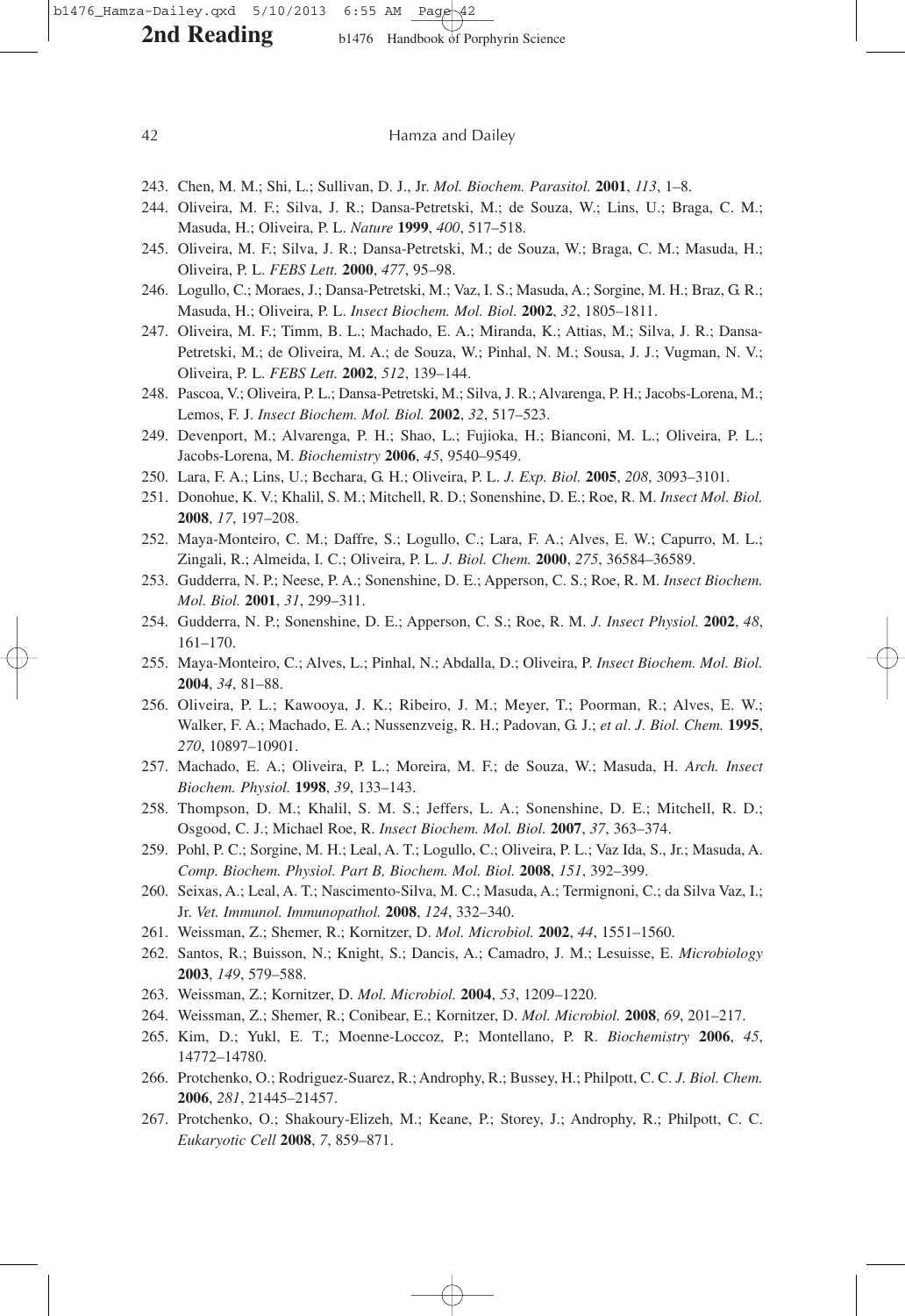243. Chen, M. M.; Shi, L.; Sullivan, D. J., Jr. *Mol. Biochem. Parasitol.* **2001**, *113*, 1–8.
244. Oliveira, M. F.; Silva, J. R.; Dansa-Petretski, M.; de Souza, W.; Lins, U.; Braga, C. M.; Masuda, H.; Oliveira, P. L. *Nature* **1999**, *400*, 517–518.
245. Oliveira, M. F.; Silva, J. R.; Dansa-Petretski, M.; de Souza, W.; Braga, C. M.; Masuda, H.; Oliveira, P. L. *FEBS Lett.* **2000**, *477*, 95–98.
246. Logullo, C.; Moraes, J.; Dansa-Petretski, M.; Vaz, I. S.; Masuda, A.; Sorgine, M. H.; Braz, G. R.; Masuda, H.; Oliveira, P. L. *Insect Biochem. Mol. Biol.* **2002**, *32*, 1805–1811.
247. Oliveira, M. F.; Timm, B. L.; Machado, E. A.; Miranda, K.; Attias, M.; Silva, J. R.; Dansa-Petretski, M.; de Oliveira, M. A.; de Souza, W.; Pinhal, N. M.; Sousa, J. J.; Vugman, N. V.; Oliveira, P. L. *FEBS Lett.* **2002**, *512*, 139–144.
248. Pascoa, V.; Oliveira, P. L.; Dansa-Petretski, M.; Silva, J. R.; Alvarenga, P. H.; Jacobs-Lorena, M.; Lemos, F. J. *Insect Biochem. Mol. Biol.* **2002**, *32*, 517–523.
249. Devenport, M.; Alvarenga, P. H.; Shao, L.; Fujioka, H.; Bianconi, M. L.; Oliveira, P. L.; Jacobs-Lorena, M. *Biochemistry* **2006**, *45*, 9540–9549.
250. Lara, F. A.; Lins, U.; Bechara, G. H.; Oliveira, P. L. *J. Exp. Biol.* **2005**, *208*, 3093–3101.
251. Donohue, K. V.; Khalil, S. M.; Mitchell, R. D.; Sonenshine, D. E.; Roe, R. M. *Insect Mol. Biol.* **2008**, *17*, 197–208.
252. Maya-Monteiro, C. M.; Daffre, S.; Logullo, C.; Lara, F. A.; Alves, E. W.; Capurro, M. L.; Zingali, R.; Almeida, I. C.; Oliveira, P. L. *J. Biol. Chem.* **2000**, *275*, 36584–36589.
253. Gudderra, N. P.; Neese, P. A.; Sonenshine, D. E.; Apperson, C. S.; Roe, R. M. *Insect Biochem. Mol. Biol.* **2001**, *31*, 299–311.
254. Gudderra, N. P.; Sonenshine, D. E.; Apperson, C. S.; Roe, R. M. *J. Insect Physiol.* **2002**, *48*, 161–170.
255. Maya-Monteiro, C.; Alves, L.; Pinhal, N.; Abdalla, D.; Oliveira, P. *Insect Biochem. Mol. Biol.* **2004**, *34*, 81–88.
256. Oliveira, P. L.; Kawooya, J. K.; Ribeiro, J. M.; Meyer, T.; Poorman, R.; Alves, E. W.; Walker, F. A.; Machado, E. A.; Nussenzveig, R. H.; Padovan, G. J.; *et al*. *J. Biol. Chem.* **1995**, *270*, 10897–10901.
257. Machado, E. A.; Oliveira, P. L.; Moreira, M. F.; de Souza, W.; Masuda, H. *Arch. Insect Biochem. Physiol.* **1998**, *39*, 133–143.
258. Thompson, D. M.; Khalil, S. M. S.; Jeffers, L. A.; Sonenshine, D. E.; Mitchell, R. D.; Osgood, C. J.; Michael Roe, R. *Insect Biochem. Mol. Biol.* **2007**, *37*, 363–374.
259. Pohl, P. C.; Sorgine, M. H.; Leal, A. T.; Logullo, C.; Oliveira, P. L.; Vaz Ida, S., Jr.; Masuda, A. *Comp. Biochem. Physiol. Part B, Biochem. Mol. Biol.* **2008**, *151*, 392–399.
260. Seixas, A.; Leal, A. T.; Nascimento-Silva, M. C.; Masuda, A.; Termignoni, C.; da Silva Vaz, I.; Jr. *Vet. Immunol. Immunopathol.* **2008**, *124*, 332–340.
261. Weissman, Z.; Shemer, R.; Kornitzer, D. *Mol. Microbiol.* **2002**, *44*, 1551–1560.
262. Santos, R.; Buisson, N.; Knight, S.; Dancis, A.; Camadro, J. M.; Lesuisse, E. *Microbiology* **2003**, *149*, 579–588.
263. Weissman, Z.; Kornitzer, D. *Mol. Microbiol.* **2004**, *53*, 1209–1220.
264. Weissman, Z.; Shemer, R.; Conibear, E.; Kornitzer, D. *Mol. Microbiol.* **2008**, *69*, 201–217.
265. Kim, D.; Yukl, E. T.; Moenne-Loccoz, P.; Montellano, P. R. *Biochemistry* **2006**, *45*, 14772–14780.
266. Protchenko, O.; Rodriguez-Suarez, R.; Androphy, R.; Bussey, H.; Philpott, C. C. *J. Biol. Chem.* **2006**, *281*, 21445–21457.
267. Protchenko, O.; Shakoury-Elizeh, M.; Keane, P.; Storey, J.; Androphy, R.; Philpott, C. C. *Eukaryotic Cell* **2008**, *7*, 859–871.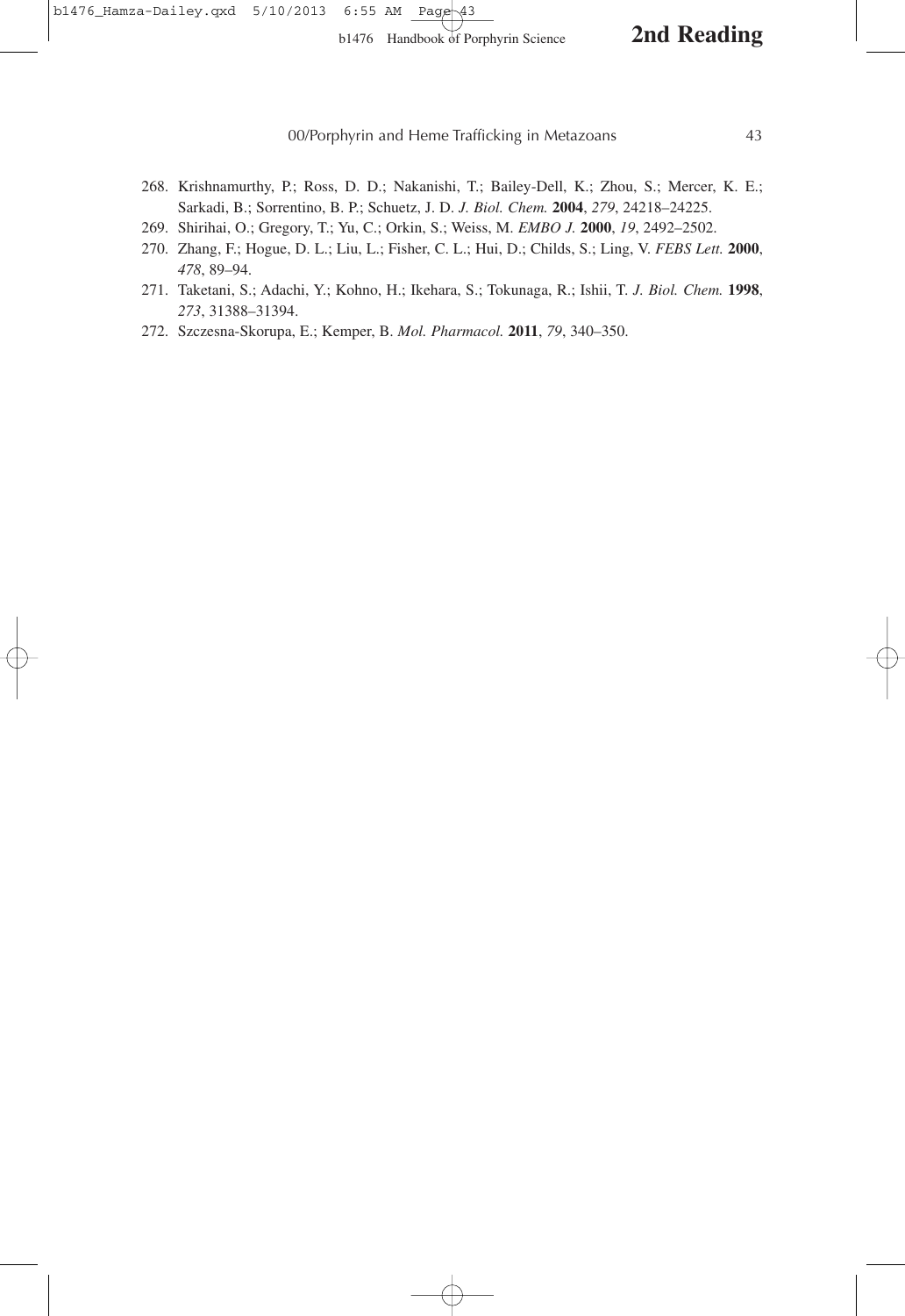268. Krishnamurthy, P.; Ross, D. D.; Nakanishi, T.; Bailey-Dell, K.; Zhou, S.; Mercer, K. E.; Sarkadi, B.; Sorrentino, B. P.; Schuetz, J. D. *J. Biol. Chem.* **2004**, *279*, 24218–24225.
269. Shirihai, O.; Gregory, T.; Yu, C.; Orkin, S.; Weiss, M. *EMBO J.* **2000**, *19*, 2492–2502.
270. Zhang, F.; Hogue, D. L.; Liu, L.; Fisher, C. L.; Hui, D.; Childs, S.; Ling, V. *FEBS Lett.* **2000**, *478*, 89–94.
271. Taketani, S.; Adachi, Y.; Kohno, H.; Ikehara, S.; Tokunaga, R.; Ishii, T. *J. Biol. Chem.* **1998**, *273*, 31388–31394.
272. Szczesna-Skorupa, E.; Kemper, B. *Mol. Pharmacol.* **2011**, *79*, 340–350.